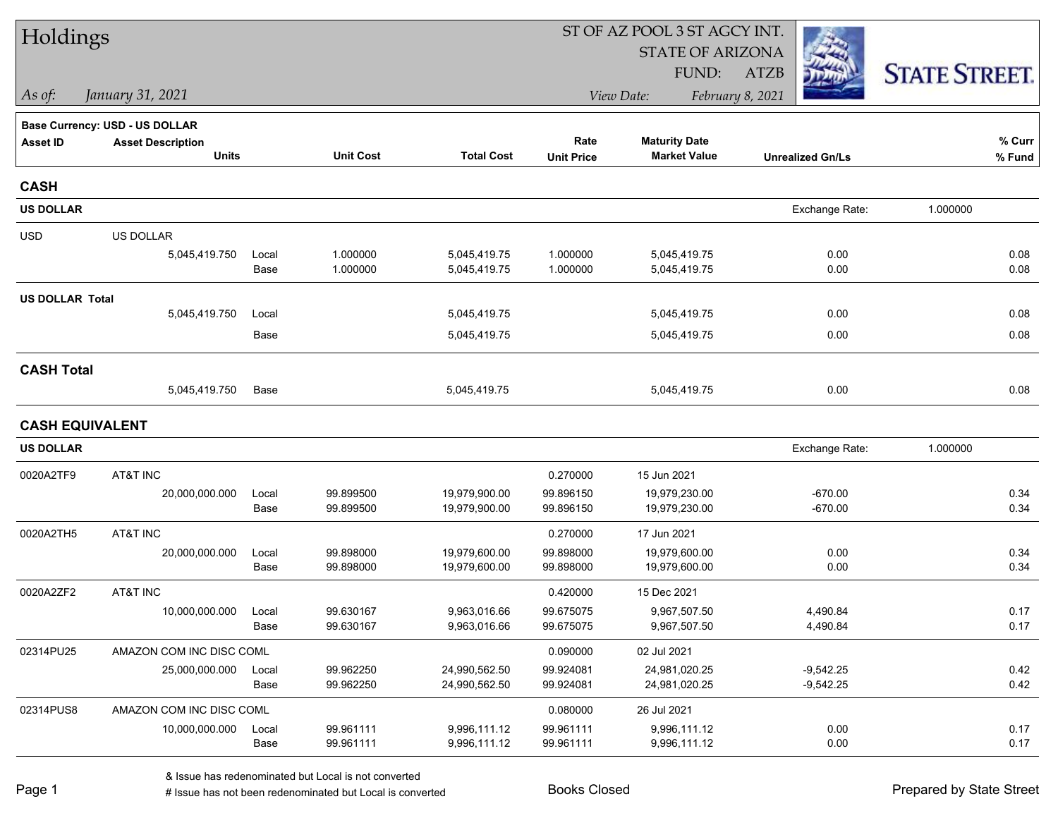# Holdings

ST OF AZ POOL 3 ST AGCY INT.
STATE OF ARIZONA
FUND: ATZB

*As of: January 31, 2021* | *View Date: February 8, 2021*

STATE STREET.

**Base Currency: USD - US DOLLAR**

| Asset ID | Asset Description / Units | | Unit Cost | Total Cost | Rate / Unit Price | Maturity Date / Market Value | Unrealized Gn/Ls | % Curr / % Fund |
|---|---|---|---|---|---|---|---|---|
| **CASH** | | | | | | | | |
| **US DOLLAR** | | | | | | | Exchange Rate: 1.000000 | |
| USD | US DOLLAR | | | | | | | |
| | 5,045,419.750 | Local | 1.000000 | 5,045,419.75 | 1.000000 | 5,045,419.75 | 0.00 | 0.08 |
| | | Base | 1.000000 | 5,045,419.75 | 1.000000 | 5,045,419.75 | 0.00 | 0.08 |
| **US DOLLAR Total** | | | | | | | | |
| | 5,045,419.750 | Local | | 5,045,419.75 | | 5,045,419.75 | 0.00 | 0.08 |
| | | Base | | 5,045,419.75 | | 5,045,419.75 | 0.00 | 0.08 |
| **CASH Total** | | | | | | | | |
| | 5,045,419.750 | Base | | 5,045,419.75 | | 5,045,419.75 | 0.00 | 0.08 |
| **CASH EQUIVALENT** | | | | | | | | |
| **US DOLLAR** | | | | | | | Exchange Rate: 1.000000 | |
| 0020A2TF9 | AT&T INC | | | | 0.270000 | 15 Jun 2021 | | |
| | 20,000,000.000 | Local | 99.899500 | 19,979,900.00 | 99.896150 | 19,979,230.00 | -670.00 | 0.34 |
| | | Base | 99.899500 | 19,979,900.00 | 99.896150 | 19,979,230.00 | -670.00 | 0.34 |
| 0020A2TH5 | AT&T INC | | | | 0.270000 | 17 Jun 2021 | | |
| | 20,000,000.000 | Local | 99.898000 | 19,979,600.00 | 99.898000 | 19,979,600.00 | 0.00 | 0.34 |
| | | Base | 99.898000 | 19,979,600.00 | 99.898000 | 19,979,600.00 | 0.00 | 0.34 |
| 0020A2ZF2 | AT&T INC | | | | 0.420000 | 15 Dec 2021 | | |
| | 10,000,000.000 | Local | 99.630167 | 9,963,016.66 | 99.675075 | 9,967,507.50 | 4,490.84 | 0.17 |
| | | Base | 99.630167 | 9,963,016.66 | 99.675075 | 9,967,507.50 | 4,490.84 | 0.17 |
| 02314PU25 | AMAZON COM INC DISC COML | | | | 0.090000 | 02 Jul 2021 | | |
| | 25,000,000.000 | Local | 99.962250 | 24,990,562.50 | 99.924081 | 24,981,020.25 | -9,542.25 | 0.42 |
| | | Base | 99.962250 | 24,990,562.50 | 99.924081 | 24,981,020.25 | -9,542.25 | 0.42 |
| 02314PUS8 | AMAZON COM INC DISC COML | | | | 0.080000 | 26 Jul 2021 | | |
| | 10,000,000.000 | Local | 99.961111 | 9,996,111.12 | 99.961111 | 9,996,111.12 | 0.00 | 0.17 |
| | | Base | 99.961111 | 9,996,111.12 | 99.961111 | 9,996,111.12 | 0.00 | 0.17 |

& Issue has redenominated but Local is not converted
# Issue has not been redenominated but Local is converted

Books Closed

Prepared by State Street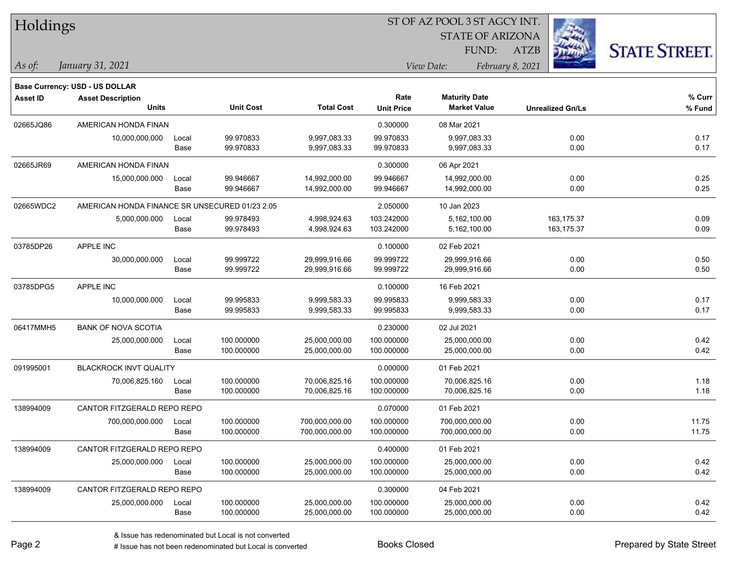# Holdings

ST OF AZ POOL 3 ST AGCY INT.
STATE OF ARIZONA
FUND: ATZB

*As of:* *January 31, 2021*
*View Date:* *February 8, 2021*

**Base Currency: USD - US DOLLAR**

| Asset ID | Asset Description / Units | | Unit Cost | Total Cost | Rate / Unit Price | Maturity Date / Market Value | Unrealized Gn/Ls | % Curr / % Fund |
|---|---|---|---|---|---|---|---|---|
| 02665JQ86 | AMERICAN HONDA FINAN | | | | 0.300000 | 08 Mar 2021 | | |
| | 10,000,000.000 | Local | 99.970833 | 9,997,083.33 | 99.970833 | 9,997,083.33 | 0.00 | 0.17 |
| | | Base | 99.970833 | 9,997,083.33 | 99.970833 | 9,997,083.33 | 0.00 | 0.17 |
| 02665JR69 | AMERICAN HONDA FINAN | | | | 0.300000 | 06 Apr 2021 | | |
| | 15,000,000.000 | Local | 99.946667 | 14,992,000.00 | 99.946667 | 14,992,000.00 | 0.00 | 0.25 |
| | | Base | 99.946667 | 14,992,000.00 | 99.946667 | 14,992,000.00 | 0.00 | 0.25 |
| 02665WDC2 | AMERICAN HONDA FINANCE SR UNSECURED 01/23 2.05 | | | | 2.050000 | 10 Jan 2023 | | |
| | 5,000,000.000 | Local | 99.978493 | 4,998,924.63 | 103.242000 | 5,162,100.00 | 163,175.37 | 0.09 |
| | | Base | 99.978493 | 4,998,924.63 | 103.242000 | 5,162,100.00 | 163,175.37 | 0.09 |
| 03785DP26 | APPLE INC | | | | 0.100000 | 02 Feb 2021 | | |
| | 30,000,000.000 | Local | 99.999722 | 29,999,916.66 | 99.999722 | 29,999,916.66 | 0.00 | 0.50 |
| | | Base | 99.999722 | 29,999,916.66 | 99.999722 | 29,999,916.66 | 0.00 | 0.50 |
| 03785DPG5 | APPLE INC | | | | 0.100000 | 16 Feb 2021 | | |
| | 10,000,000.000 | Local | 99.995833 | 9,999,583.33 | 99.995833 | 9,999,583.33 | 0.00 | 0.17 |
| | | Base | 99.995833 | 9,999,583.33 | 99.995833 | 9,999,583.33 | 0.00 | 0.17 |
| 06417MMH5 | BANK OF NOVA SCOTIA | | | | 0.230000 | 02 Jul 2021 | | |
| | 25,000,000.000 | Local | 100.000000 | 25,000,000.00 | 100.000000 | 25,000,000.00 | 0.00 | 0.42 |
| | | Base | 100.000000 | 25,000,000.00 | 100.000000 | 25,000,000.00 | 0.00 | 0.42 |
| 091995001 | BLACKROCK INVT QUALITY | | | | 0.000000 | 01 Feb 2021 | | |
| | 70,006,825.160 | Local | 100.000000 | 70,006,825.16 | 100.000000 | 70,006,825.16 | 0.00 | 1.18 |
| | | Base | 100.000000 | 70,006,825.16 | 100.000000 | 70,006,825.16 | 0.00 | 1.18 |
| 138994009 | CANTOR FITZGERALD REPO REPO | | | | 0.070000 | 01 Feb 2021 | | |
| | 700,000,000.000 | Local | 100.000000 | 700,000,000.00 | 100.000000 | 700,000,000.00 | 0.00 | 11.75 |
| | | Base | 100.000000 | 700,000,000.00 | 100.000000 | 700,000,000.00 | 0.00 | 11.75 |
| 138994009 | CANTOR FITZGERALD REPO REPO | | | | 0.400000 | 01 Feb 2021 | | |
| | 25,000,000.000 | Local | 100.000000 | 25,000,000.00 | 100.000000 | 25,000,000.00 | 0.00 | 0.42 |
| | | Base | 100.000000 | 25,000,000.00 | 100.000000 | 25,000,000.00 | 0.00 | 0.42 |
| 138994009 | CANTOR FITZGERALD REPO REPO | | | | 0.300000 | 04 Feb 2021 | | |
| | 25,000,000.000 | Local | 100.000000 | 25,000,000.00 | 100.000000 | 25,000,000.00 | 0.00 | 0.42 |
| | | Base | 100.000000 | 25,000,000.00 | 100.000000 | 25,000,000.00 | 0.00 | 0.42 |

& Issue has redenominated but Local is not converted
# Issue has not been redenominated but Local is converted

Books Closed

Prepared by State Street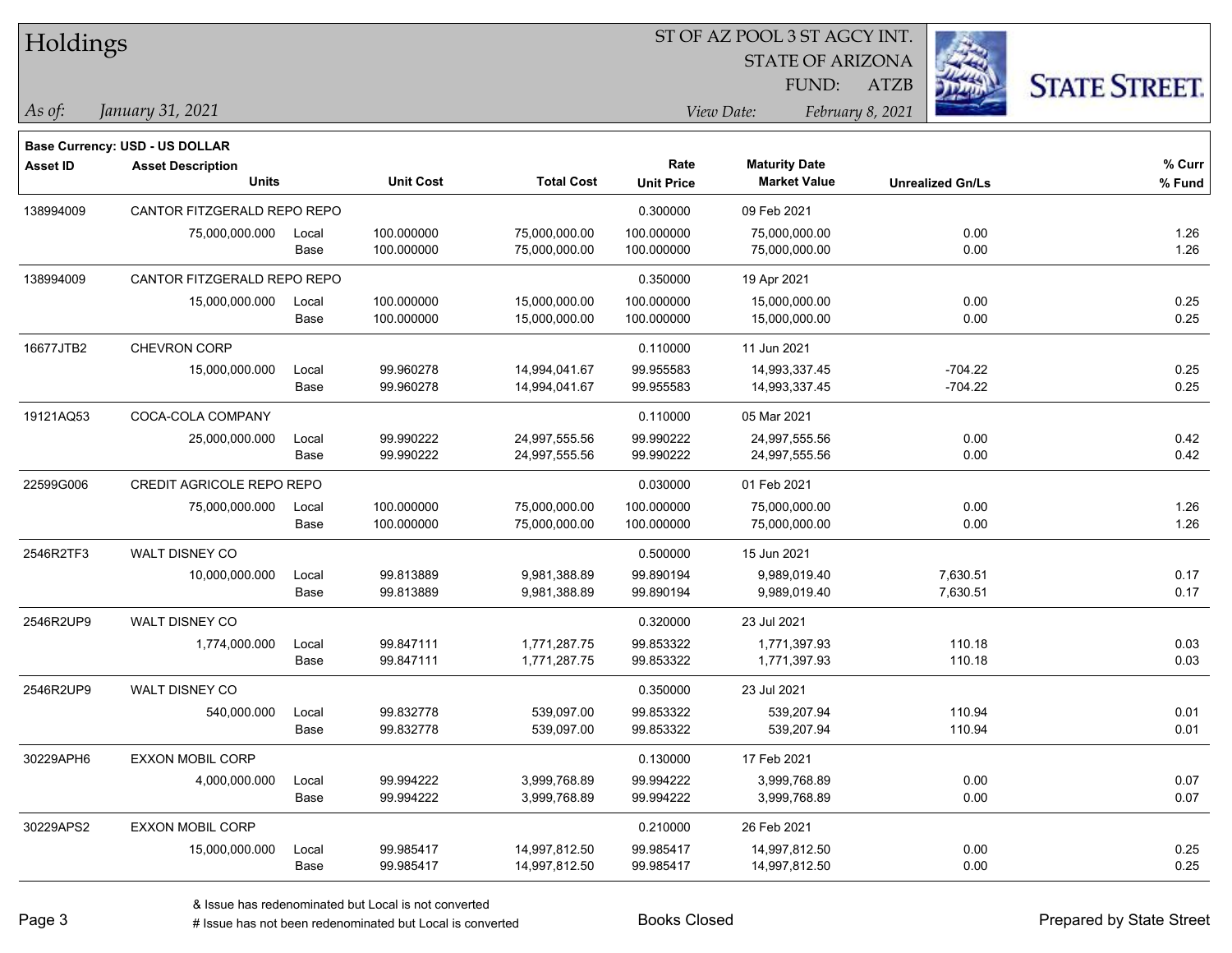# Holdings

ST OF AZ POOL 3 ST AGCY INT.
STATE OF ARIZONA
FUND: ATZB

*As of: January 31, 2021*

*View Date: February 8, 2021*

**Base Currency: USD - US DOLLAR**

| Asset ID | Asset Description / Units | | Unit Cost | Total Cost | Rate / Unit Price | Maturity Date / Market Value | Unrealized Gn/Ls | % Curr / % Fund |
|---|---|---|---|---|---|---|---|---|
| 138994009 | CANTOR FITZGERALD REPO REPO | | | | 0.300000 | 09 Feb 2021 | | |
| | 75,000,000.000 | Local | 100.000000 | 75,000,000.00 | 100.000000 | 75,000,000.00 | 0.00 | 1.26 |
| | | Base | 100.000000 | 75,000,000.00 | 100.000000 | 75,000,000.00 | 0.00 | 1.26 |
| 138994009 | CANTOR FITZGERALD REPO REPO | | | | 0.350000 | 19 Apr 2021 | | |
| | 15,000,000.000 | Local | 100.000000 | 15,000,000.00 | 100.000000 | 15,000,000.00 | 0.00 | 0.25 |
| | | Base | 100.000000 | 15,000,000.00 | 100.000000 | 15,000,000.00 | 0.00 | 0.25 |
| 16677JTB2 | CHEVRON CORP | | | | 0.110000 | 11 Jun 2021 | | |
| | 15,000,000.000 | Local | 99.960278 | 14,994,041.67 | 99.955583 | 14,993,337.45 | -704.22 | 0.25 |
| | | Base | 99.960278 | 14,994,041.67 | 99.955583 | 14,993,337.45 | -704.22 | 0.25 |
| 19121AQ53 | COCA-COLA COMPANY | | | | 0.110000 | 05 Mar 2021 | | |
| | 25,000,000.000 | Local | 99.990222 | 24,997,555.56 | 99.990222 | 24,997,555.56 | 0.00 | 0.42 |
| | | Base | 99.990222 | 24,997,555.56 | 99.990222 | 24,997,555.56 | 0.00 | 0.42 |
| 22599G006 | CREDIT AGRICOLE REPO REPO | | | | 0.030000 | 01 Feb 2021 | | |
| | 75,000,000.000 | Local | 100.000000 | 75,000,000.00 | 100.000000 | 75,000,000.00 | 0.00 | 1.26 |
| | | Base | 100.000000 | 75,000,000.00 | 100.000000 | 75,000,000.00 | 0.00 | 1.26 |
| 2546R2TF3 | WALT DISNEY CO | | | | 0.500000 | 15 Jun 2021 | | |
| | 10,000,000.000 | Local | 99.813889 | 9,981,388.89 | 99.890194 | 9,989,019.40 | 7,630.51 | 0.17 |
| | | Base | 99.813889 | 9,981,388.89 | 99.890194 | 9,989,019.40 | 7,630.51 | 0.17 |
| 2546R2UP9 | WALT DISNEY CO | | | | 0.320000 | 23 Jul 2021 | | |
| | 1,774,000.000 | Local | 99.847111 | 1,771,287.75 | 99.853322 | 1,771,397.93 | 110.18 | 0.03 |
| | | Base | 99.847111 | 1,771,287.75 | 99.853322 | 1,771,397.93 | 110.18 | 0.03 |
| 2546R2UP9 | WALT DISNEY CO | | | | 0.350000 | 23 Jul 2021 | | |
| | 540,000.000 | Local | 99.832778 | 539,097.00 | 99.853322 | 539,207.94 | 110.94 | 0.01 |
| | | Base | 99.832778 | 539,097.00 | 99.853322 | 539,207.94 | 110.94 | 0.01 |
| 30229APH6 | EXXON MOBIL CORP | | | | 0.130000 | 17 Feb 2021 | | |
| | 4,000,000.000 | Local | 99.994222 | 3,999,768.89 | 99.994222 | 3,999,768.89 | 0.00 | 0.07 |
| | | Base | 99.994222 | 3,999,768.89 | 99.994222 | 3,999,768.89 | 0.00 | 0.07 |
| 30229APS2 | EXXON MOBIL CORP | | | | 0.210000 | 26 Feb 2021 | | |
| | 15,000,000.000 | Local | 99.985417 | 14,997,812.50 | 99.985417 | 14,997,812.50 | 0.00 | 0.25 |
| | | Base | 99.985417 | 14,997,812.50 | 99.985417 | 14,997,812.50 | 0.00 | 0.25 |

& Issue has redenominated but Local is not converted

# Issue has not been redenominated but Local is converted

Books Closed

Prepared by State Street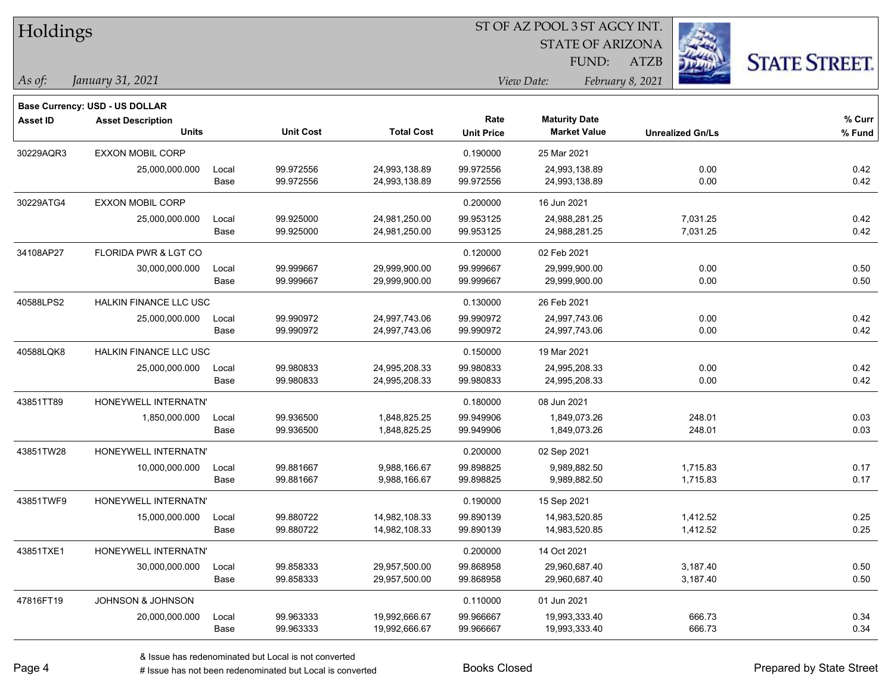# Holdings

ST OF AZ POOL 3 ST AGCY INT.
STATE OF ARIZONA
FUND: ATZB

*As of: January 31, 2021*

*View Date: February 8, 2021*

**Base Currency: USD - US DOLLAR**

| Asset ID | Asset Description / Units | | Unit Cost | Total Cost | Rate / Unit Price | Maturity Date / Market Value | Unrealized Gn/Ls | % Curr / % Fund |
|---|---|---|---|---|---|---|---|---|
| 30229AQR3 | EXXON MOBIL CORP | | | | 0.190000 | 25 Mar 2021 | | |
| | 25,000,000.000 | Local | 99.972556 | 24,993,138.89 | 99.972556 | 24,993,138.89 | 0.00 | 0.42 |
| | | Base | 99.972556 | 24,993,138.89 | 99.972556 | 24,993,138.89 | 0.00 | 0.42 |
| 30229ATG4 | EXXON MOBIL CORP | | | | 0.200000 | 16 Jun 2021 | | |
| | 25,000,000.000 | Local | 99.925000 | 24,981,250.00 | 99.953125 | 24,988,281.25 | 7,031.25 | 0.42 |
| | | Base | 99.925000 | 24,981,250.00 | 99.953125 | 24,988,281.25 | 7,031.25 | 0.42 |
| 34108AP27 | FLORIDA PWR & LGT CO | | | | 0.120000 | 02 Feb 2021 | | |
| | 30,000,000.000 | Local | 99.999667 | 29,999,900.00 | 99.999667 | 29,999,900.00 | 0.00 | 0.50 |
| | | Base | 99.999667 | 29,999,900.00 | 99.999667 | 29,999,900.00 | 0.00 | 0.50 |
| 40588LPS2 | HALKIN FINANCE LLC USC | | | | 0.130000 | 26 Feb 2021 | | |
| | 25,000,000.000 | Local | 99.990972 | 24,997,743.06 | 99.990972 | 24,997,743.06 | 0.00 | 0.42 |
| | | Base | 99.990972 | 24,997,743.06 | 99.990972 | 24,997,743.06 | 0.00 | 0.42 |
| 40588LQK8 | HALKIN FINANCE LLC USC | | | | 0.150000 | 19 Mar 2021 | | |
| | 25,000,000.000 | Local | 99.980833 | 24,995,208.33 | 99.980833 | 24,995,208.33 | 0.00 | 0.42 |
| | | Base | 99.980833 | 24,995,208.33 | 99.980833 | 24,995,208.33 | 0.00 | 0.42 |
| 43851TT89 | HONEYWELL INTERNATN' | | | | 0.180000 | 08 Jun 2021 | | |
| | 1,850,000.000 | Local | 99.936500 | 1,848,825.25 | 99.949906 | 1,849,073.26 | 248.01 | 0.03 |
| | | Base | 99.936500 | 1,848,825.25 | 99.949906 | 1,849,073.26 | 248.01 | 0.03 |
| 43851TW28 | HONEYWELL INTERNATN' | | | | 0.200000 | 02 Sep 2021 | | |
| | 10,000,000.000 | Local | 99.881667 | 9,988,166.67 | 99.898825 | 9,989,882.50 | 1,715.83 | 0.17 |
| | | Base | 99.881667 | 9,988,166.67 | 99.898825 | 9,989,882.50 | 1,715.83 | 0.17 |
| 43851TWF9 | HONEYWELL INTERNATN' | | | | 0.190000 | 15 Sep 2021 | | |
| | 15,000,000.000 | Local | 99.880722 | 14,982,108.33 | 99.890139 | 14,983,520.85 | 1,412.52 | 0.25 |
| | | Base | 99.880722 | 14,982,108.33 | 99.890139 | 14,983,520.85 | 1,412.52 | 0.25 |
| 43851TXE1 | HONEYWELL INTERNATN' | | | | 0.200000 | 14 Oct 2021 | | |
| | 30,000,000.000 | Local | 99.858333 | 29,957,500.00 | 99.868958 | 29,960,687.40 | 3,187.40 | 0.50 |
| | | Base | 99.858333 | 29,957,500.00 | 99.868958 | 29,960,687.40 | 3,187.40 | 0.50 |
| 47816FT19 | JOHNSON & JOHNSON | | | | 0.110000 | 01 Jun 2021 | | |
| | 20,000,000.000 | Local | 99.963333 | 19,992,666.67 | 99.966667 | 19,993,333.40 | 666.73 | 0.34 |
| | | Base | 99.963333 | 19,992,666.67 | 99.966667 | 19,993,333.40 | 666.73 | 0.34 |

& Issue has redenominated but Local is not converted
# Issue has not been redenominated but Local is converted

Books Closed

Prepared by State Street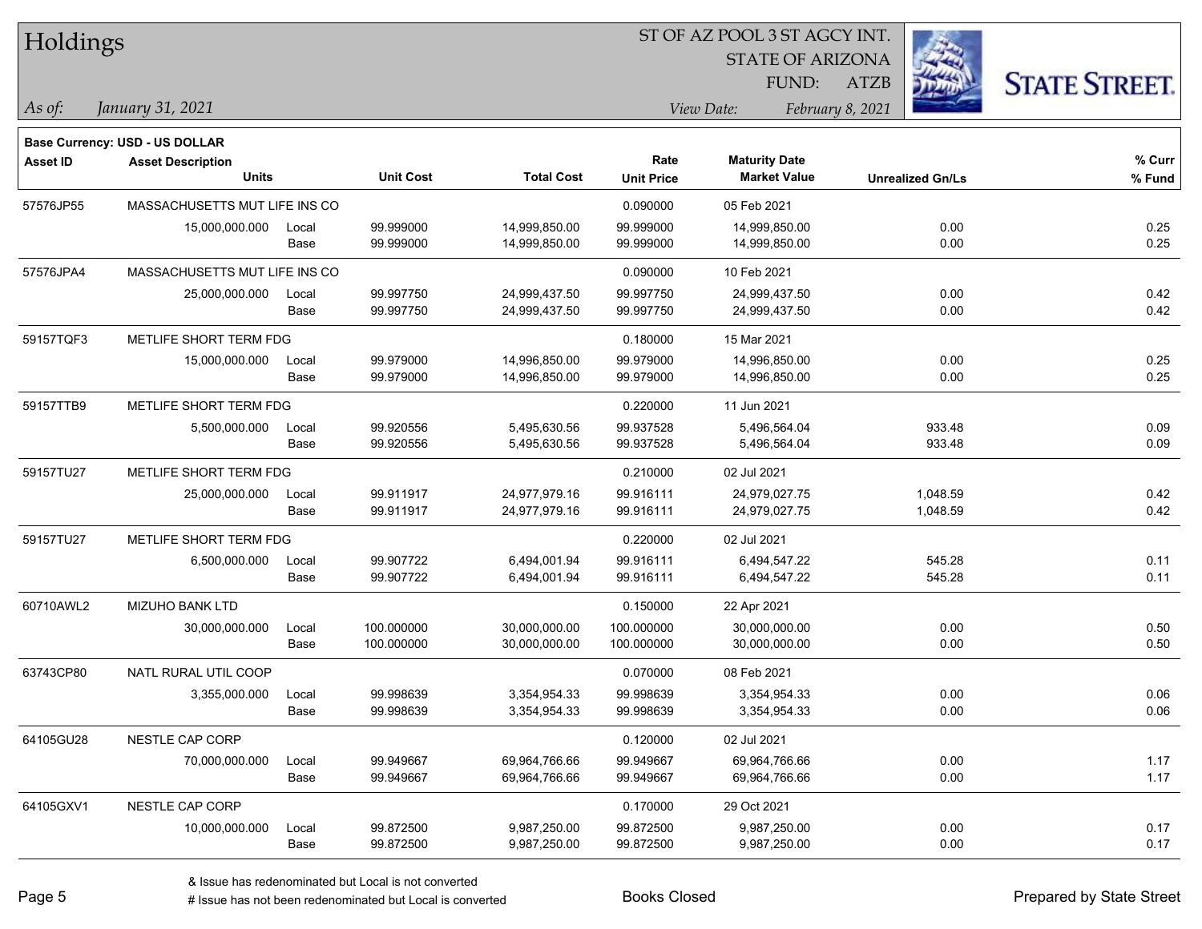# Holdings

ST OF AZ POOL 3 ST AGCY INT.
STATE OF ARIZONA
FUND: ATZB

*As of:* *January 31, 2021*

*View Date:* *February 8, 2021*

**Base Currency: USD - US DOLLAR**

| Asset ID | Asset Description / Units | | Unit Cost | Total Cost | Rate / Unit Price | Maturity Date / Market Value | Unrealized Gn/Ls | % Curr / % Fund |
|---|---|---|---|---|---|---|---|---|
| 57576JP55 | MASSACHUSETTS MUT LIFE INS CO | | | | 0.090000 | 05 Feb 2021 | | |
| | 15,000,000.000 | Local | 99.999000 | 14,999,850.00 | 99.999000 | 14,999,850.00 | 0.00 | 0.25 |
| | | Base | 99.999000 | 14,999,850.00 | 99.999000 | 14,999,850.00 | 0.00 | 0.25 |
| 57576JPA4 | MASSACHUSETTS MUT LIFE INS CO | | | | 0.090000 | 10 Feb 2021 | | |
| | 25,000,000.000 | Local | 99.997750 | 24,999,437.50 | 99.997750 | 24,999,437.50 | 0.00 | 0.42 |
| | | Base | 99.997750 | 24,999,437.50 | 99.997750 | 24,999,437.50 | 0.00 | 0.42 |
| 59157TQF3 | METLIFE SHORT TERM FDG | | | | 0.180000 | 15 Mar 2021 | | |
| | 15,000,000.000 | Local | 99.979000 | 14,996,850.00 | 99.979000 | 14,996,850.00 | 0.00 | 0.25 |
| | | Base | 99.979000 | 14,996,850.00 | 99.979000 | 14,996,850.00 | 0.00 | 0.25 |
| 59157TTB9 | METLIFE SHORT TERM FDG | | | | 0.220000 | 11 Jun 2021 | | |
| | 5,500,000.000 | Local | 99.920556 | 5,495,630.56 | 99.937528 | 5,496,564.04 | 933.48 | 0.09 |
| | | Base | 99.920556 | 5,495,630.56 | 99.937528 | 5,496,564.04 | 933.48 | 0.09 |
| 59157TU27 | METLIFE SHORT TERM FDG | | | | 0.210000 | 02 Jul 2021 | | |
| | 25,000,000.000 | Local | 99.911917 | 24,977,979.16 | 99.916111 | 24,979,027.75 | 1,048.59 | 0.42 |
| | | Base | 99.911917 | 24,977,979.16 | 99.916111 | 24,979,027.75 | 1,048.59 | 0.42 |
| 59157TU27 | METLIFE SHORT TERM FDG | | | | 0.220000 | 02 Jul 2021 | | |
| | 6,500,000.000 | Local | 99.907722 | 6,494,001.94 | 99.916111 | 6,494,547.22 | 545.28 | 0.11 |
| | | Base | 99.907722 | 6,494,001.94 | 99.916111 | 6,494,547.22 | 545.28 | 0.11 |
| 60710AWL2 | MIZUHO BANK LTD | | | | 0.150000 | 22 Apr 2021 | | |
| | 30,000,000.000 | Local | 100.000000 | 30,000,000.00 | 100.000000 | 30,000,000.00 | 0.00 | 0.50 |
| | | Base | 100.000000 | 30,000,000.00 | 100.000000 | 30,000,000.00 | 0.00 | 0.50 |
| 63743CP80 | NATL RURAL UTIL COOP | | | | 0.070000 | 08 Feb 2021 | | |
| | 3,355,000.000 | Local | 99.998639 | 3,354,954.33 | 99.998639 | 3,354,954.33 | 0.00 | 0.06 |
| | | Base | 99.998639 | 3,354,954.33 | 99.998639 | 3,354,954.33 | 0.00 | 0.06 |
| 64105GU28 | NESTLE CAP CORP | | | | 0.120000 | 02 Jul 2021 | | |
| | 70,000,000.000 | Local | 99.949667 | 69,964,766.66 | 99.949667 | 69,964,766.66 | 0.00 | 1.17 |
| | | Base | 99.949667 | 69,964,766.66 | 99.949667 | 69,964,766.66 | 0.00 | 1.17 |
| 64105GXV1 | NESTLE CAP CORP | | | | 0.170000 | 29 Oct 2021 | | |
| | 10,000,000.000 | Local | 99.872500 | 9,987,250.00 | 99.872500 | 9,987,250.00 | 0.00 | 0.17 |
| | | Base | 99.872500 | 9,987,250.00 | 99.872500 | 9,987,250.00 | 0.00 | 0.17 |

& Issue has redenominated but Local is not converted
# Issue has not been redenominated but Local is converted

Books Closed

Prepared by State Street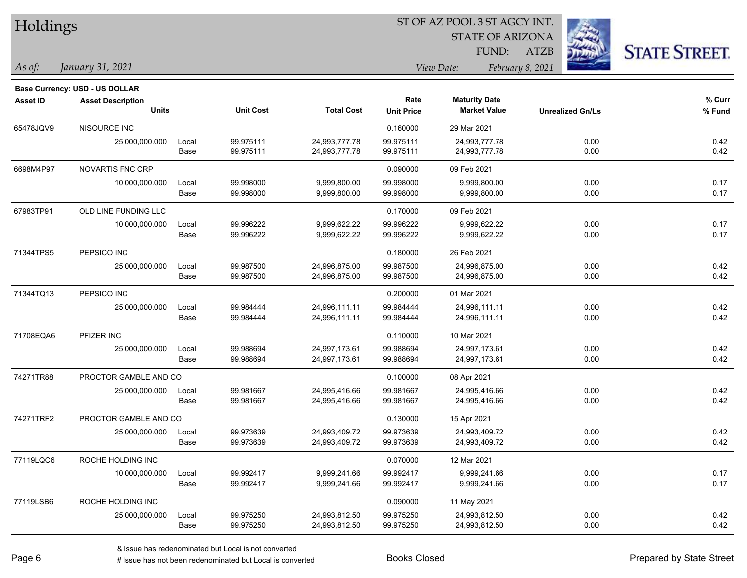# Holdings

ST OF AZ POOL 3 ST AGCY INT.
STATE OF ARIZONA
FUND: ATZB

*As of: January 31, 2021*

*View Date: February 8, 2021*

**Base Currency: USD - US DOLLAR**

| Asset ID | Asset Description / Units | | Unit Cost | Total Cost | Rate / Unit Price | Maturity Date / Market Value | Unrealized Gn/Ls | % Curr / % Fund |
|---|---|---|---|---|---|---|---|---|
| 65478JQV9 | NISOURCE INC | | | | 0.160000 | 29 Mar 2021 | | |
| | 25,000,000.000 | Local | 99.975111 | 24,993,777.78 | 99.975111 | 24,993,777.78 | 0.00 | 0.42 |
| | | Base | 99.975111 | 24,993,777.78 | 99.975111 | 24,993,777.78 | 0.00 | 0.42 |
| 6698M4P97 | NOVARTIS FNC CRP | | | | 0.090000 | 09 Feb 2021 | | |
| | 10,000,000.000 | Local | 99.998000 | 9,999,800.00 | 99.998000 | 9,999,800.00 | 0.00 | 0.17 |
| | | Base | 99.998000 | 9,999,800.00 | 99.998000 | 9,999,800.00 | 0.00 | 0.17 |
| 67983TP91 | OLD LINE FUNDING LLC | | | | 0.170000 | 09 Feb 2021 | | |
| | 10,000,000.000 | Local | 99.996222 | 9,999,622.22 | 99.996222 | 9,999,622.22 | 0.00 | 0.17 |
| | | Base | 99.996222 | 9,999,622.22 | 99.996222 | 9,999,622.22 | 0.00 | 0.17 |
| 71344TPS5 | PEPSICO INC | | | | 0.180000 | 26 Feb 2021 | | |
| | 25,000,000.000 | Local | 99.987500 | 24,996,875.00 | 99.987500 | 24,996,875.00 | 0.00 | 0.42 |
| | | Base | 99.987500 | 24,996,875.00 | 99.987500 | 24,996,875.00 | 0.00 | 0.42 |
| 71344TQ13 | PEPSICO INC | | | | 0.200000 | 01 Mar 2021 | | |
| | 25,000,000.000 | Local | 99.984444 | 24,996,111.11 | 99.984444 | 24,996,111.11 | 0.00 | 0.42 |
| | | Base | 99.984444 | 24,996,111.11 | 99.984444 | 24,996,111.11 | 0.00 | 0.42 |
| 71708EQA6 | PFIZER INC | | | | 0.110000 | 10 Mar 2021 | | |
| | 25,000,000.000 | Local | 99.988694 | 24,997,173.61 | 99.988694 | 24,997,173.61 | 0.00 | 0.42 |
| | | Base | 99.988694 | 24,997,173.61 | 99.988694 | 24,997,173.61 | 0.00 | 0.42 |
| 74271TR88 | PROCTOR GAMBLE AND CO | | | | 0.100000 | 08 Apr 2021 | | |
| | 25,000,000.000 | Local | 99.981667 | 24,995,416.66 | 99.981667 | 24,995,416.66 | 0.00 | 0.42 |
| | | Base | 99.981667 | 24,995,416.66 | 99.981667 | 24,995,416.66 | 0.00 | 0.42 |
| 74271TRF2 | PROCTOR GAMBLE AND CO | | | | 0.130000 | 15 Apr 2021 | | |
| | 25,000,000.000 | Local | 99.973639 | 24,993,409.72 | 99.973639 | 24,993,409.72 | 0.00 | 0.42 |
| | | Base | 99.973639 | 24,993,409.72 | 99.973639 | 24,993,409.72 | 0.00 | 0.42 |
| 77119LQC6 | ROCHE HOLDING INC | | | | 0.070000 | 12 Mar 2021 | | |
| | 10,000,000.000 | Local | 99.992417 | 9,999,241.66 | 99.992417 | 9,999,241.66 | 0.00 | 0.17 |
| | | Base | 99.992417 | 9,999,241.66 | 99.992417 | 9,999,241.66 | 0.00 | 0.17 |
| 77119LSB6 | ROCHE HOLDING INC | | | | 0.090000 | 11 May 2021 | | |
| | 25,000,000.000 | Local | 99.975250 | 24,993,812.50 | 99.975250 | 24,993,812.50 | 0.00 | 0.42 |
| | | Base | 99.975250 | 24,993,812.50 | 99.975250 | 24,993,812.50 | 0.00 | 0.42 |

& Issue has redenominated but Local is not converted
# Issue has not been redenominated but Local is converted

Books Closed

Prepared by State Street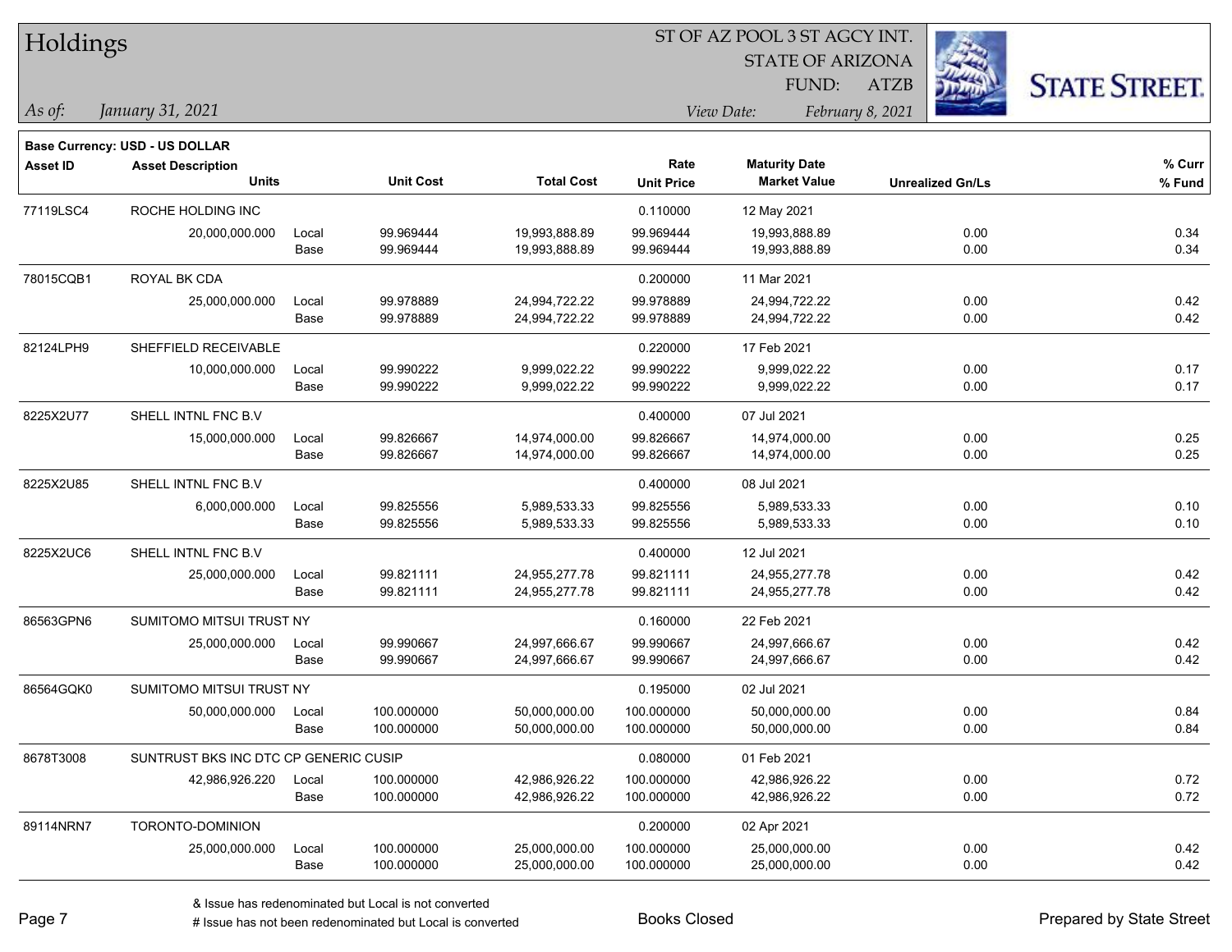# Holdings

ST OF AZ POOL 3 ST AGCY INT.
STATE OF ARIZONA
FUND: ATZB

*As of: January 31, 2021*
*View Date: February 8, 2021*

**Base Currency: USD - US DOLLAR**

| Asset ID | Asset Description / Units | | Unit Cost | Total Cost | Rate / Unit Price | Maturity Date / Market Value | Unrealized Gn/Ls | % Curr / % Fund |
|---|---|---|---|---|---|---|---|---|
| 77119LSC4 | ROCHE HOLDING INC | | | | 0.110000 | 12 May 2021 | | |
| | 20,000,000.000 | Local | 99.969444 | 19,993,888.89 | 99.969444 | 19,993,888.89 | 0.00 | 0.34 |
| | | Base | 99.969444 | 19,993,888.89 | 99.969444 | 19,993,888.89 | 0.00 | 0.34 |
| 78015CQB1 | ROYAL BK CDA | | | | 0.200000 | 11 Mar 2021 | | |
| | 25,000,000.000 | Local | 99.978889 | 24,994,722.22 | 99.978889 | 24,994,722.22 | 0.00 | 0.42 |
| | | Base | 99.978889 | 24,994,722.22 | 99.978889 | 24,994,722.22 | 0.00 | 0.42 |
| 82124LPH9 | SHEFFIELD RECEIVABLE | | | | 0.220000 | 17 Feb 2021 | | |
| | 10,000,000.000 | Local | 99.990222 | 9,999,022.22 | 99.990222 | 9,999,022.22 | 0.00 | 0.17 |
| | | Base | 99.990222 | 9,999,022.22 | 99.990222 | 9,999,022.22 | 0.00 | 0.17 |
| 8225X2U77 | SHELL INTNL FNC B.V | | | | 0.400000 | 07 Jul 2021 | | |
| | 15,000,000.000 | Local | 99.826667 | 14,974,000.00 | 99.826667 | 14,974,000.00 | 0.00 | 0.25 |
| | | Base | 99.826667 | 14,974,000.00 | 99.826667 | 14,974,000.00 | 0.00 | 0.25 |
| 8225X2U85 | SHELL INTNL FNC B.V | | | | 0.400000 | 08 Jul 2021 | | |
| | 6,000,000.000 | Local | 99.825556 | 5,989,533.33 | 99.825556 | 5,989,533.33 | 0.00 | 0.10 |
| | | Base | 99.825556 | 5,989,533.33 | 99.825556 | 5,989,533.33 | 0.00 | 0.10 |
| 8225X2UC6 | SHELL INTNL FNC B.V | | | | 0.400000 | 12 Jul 2021 | | |
| | 25,000,000.000 | Local | 99.821111 | 24,955,277.78 | 99.821111 | 24,955,277.78 | 0.00 | 0.42 |
| | | Base | 99.821111 | 24,955,277.78 | 99.821111 | 24,955,277.78 | 0.00 | 0.42 |
| 86563GPN6 | SUMITOMO MITSUI TRUST NY | | | | 0.160000 | 22 Feb 2021 | | |
| | 25,000,000.000 | Local | 99.990667 | 24,997,666.67 | 99.990667 | 24,997,666.67 | 0.00 | 0.42 |
| | | Base | 99.990667 | 24,997,666.67 | 99.990667 | 24,997,666.67 | 0.00 | 0.42 |
| 86564GQK0 | SUMITOMO MITSUI TRUST NY | | | | 0.195000 | 02 Jul 2021 | | |
| | 50,000,000.000 | Local | 100.000000 | 50,000,000.00 | 100.000000 | 50,000,000.00 | 0.00 | 0.84 |
| | | Base | 100.000000 | 50,000,000.00 | 100.000000 | 50,000,000.00 | 0.00 | 0.84 |
| 8678T3008 | SUNTRUST BKS INC DTC CP GENERIC CUSIP | | | | 0.080000 | 01 Feb 2021 | | |
| | 42,986,926.220 | Local | 100.000000 | 42,986,926.22 | 100.000000 | 42,986,926.22 | 0.00 | 0.72 |
| | | Base | 100.000000 | 42,986,926.22 | 100.000000 | 42,986,926.22 | 0.00 | 0.72 |
| 89114NRN7 | TORONTO-DOMINION | | | | 0.200000 | 02 Apr 2021 | | |
| | 25,000,000.000 | Local | 100.000000 | 25,000,000.00 | 100.000000 | 25,000,000.00 | 0.00 | 0.42 |
| | | Base | 100.000000 | 25,000,000.00 | 100.000000 | 25,000,000.00 | 0.00 | 0.42 |

& Issue has redenominated but Local is not converted
# Issue has not been redenominated but Local is converted

Books Closed

Prepared by State Street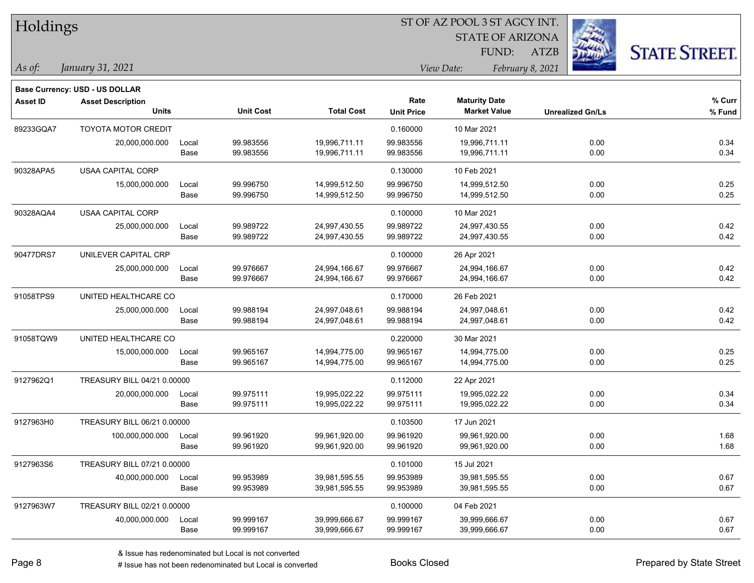# Holdings

ST OF AZ POOL 3 ST AGCY INT.
STATE OF ARIZONA
FUND: ATZB

*As of: January 31, 2021*

*View Date: February 8, 2021*

**Base Currency: USD - US DOLLAR**

| Asset ID | Asset Description / Units | | Unit Cost | Total Cost | Rate / Unit Price | Maturity Date / Market Value | Unrealized Gn/Ls | % Curr / % Fund |
|---|---|---|---|---|---|---|---|---|
| 89233GQA7 | TOYOTA MOTOR CREDIT | | | | 0.160000 | 10 Mar 2021 | | |
| | 20,000,000.000 | Local | 99.983556 | 19,996,711.11 | 99.983556 | 19,996,711.11 | 0.00 | 0.34 |
| | | Base | 99.983556 | 19,996,711.11 | 99.983556 | 19,996,711.11 | 0.00 | 0.34 |
| 90328APA5 | USAA CAPITAL CORP | | | | 0.130000 | 10 Feb 2021 | | |
| | 15,000,000.000 | Local | 99.996750 | 14,999,512.50 | 99.996750 | 14,999,512.50 | 0.00 | 0.25 |
| | | Base | 99.996750 | 14,999,512.50 | 99.996750 | 14,999,512.50 | 0.00 | 0.25 |
| 90328AQA4 | USAA CAPITAL CORP | | | | 0.100000 | 10 Mar 2021 | | |
| | 25,000,000.000 | Local | 99.989722 | 24,997,430.55 | 99.989722 | 24,997,430.55 | 0.00 | 0.42 |
| | | Base | 99.989722 | 24,997,430.55 | 99.989722 | 24,997,430.55 | 0.00 | 0.42 |
| 90477DRS7 | UNILEVER CAPITAL CRP | | | | 0.100000 | 26 Apr 2021 | | |
| | 25,000,000.000 | Local | 99.976667 | 24,994,166.67 | 99.976667 | 24,994,166.67 | 0.00 | 0.42 |
| | | Base | 99.976667 | 24,994,166.67 | 99.976667 | 24,994,166.67 | 0.00 | 0.42 |
| 91058TPS9 | UNITED HEALTHCARE CO | | | | 0.170000 | 26 Feb 2021 | | |
| | 25,000,000.000 | Local | 99.988194 | 24,997,048.61 | 99.988194 | 24,997,048.61 | 0.00 | 0.42 |
| | | Base | 99.988194 | 24,997,048.61 | 99.988194 | 24,997,048.61 | 0.00 | 0.42 |
| 91058TQW9 | UNITED HEALTHCARE CO | | | | 0.220000 | 30 Mar 2021 | | |
| | 15,000,000.000 | Local | 99.965167 | 14,994,775.00 | 99.965167 | 14,994,775.00 | 0.00 | 0.25 |
| | | Base | 99.965167 | 14,994,775.00 | 99.965167 | 14,994,775.00 | 0.00 | 0.25 |
| 9127962Q1 | TREASURY BILL 04/21 0.00000 | | | | 0.112000 | 22 Apr 2021 | | |
| | 20,000,000.000 | Local | 99.975111 | 19,995,022.22 | 99.975111 | 19,995,022.22 | 0.00 | 0.34 |
| | | Base | 99.975111 | 19,995,022.22 | 99.975111 | 19,995,022.22 | 0.00 | 0.34 |
| 9127963H0 | TREASURY BILL 06/21 0.00000 | | | | 0.103500 | 17 Jun 2021 | | |
| | 100,000,000.000 | Local | 99.961920 | 99,961,920.00 | 99.961920 | 99,961,920.00 | 0.00 | 1.68 |
| | | Base | 99.961920 | 99,961,920.00 | 99.961920 | 99,961,920.00 | 0.00 | 1.68 |
| 9127963S6 | TREASURY BILL 07/21 0.00000 | | | | 0.101000 | 15 Jul 2021 | | |
| | 40,000,000.000 | Local | 99.953989 | 39,981,595.55 | 99.953989 | 39,981,595.55 | 0.00 | 0.67 |
| | | Base | 99.953989 | 39,981,595.55 | 99.953989 | 39,981,595.55 | 0.00 | 0.67 |
| 9127963W7 | TREASURY BILL 02/21 0.00000 | | | | 0.100000 | 04 Feb 2021 | | |
| | 40,000,000.000 | Local | 99.999167 | 39,999,666.67 | 99.999167 | 39,999,666.67 | 0.00 | 0.67 |
| | | Base | 99.999167 | 39,999,666.67 | 99.999167 | 39,999,666.67 | 0.00 | 0.67 |

& Issue has redenominated but Local is not converted
# Issue has not been redenominated but Local is converted

Books Closed

Prepared by State Street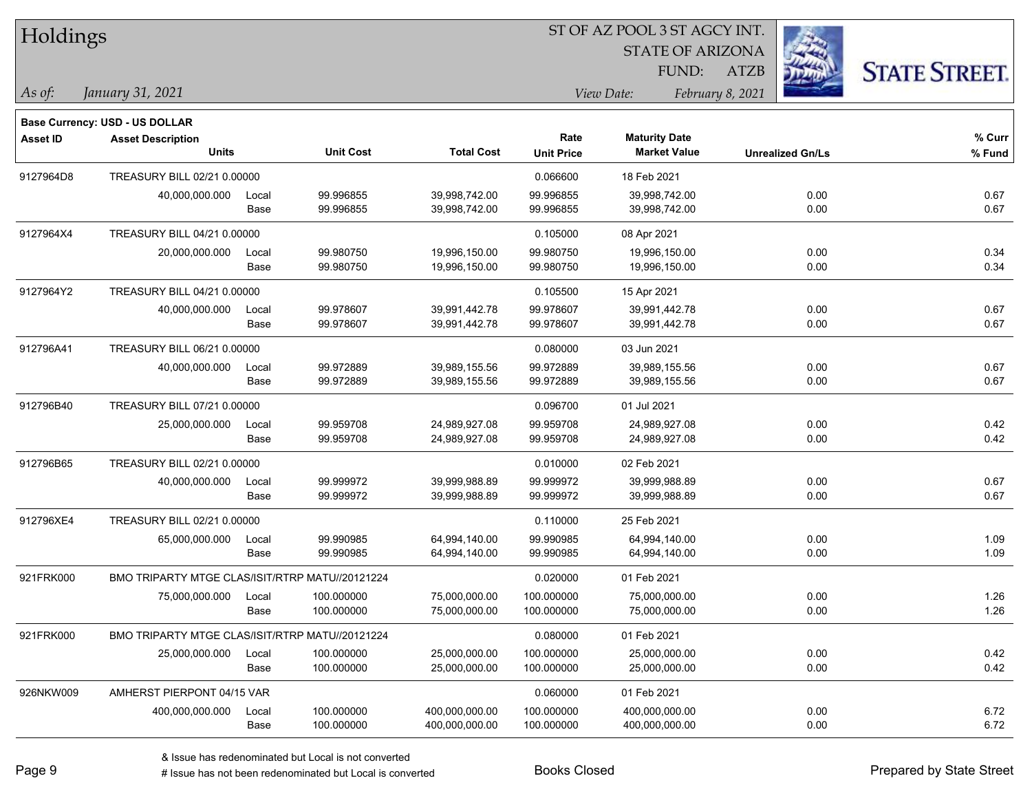# Holdings

ST OF AZ POOL 3 ST AGCY INT.
STATE OF ARIZONA
FUND: ATZB

*As of:* *January 31, 2021*
*View Date:* *February 8, 2021*

**Base Currency: USD - US DOLLAR**

| Asset ID | Asset Description / Units | | Unit Cost | Total Cost | Rate / Unit Price | Maturity Date / Market Value | Unrealized Gn/Ls | % Curr / % Fund |
|---|---|---|---|---|---|---|---|---|
| 9127964D8 | TREASURY BILL 02/21 0.00000 | | | | 0.066600 | 18 Feb 2021 | | |
| | 40,000,000.000 | Local | 99.996855 | 39,998,742.00 | 99.996855 | 39,998,742.00 | 0.00 | 0.67 |
| | | Base | 99.996855 | 39,998,742.00 | 99.996855 | 39,998,742.00 | 0.00 | 0.67 |
| 9127964X4 | TREASURY BILL 04/21 0.00000 | | | | 0.105000 | 08 Apr 2021 | | |
| | 20,000,000.000 | Local | 99.980750 | 19,996,150.00 | 99.980750 | 19,996,150.00 | 0.00 | 0.34 |
| | | Base | 99.980750 | 19,996,150.00 | 99.980750 | 19,996,150.00 | 0.00 | 0.34 |
| 9127964Y2 | TREASURY BILL 04/21 0.00000 | | | | 0.105500 | 15 Apr 2021 | | |
| | 40,000,000.000 | Local | 99.978607 | 39,991,442.78 | 99.978607 | 39,991,442.78 | 0.00 | 0.67 |
| | | Base | 99.978607 | 39,991,442.78 | 99.978607 | 39,991,442.78 | 0.00 | 0.67 |
| 912796A41 | TREASURY BILL 06/21 0.00000 | | | | 0.080000 | 03 Jun 2021 | | |
| | 40,000,000.000 | Local | 99.972889 | 39,989,155.56 | 99.972889 | 39,989,155.56 | 0.00 | 0.67 |
| | | Base | 99.972889 | 39,989,155.56 | 99.972889 | 39,989,155.56 | 0.00 | 0.67 |
| 912796B40 | TREASURY BILL 07/21 0.00000 | | | | 0.096700 | 01 Jul 2021 | | |
| | 25,000,000.000 | Local | 99.959708 | 24,989,927.08 | 99.959708 | 24,989,927.08 | 0.00 | 0.42 |
| | | Base | 99.959708 | 24,989,927.08 | 99.959708 | 24,989,927.08 | 0.00 | 0.42 |
| 912796B65 | TREASURY BILL 02/21 0.00000 | | | | 0.010000 | 02 Feb 2021 | | |
| | 40,000,000.000 | Local | 99.999972 | 39,999,988.89 | 99.999972 | 39,999,988.89 | 0.00 | 0.67 |
| | | Base | 99.999972 | 39,999,988.89 | 99.999972 | 39,999,988.89 | 0.00 | 0.67 |
| 912796XE4 | TREASURY BILL 02/21 0.00000 | | | | 0.110000 | 25 Feb 2021 | | |
| | 65,000,000.000 | Local | 99.990985 | 64,994,140.00 | 99.990985 | 64,994,140.00 | 0.00 | 1.09 |
| | | Base | 99.990985 | 64,994,140.00 | 99.990985 | 64,994,140.00 | 0.00 | 1.09 |
| 921FRK000 | BMO TRIPARTY MTGE CLAS/ISIT/RTRP MATU//20121224 | | | | 0.020000 | 01 Feb 2021 | | |
| | 75,000,000.000 | Local | 100.000000 | 75,000,000.00 | 100.000000 | 75,000,000.00 | 0.00 | 1.26 |
| | | Base | 100.000000 | 75,000,000.00 | 100.000000 | 75,000,000.00 | 0.00 | 1.26 |
| 921FRK000 | BMO TRIPARTY MTGE CLAS/ISIT/RTRP MATU//20121224 | | | | 0.080000 | 01 Feb 2021 | | |
| | 25,000,000.000 | Local | 100.000000 | 25,000,000.00 | 100.000000 | 25,000,000.00 | 0.00 | 0.42 |
| | | Base | 100.000000 | 25,000,000.00 | 100.000000 | 25,000,000.00 | 0.00 | 0.42 |
| 926NKW009 | AMHERST PIERPONT 04/15 VAR | | | | 0.060000 | 01 Feb 2021 | | |
| | 400,000,000.000 | Local | 100.000000 | 400,000,000.00 | 100.000000 | 400,000,000.00 | 0.00 | 6.72 |
| | | Base | 100.000000 | 400,000,000.00 | 100.000000 | 400,000,000.00 | 0.00 | 6.72 |

& Issue has redenominated but Local is not converted
# Issue has not been redenominated but Local is converted

Books Closed

Prepared by State Street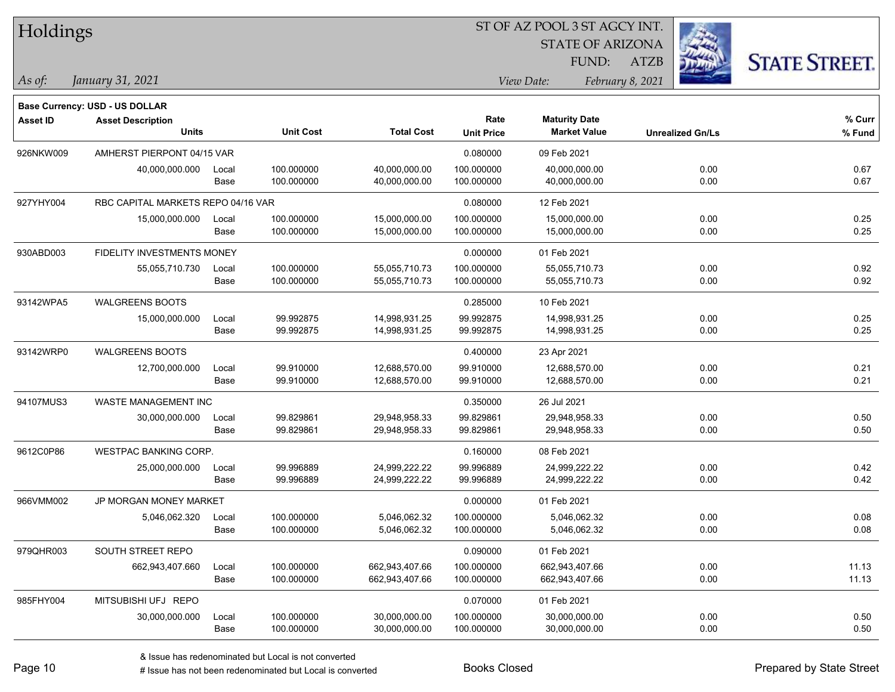# Holdings

ST OF AZ POOL 3 ST AGCY INT.
STATE OF ARIZONA
FUND: ATZB

*As of:* *January 31, 2021*

*View Date:* *February 8, 2021*

**Base Currency: USD - US DOLLAR**

| Asset ID | Asset Description / Units | | Unit Cost | Total Cost | Rate / Unit Price | Maturity Date / Market Value | Unrealized Gn/Ls | % Curr / % Fund |
|---|---|---|---|---|---|---|---|---|
| 926NKW009 | AMHERST PIERPONT 04/15 VAR | | | | 0.080000 | 09 Feb 2021 | | |
| | 40,000,000.000 | Local | 100.000000 | 40,000,000.00 | 100.000000 | 40,000,000.00 | 0.00 | 0.67 |
| | | Base | 100.000000 | 40,000,000.00 | 100.000000 | 40,000,000.00 | 0.00 | 0.67 |
| 927YHY004 | RBC CAPITAL MARKETS REPO 04/16 VAR | | | | 0.080000 | 12 Feb 2021 | | |
| | 15,000,000.000 | Local | 100.000000 | 15,000,000.00 | 100.000000 | 15,000,000.00 | 0.00 | 0.25 |
| | | Base | 100.000000 | 15,000,000.00 | 100.000000 | 15,000,000.00 | 0.00 | 0.25 |
| 930ABD003 | FIDELITY INVESTMENTS MONEY | | | | 0.000000 | 01 Feb 2021 | | |
| | 55,055,710.730 | Local | 100.000000 | 55,055,710.73 | 100.000000 | 55,055,710.73 | 0.00 | 0.92 |
| | | Base | 100.000000 | 55,055,710.73 | 100.000000 | 55,055,710.73 | 0.00 | 0.92 |
| 93142WPA5 | WALGREENS BOOTS | | | | 0.285000 | 10 Feb 2021 | | |
| | 15,000,000.000 | Local | 99.992875 | 14,998,931.25 | 99.992875 | 14,998,931.25 | 0.00 | 0.25 |
| | | Base | 99.992875 | 14,998,931.25 | 99.992875 | 14,998,931.25 | 0.00 | 0.25 |
| 93142WRP0 | WALGREENS BOOTS | | | | 0.400000 | 23 Apr 2021 | | |
| | 12,700,000.000 | Local | 99.910000 | 12,688,570.00 | 99.910000 | 12,688,570.00 | 0.00 | 0.21 |
| | | Base | 99.910000 | 12,688,570.00 | 99.910000 | 12,688,570.00 | 0.00 | 0.21 |
| 94107MUS3 | WASTE MANAGEMENT INC | | | | 0.350000 | 26 Jul 2021 | | |
| | 30,000,000.000 | Local | 99.829861 | 29,948,958.33 | 99.829861 | 29,948,958.33 | 0.00 | 0.50 |
| | | Base | 99.829861 | 29,948,958.33 | 99.829861 | 29,948,958.33 | 0.00 | 0.50 |
| 9612C0P86 | WESTPAC BANKING CORP. | | | | 0.160000 | 08 Feb 2021 | | |
| | 25,000,000.000 | Local | 99.996889 | 24,999,222.22 | 99.996889 | 24,999,222.22 | 0.00 | 0.42 |
| | | Base | 99.996889 | 24,999,222.22 | 99.996889 | 24,999,222.22 | 0.00 | 0.42 |
| 966VMM002 | JP MORGAN MONEY MARKET | | | | 0.000000 | 01 Feb 2021 | | |
| | 5,046,062.320 | Local | 100.000000 | 5,046,062.32 | 100.000000 | 5,046,062.32 | 0.00 | 0.08 |
| | | Base | 100.000000 | 5,046,062.32 | 100.000000 | 5,046,062.32 | 0.00 | 0.08 |
| 979QHR003 | SOUTH STREET REPO | | | | 0.090000 | 01 Feb 2021 | | |
| | 662,943,407.660 | Local | 100.000000 | 662,943,407.66 | 100.000000 | 662,943,407.66 | 0.00 | 11.13 |
| | | Base | 100.000000 | 662,943,407.66 | 100.000000 | 662,943,407.66 | 0.00 | 11.13 |
| 985FHY004 | MITSUBISHI UFJ REPO | | | | 0.070000 | 01 Feb 2021 | | |
| | 30,000,000.000 | Local | 100.000000 | 30,000,000.00 | 100.000000 | 30,000,000.00 | 0.00 | 0.50 |
| | | Base | 100.000000 | 30,000,000.00 | 100.000000 | 30,000,000.00 | 0.00 | 0.50 |

& Issue has redenominated but Local is not converted
# Issue has not been redenominated but Local is converted

Books Closed

Prepared by State Street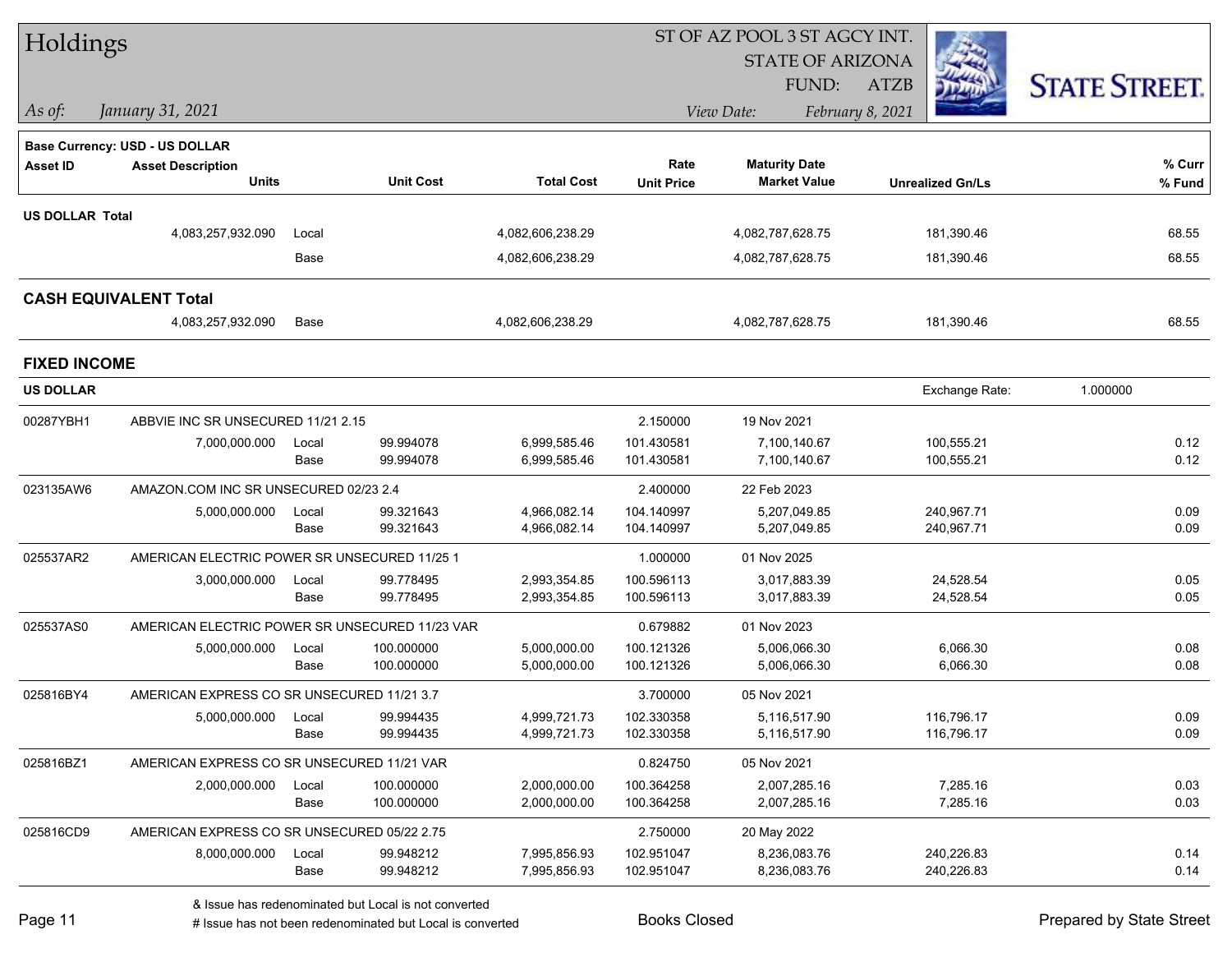# Holdings

ST OF AZ POOL 3 ST AGCY INT.
STATE OF ARIZONA
FUND: ATZB

*As of:* *January 31, 2021*
*View Date:* *February 8, 2021*

**Base Currency: USD - US DOLLAR**

| Asset ID | Asset Description / Units | | Unit Cost | Total Cost | Rate / Unit Price | Maturity Date / Market Value | Unrealized Gn/Ls | % Curr / % Fund |
|---|---|---|---|---|---|---|---|---|
| **US DOLLAR Total** | | | | | | | | |
| | 4,083,257,932.090 | Local | | 4,082,606,238.29 | | 4,082,787,628.75 | 181,390.46 | 68.55 |
| | | Base | | 4,082,606,238.29 | | 4,082,787,628.75 | 181,390.46 | 68.55 |
| **CASH EQUIVALENT Total** | | | | | | | | |
| | 4,083,257,932.090 | Base | | 4,082,606,238.29 | | 4,082,787,628.75 | 181,390.46 | 68.55 |

## FIXED INCOME

**US DOLLAR** — Exchange Rate: 1.000000

| Asset ID | Asset Description / Units | | Unit Cost | Total Cost | Rate / Unit Price | Maturity Date / Market Value | Unrealized Gn/Ls | % Curr / % Fund |
|---|---|---|---|---|---|---|---|---|
| 00287YBH1 | ABBVIE INC SR UNSECURED 11/21 2.15 | | | | 2.150000 | 19 Nov 2021 | | |
| | 7,000,000.000 | Local | 99.994078 | 6,999,585.46 | 101.430581 | 7,100,140.67 | 100,555.21 | 0.12 |
| | | Base | 99.994078 | 6,999,585.46 | 101.430581 | 7,100,140.67 | 100,555.21 | 0.12 |
| 023135AW6 | AMAZON.COM INC SR UNSECURED 02/23 2.4 | | | | 2.400000 | 22 Feb 2023 | | |
| | 5,000,000.000 | Local | 99.321643 | 4,966,082.14 | 104.140997 | 5,207,049.85 | 240,967.71 | 0.09 |
| | | Base | 99.321643 | 4,966,082.14 | 104.140997 | 5,207,049.85 | 240,967.71 | 0.09 |
| 025537AR2 | AMERICAN ELECTRIC POWER SR UNSECURED 11/25 1 | | | | 1.000000 | 01 Nov 2025 | | |
| | 3,000,000.000 | Local | 99.778495 | 2,993,354.85 | 100.596113 | 3,017,883.39 | 24,528.54 | 0.05 |
| | | Base | 99.778495 | 2,993,354.85 | 100.596113 | 3,017,883.39 | 24,528.54 | 0.05 |
| 025537AS0 | AMERICAN ELECTRIC POWER SR UNSECURED 11/23 VAR | | | | 0.679882 | 01 Nov 2023 | | |
| | 5,000,000.000 | Local | 100.000000 | 5,000,000.00 | 100.121326 | 5,006,066.30 | 6,066.30 | 0.08 |
| | | Base | 100.000000 | 5,000,000.00 | 100.121326 | 5,006,066.30 | 6,066.30 | 0.08 |
| 025816BY4 | AMERICAN EXPRESS CO SR UNSECURED 11/21 3.7 | | | | 3.700000 | 05 Nov 2021 | | |
| | 5,000,000.000 | Local | 99.994435 | 4,999,721.73 | 102.330358 | 5,116,517.90 | 116,796.17 | 0.09 |
| | | Base | 99.994435 | 4,999,721.73 | 102.330358 | 5,116,517.90 | 116,796.17 | 0.09 |
| 025816BZ1 | AMERICAN EXPRESS CO SR UNSECURED 11/21 VAR | | | | 0.824750 | 05 Nov 2021 | | |
| | 2,000,000.000 | Local | 100.000000 | 2,000,000.00 | 100.364258 | 2,007,285.16 | 7,285.16 | 0.03 |
| | | Base | 100.000000 | 2,000,000.00 | 100.364258 | 2,007,285.16 | 7,285.16 | 0.03 |
| 025816CD9 | AMERICAN EXPRESS CO SR UNSECURED 05/22 2.75 | | | | 2.750000 | 20 May 2022 | | |
| | 8,000,000.000 | Local | 99.948212 | 7,995,856.93 | 102.951047 | 8,236,083.76 | 240,226.83 | 0.14 |
| | | Base | 99.948212 | 7,995,856.93 | 102.951047 | 8,236,083.76 | 240,226.83 | 0.14 |

& Issue has redenominated but Local is not converted
# Issue has not been redenominated but Local is converted

Books Closed

Prepared by State Street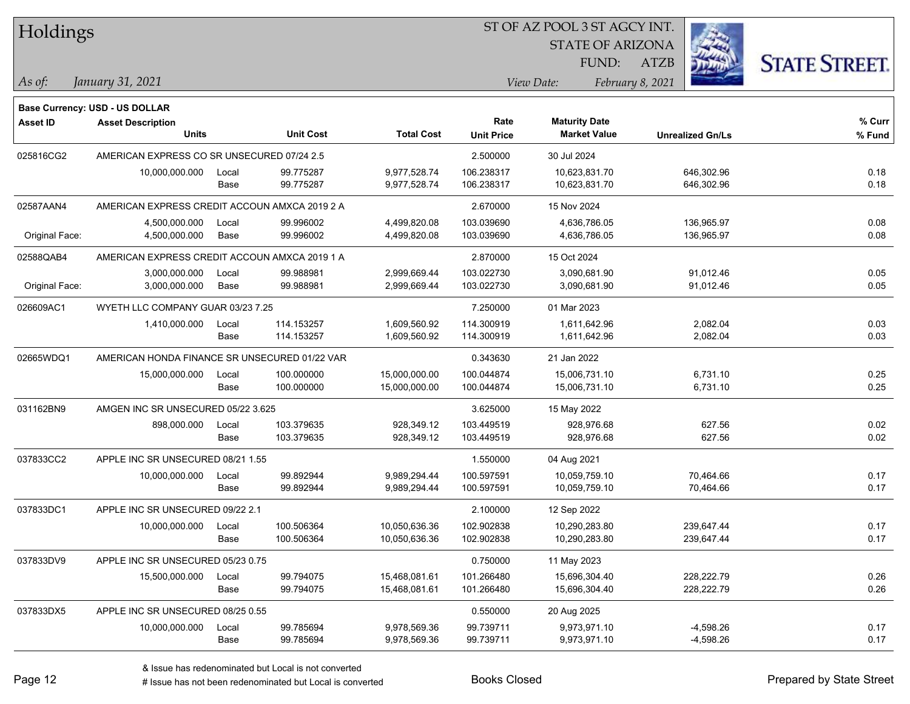# Holdings

ST OF AZ POOL 3 ST AGCY INT.
STATE OF ARIZONA
FUND: ATZB

*As of:* *January 31, 2021*
*View Date:* *February 8, 2021*

**Base Currency: USD - US DOLLAR**

| Asset ID | Asset Description / Units | | Unit Cost | Total Cost | Rate / Unit Price | Maturity Date / Market Value | Unrealized Gn/Ls | % Curr / % Fund |
|---|---|---|---|---|---|---|---|---|
| 025816CG2 | AMERICAN EXPRESS CO SR UNSECURED 07/24 2.5 | | | | 2.500000 | 30 Jul 2024 | | |
| | 10,000,000.000 | Local | 99.775287 | 9,977,528.74 | 106.238317 | 10,623,831.70 | 646,302.96 | 0.18 |
| | | Base | 99.775287 | 9,977,528.74 | 106.238317 | 10,623,831.70 | 646,302.96 | 0.18 |
| 02587AAN4 | AMERICAN EXPRESS CREDIT ACCOUN AMXCA 2019 2 A | | | | 2.670000 | 15 Nov 2024 | | |
| | 4,500,000.000 | Local | 99.996002 | 4,499,820.08 | 103.039690 | 4,636,786.05 | 136,965.97 | 0.08 |
| Original Face: | 4,500,000.000 | Base | 99.996002 | 4,499,820.08 | 103.039690 | 4,636,786.05 | 136,965.97 | 0.08 |
| 02588QAB4 | AMERICAN EXPRESS CREDIT ACCOUN AMXCA 2019 1 A | | | | 2.870000 | 15 Oct 2024 | | |
| | 3,000,000.000 | Local | 99.988981 | 2,999,669.44 | 103.022730 | 3,090,681.90 | 91,012.46 | 0.05 |
| Original Face: | 3,000,000.000 | Base | 99.988981 | 2,999,669.44 | 103.022730 | 3,090,681.90 | 91,012.46 | 0.05 |
| 026609AC1 | WYETH LLC COMPANY GUAR 03/23 7.25 | | | | 7.250000 | 01 Mar 2023 | | |
| | 1,410,000.000 | Local | 114.153257 | 1,609,560.92 | 114.300919 | 1,611,642.96 | 2,082.04 | 0.03 |
| | | Base | 114.153257 | 1,609,560.92 | 114.300919 | 1,611,642.96 | 2,082.04 | 0.03 |
| 02665WDQ1 | AMERICAN HONDA FINANCE SR UNSECURED 01/22 VAR | | | | 0.343630 | 21 Jan 2022 | | |
| | 15,000,000.000 | Local | 100.000000 | 15,000,000.00 | 100.044874 | 15,006,731.10 | 6,731.10 | 0.25 |
| | | Base | 100.000000 | 15,000,000.00 | 100.044874 | 15,006,731.10 | 6,731.10 | 0.25 |
| 031162BN9 | AMGEN INC SR UNSECURED 05/22 3.625 | | | | 3.625000 | 15 May 2022 | | |
| | 898,000.000 | Local | 103.379635 | 928,349.12 | 103.449519 | 928,976.68 | 627.56 | 0.02 |
| | | Base | 103.379635 | 928,349.12 | 103.449519 | 928,976.68 | 627.56 | 0.02 |
| 037833CC2 | APPLE INC SR UNSECURED 08/21 1.55 | | | | 1.550000 | 04 Aug 2021 | | |
| | 10,000,000.000 | Local | 99.892944 | 9,989,294.44 | 100.597591 | 10,059,759.10 | 70,464.66 | 0.17 |
| | | Base | 99.892944 | 9,989,294.44 | 100.597591 | 10,059,759.10 | 70,464.66 | 0.17 |
| 037833DC1 | APPLE INC SR UNSECURED 09/22 2.1 | | | | 2.100000 | 12 Sep 2022 | | |
| | 10,000,000.000 | Local | 100.506364 | 10,050,636.36 | 102.902838 | 10,290,283.80 | 239,647.44 | 0.17 |
| | | Base | 100.506364 | 10,050,636.36 | 102.902838 | 10,290,283.80 | 239,647.44 | 0.17 |
| 037833DV9 | APPLE INC SR UNSECURED 05/23 0.75 | | | | 0.750000 | 11 May 2023 | | |
| | 15,500,000.000 | Local | 99.794075 | 15,468,081.61 | 101.266480 | 15,696,304.40 | 228,222.79 | 0.26 |
| | | Base | 99.794075 | 15,468,081.61 | 101.266480 | 15,696,304.40 | 228,222.79 | 0.26 |
| 037833DX5 | APPLE INC SR UNSECURED 08/25 0.55 | | | | 0.550000 | 20 Aug 2025 | | |
| | 10,000,000.000 | Local | 99.785694 | 9,978,569.36 | 99.739711 | 9,973,971.10 | -4,598.26 | 0.17 |
| | | Base | 99.785694 | 9,978,569.36 | 99.739711 | 9,973,971.10 | -4,598.26 | 0.17 |

& Issue has redenominated but Local is not converted
# Issue has not been redenominated but Local is converted

Books Closed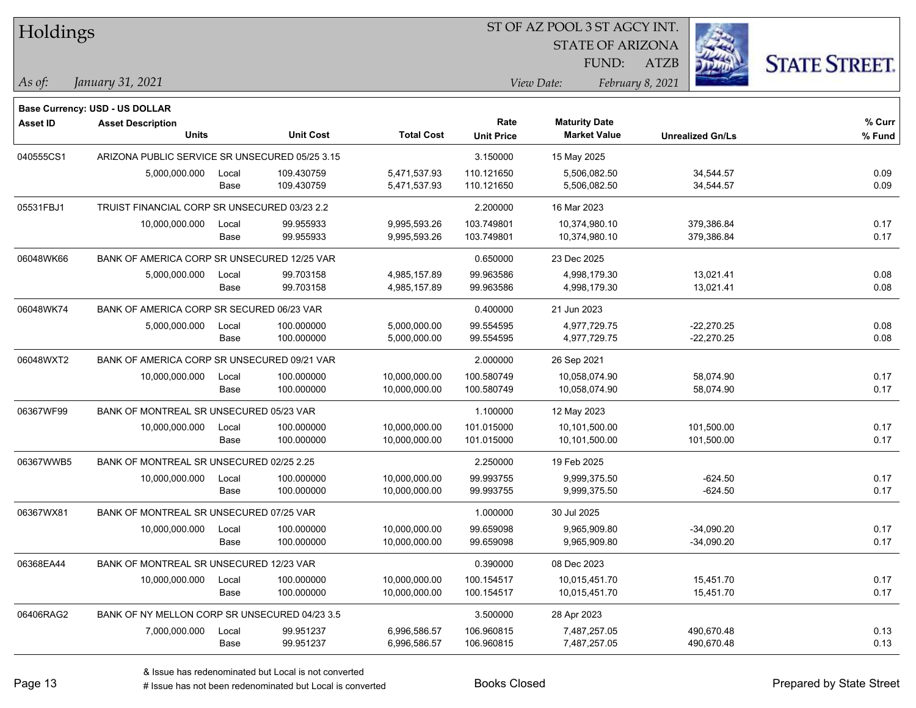# Holdings

ST OF AZ POOL 3 ST AGCY INT.
STATE OF ARIZONA
FUND: ATZB

*As of:* *January 31, 2021*

*View Date:* *February 8, 2021*

**Base Currency: USD - US DOLLAR**

| Asset ID | Asset Description / Units | | Unit Cost | Total Cost | Rate / Unit Price | Maturity Date / Market Value | Unrealized Gn/Ls | % Curr / % Fund |
|---|---|---|---|---|---|---|---|---|
| 040555CS1 | ARIZONA PUBLIC SERVICE SR UNSECURED 05/25 3.15 | | | | 3.150000 | 15 May 2025 | | |
| | 5,000,000.000 | Local | 109.430759 | 5,471,537.93 | 110.121650 | 5,506,082.50 | 34,544.57 | 0.09 |
| | | Base | 109.430759 | 5,471,537.93 | 110.121650 | 5,506,082.50 | 34,544.57 | 0.09 |
| 05531FBJ1 | TRUIST FINANCIAL CORP SR UNSECURED 03/23 2.2 | | | | 2.200000 | 16 Mar 2023 | | |
| | 10,000,000.000 | Local | 99.955933 | 9,995,593.26 | 103.749801 | 10,374,980.10 | 379,386.84 | 0.17 |
| | | Base | 99.955933 | 9,995,593.26 | 103.749801 | 10,374,980.10 | 379,386.84 | 0.17 |
| 06048WK66 | BANK OF AMERICA CORP SR UNSECURED 12/25 VAR | | | | 0.650000 | 23 Dec 2025 | | |
| | 5,000,000.000 | Local | 99.703158 | 4,985,157.89 | 99.963586 | 4,998,179.30 | 13,021.41 | 0.08 |
| | | Base | 99.703158 | 4,985,157.89 | 99.963586 | 4,998,179.30 | 13,021.41 | 0.08 |
| 06048WK74 | BANK OF AMERICA CORP SR SECURED 06/23 VAR | | | | 0.400000 | 21 Jun 2023 | | |
| | 5,000,000.000 | Local | 100.000000 | 5,000,000.00 | 99.554595 | 4,977,729.75 | -22,270.25 | 0.08 |
| | | Base | 100.000000 | 5,000,000.00 | 99.554595 | 4,977,729.75 | -22,270.25 | 0.08 |
| 06048WXT2 | BANK OF AMERICA CORP SR UNSECURED 09/21 VAR | | | | 2.000000 | 26 Sep 2021 | | |
| | 10,000,000.000 | Local | 100.000000 | 10,000,000.00 | 100.580749 | 10,058,074.90 | 58,074.90 | 0.17 |
| | | Base | 100.000000 | 10,000,000.00 | 100.580749 | 10,058,074.90 | 58,074.90 | 0.17 |
| 06367WF99 | BANK OF MONTREAL SR UNSECURED 05/23 VAR | | | | 1.100000 | 12 May 2023 | | |
| | 10,000,000.000 | Local | 100.000000 | 10,000,000.00 | 101.015000 | 10,101,500.00 | 101,500.00 | 0.17 |
| | | Base | 100.000000 | 10,000,000.00 | 101.015000 | 10,101,500.00 | 101,500.00 | 0.17 |
| 06367WWB5 | BANK OF MONTREAL SR UNSECURED 02/25 2.25 | | | | 2.250000 | 19 Feb 2025 | | |
| | 10,000,000.000 | Local | 100.000000 | 10,000,000.00 | 99.993755 | 9,999,375.50 | -624.50 | 0.17 |
| | | Base | 100.000000 | 10,000,000.00 | 99.993755 | 9,999,375.50 | -624.50 | 0.17 |
| 06367WX81 | BANK OF MONTREAL SR UNSECURED 07/25 VAR | | | | 1.000000 | 30 Jul 2025 | | |
| | 10,000,000.000 | Local | 100.000000 | 10,000,000.00 | 99.659098 | 9,965,909.80 | -34,090.20 | 0.17 |
| | | Base | 100.000000 | 10,000,000.00 | 99.659098 | 9,965,909.80 | -34,090.20 | 0.17 |
| 06368EA44 | BANK OF MONTREAL SR UNSECURED 12/23 VAR | | | | 0.390000 | 08 Dec 2023 | | |
| | 10,000,000.000 | Local | 100.000000 | 10,000,000.00 | 100.154517 | 10,015,451.70 | 15,451.70 | 0.17 |
| | | Base | 100.000000 | 10,000,000.00 | 100.154517 | 10,015,451.70 | 15,451.70 | 0.17 |
| 06406RAG2 | BANK OF NY MELLON CORP SR UNSECURED 04/23 3.5 | | | | 3.500000 | 28 Apr 2023 | | |
| | 7,000,000.000 | Local | 99.951237 | 6,996,586.57 | 106.960815 | 7,487,257.05 | 490,670.48 | 0.13 |
| | | Base | 99.951237 | 6,996,586.57 | 106.960815 | 7,487,257.05 | 490,670.48 | 0.13 |

& Issue has redenominated but Local is not converted
# Issue has not been redenominated but Local is converted

Books Closed

Prepared by State Street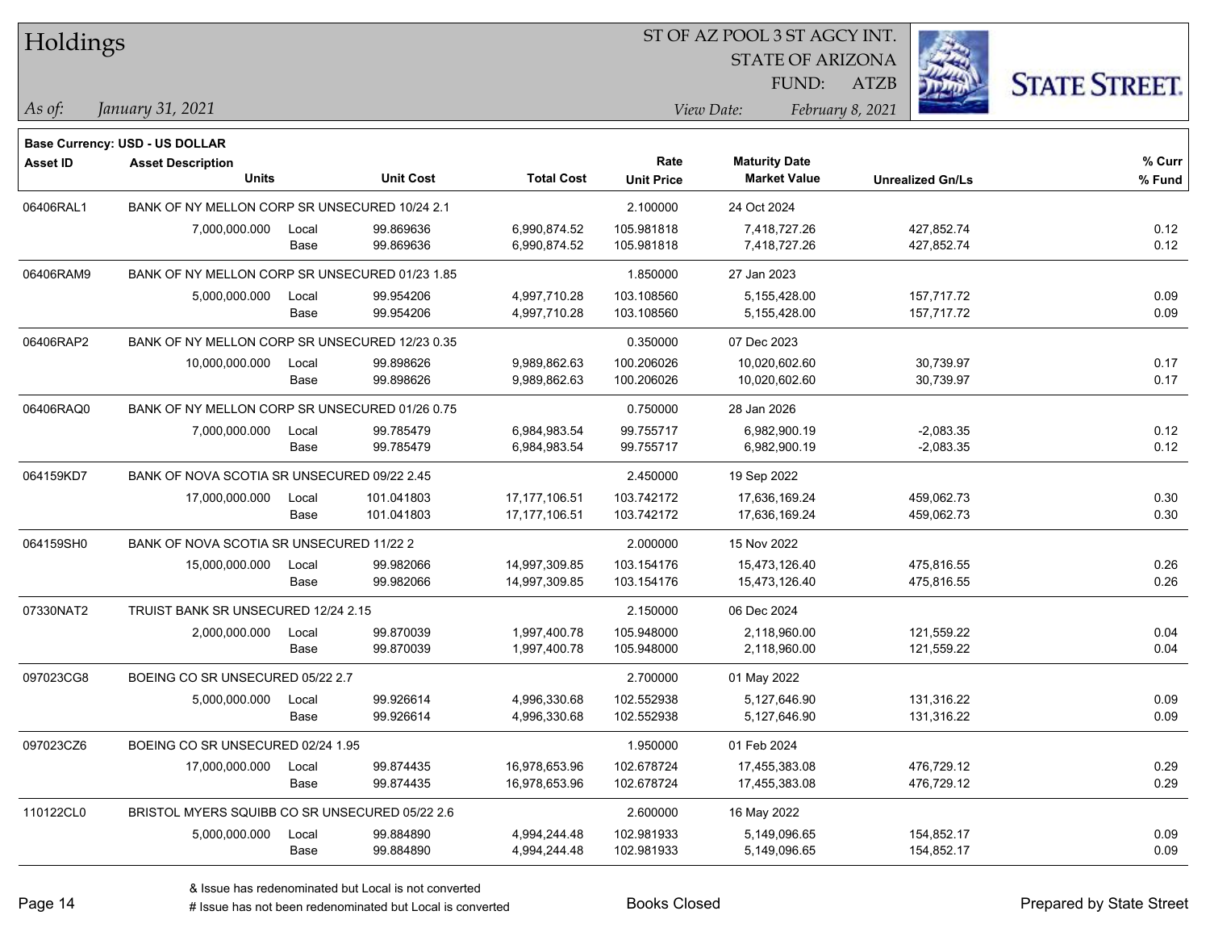**Base Currency: USD - US DOLLAR**

| Asset ID | Asset Description | | | | Rate | Maturity Date | | % Curr |
|---|---|---|---|---|---|---|---|---|
| | Units | | Unit Cost | Total Cost | Unit Price | Market Value | Unrealized Gn/Ls | % Fund |
| 06406RAL1 | BANK OF NY MELLON CORP SR UNSECURED 10/24 2.1 | | | | 2.100000 | 24 Oct 2024 | | |
| | 7,000,000.000 | Local | 99.869636 | 6,990,874.52 | 105.981818 | 7,418,727.26 | 427,852.74 | 0.12 |
| | | Base | 99.869636 | 6,990,874.52 | 105.981818 | 7,418,727.26 | 427,852.74 | 0.12 |
| 06406RAM9 | BANK OF NY MELLON CORP SR UNSECURED 01/23 1.85 | | | | 1.850000 | 27 Jan 2023 | | |
| | 5,000,000.000 | Local | 99.954206 | 4,997,710.28 | 103.108560 | 5,155,428.00 | 157,717.72 | 0.09 |
| | | Base | 99.954206 | 4,997,710.28 | 103.108560 | 5,155,428.00 | 157,717.72 | 0.09 |
| 06406RAP2 | BANK OF NY MELLON CORP SR UNSECURED 12/23 0.35 | | | | 0.350000 | 07 Dec 2023 | | |
| | 10,000,000.000 | Local | 99.898626 | 9,989,862.63 | 100.206026 | 10,020,602.60 | 30,739.97 | 0.17 |
| | | Base | 99.898626 | 9,989,862.63 | 100.206026 | 10,020,602.60 | 30,739.97 | 0.17 |
| 06406RAQ0 | BANK OF NY MELLON CORP SR UNSECURED 01/26 0.75 | | | | 0.750000 | 28 Jan 2026 | | |
| | 7,000,000.000 | Local | 99.785479 | 6,984,983.54 | 99.755717 | 6,982,900.19 | -2,083.35 | 0.12 |
| | | Base | 99.785479 | 6,984,983.54 | 99.755717 | 6,982,900.19 | -2,083.35 | 0.12 |
| 064159KD7 | BANK OF NOVA SCOTIA SR UNSECURED 09/22 2.45 | | | | 2.450000 | 19 Sep 2022 | | |
| | 17,000,000.000 | Local | 101.041803 | 17,177,106.51 | 103.742172 | 17,636,169.24 | 459,062.73 | 0.30 |
| | | Base | 101.041803 | 17,177,106.51 | 103.742172 | 17,636,169.24 | 459,062.73 | 0.30 |
| 064159SH0 | BANK OF NOVA SCOTIA SR UNSECURED 11/22 2 | | | | 2.000000 | 15 Nov 2022 | | |
| | 15,000,000.000 | Local | 99.982066 | 14,997,309.85 | 103.154176 | 15,473,126.40 | 475,816.55 | 0.26 |
| | | Base | 99.982066 | 14,997,309.85 | 103.154176 | 15,473,126.40 | 475,816.55 | 0.26 |
| 07330NAT2 | TRUIST BANK SR UNSECURED 12/24 2.15 | | | | 2.150000 | 06 Dec 2024 | | |
| | 2,000,000.000 | Local | 99.870039 | 1,997,400.78 | 105.948000 | 2,118,960.00 | 121,559.22 | 0.04 |
| | | Base | 99.870039 | 1,997,400.78 | 105.948000 | 2,118,960.00 | 121,559.22 | 0.04 |
| 097023CG8 | BOEING CO SR UNSECURED 05/22 2.7 | | | | 2.700000 | 01 May 2022 | | |
| | 5,000,000.000 | Local | 99.926614 | 4,996,330.68 | 102.552938 | 5,127,646.90 | 131,316.22 | 0.09 |
| | | Base | 99.926614 | 4,996,330.68 | 102.552938 | 5,127,646.90 | 131,316.22 | 0.09 |
| 097023CZ6 | BOEING CO SR UNSECURED 02/24 1.95 | | | | 1.950000 | 01 Feb 2024 | | |
| | 17,000,000.000 | Local | 99.874435 | 16,978,653.96 | 102.678724 | 17,455,383.08 | 476,729.12 | 0.29 |
| | | Base | 99.874435 | 16,978,653.96 | 102.678724 | 17,455,383.08 | 476,729.12 | 0.29 |
| 110122CL0 | BRISTOL MYERS SQUIBB CO SR UNSECURED 05/22 2.6 | | | | 2.600000 | 16 May 2022 | | |
| | 5,000,000.000 | Local | 99.884890 | 4,994,244.48 | 102.981933 | 5,149,096.65 | 154,852.17 | 0.09 |
| | | Base | 99.884890 | 4,994,244.48 | 102.981933 | 5,149,096.65 | 154,852.17 | 0.09 |

& Issue has redenominated but Local is not converted

# Issue has not been redenominated but Local is converted

Books Closed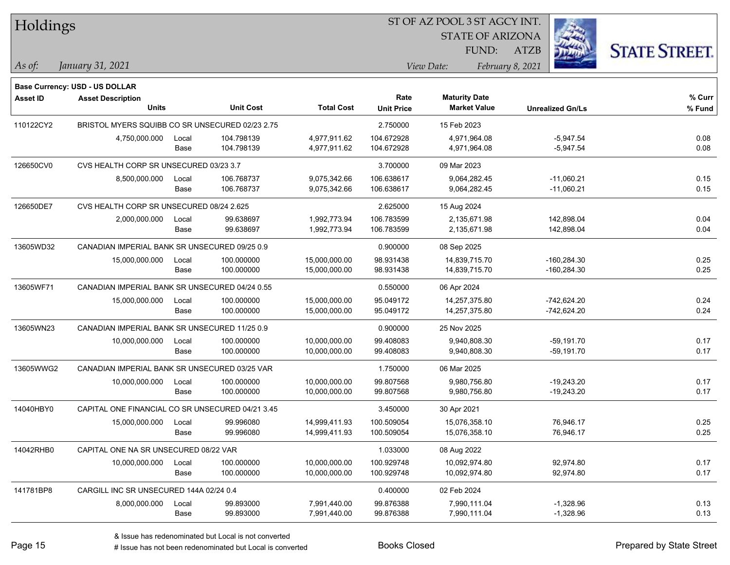# Holdings

ST OF AZ POOL 3 ST AGCY INT.
STATE OF ARIZONA
FUND: ATZB

*As of:* *January 31, 2021*

*View Date:* *February 8, 2021*

**Base Currency: USD - US DOLLAR**

| Asset ID | Asset Description / Units | | Unit Cost | Total Cost | Rate / Unit Price | Maturity Date / Market Value | Unrealized Gn/Ls | % Curr / % Fund |
|---|---|---|---|---|---|---|---|---|
| 110122CY2 | BRISTOL MYERS SQUIBB CO SR UNSECURED 02/23 2.75 | | | | 2.750000 | 15 Feb 2023 | | |
| | 4,750,000.000 | Local | 104.798139 | 4,977,911.62 | 104.672928 | 4,971,964.08 | -5,947.54 | 0.08 |
| | | Base | 104.798139 | 4,977,911.62 | 104.672928 | 4,971,964.08 | -5,947.54 | 0.08 |
| 126650CV0 | CVS HEALTH CORP SR UNSECURED 03/23 3.7 | | | | 3.700000 | 09 Mar 2023 | | |
| | 8,500,000.000 | Local | 106.768737 | 9,075,342.66 | 106.638617 | 9,064,282.45 | -11,060.21 | 0.15 |
| | | Base | 106.768737 | 9,075,342.66 | 106.638617 | 9,064,282.45 | -11,060.21 | 0.15 |
| 126650DE7 | CVS HEALTH CORP SR UNSECURED 08/24 2.625 | | | | 2.625000 | 15 Aug 2024 | | |
| | 2,000,000.000 | Local | 99.638697 | 1,992,773.94 | 106.783599 | 2,135,671.98 | 142,898.04 | 0.04 |
| | | Base | 99.638697 | 1,992,773.94 | 106.783599 | 2,135,671.98 | 142,898.04 | 0.04 |
| 13605WD32 | CANADIAN IMPERIAL BANK SR UNSECURED 09/25 0.9 | | | | 0.900000 | 08 Sep 2025 | | |
| | 15,000,000.000 | Local | 100.000000 | 15,000,000.00 | 98.931438 | 14,839,715.70 | -160,284.30 | 0.25 |
| | | Base | 100.000000 | 15,000,000.00 | 98.931438 | 14,839,715.70 | -160,284.30 | 0.25 |
| 13605WF71 | CANADIAN IMPERIAL BANK SR UNSECURED 04/24 0.55 | | | | 0.550000 | 06 Apr 2024 | | |
| | 15,000,000.000 | Local | 100.000000 | 15,000,000.00 | 95.049172 | 14,257,375.80 | -742,624.20 | 0.24 |
| | | Base | 100.000000 | 15,000,000.00 | 95.049172 | 14,257,375.80 | -742,624.20 | 0.24 |
| 13605WN23 | CANADIAN IMPERIAL BANK SR UNSECURED 11/25 0.9 | | | | 0.900000 | 25 Nov 2025 | | |
| | 10,000,000.000 | Local | 100.000000 | 10,000,000.00 | 99.408083 | 9,940,808.30 | -59,191.70 | 0.17 |
| | | Base | 100.000000 | 10,000,000.00 | 99.408083 | 9,940,808.30 | -59,191.70 | 0.17 |
| 13605WWG2 | CANADIAN IMPERIAL BANK SR UNSECURED 03/25 VAR | | | | 1.750000 | 06 Mar 2025 | | |
| | 10,000,000.000 | Local | 100.000000 | 10,000,000.00 | 99.807568 | 9,980,756.80 | -19,243.20 | 0.17 |
| | | Base | 100.000000 | 10,000,000.00 | 99.807568 | 9,980,756.80 | -19,243.20 | 0.17 |
| 14040HBY0 | CAPITAL ONE FINANCIAL CO SR UNSECURED 04/21 3.45 | | | | 3.450000 | 30 Apr 2021 | | |
| | 15,000,000.000 | Local | 99.996080 | 14,999,411.93 | 100.509054 | 15,076,358.10 | 76,946.17 | 0.25 |
| | | Base | 99.996080 | 14,999,411.93 | 100.509054 | 15,076,358.10 | 76,946.17 | 0.25 |
| 14042RHB0 | CAPITAL ONE NA SR UNSECURED 08/22 VAR | | | | 1.033000 | 08 Aug 2022 | | |
| | 10,000,000.000 | Local | 100.000000 | 10,000,000.00 | 100.929748 | 10,092,974.80 | 92,974.80 | 0.17 |
| | | Base | 100.000000 | 10,000,000.00 | 100.929748 | 10,092,974.80 | 92,974.80 | 0.17 |
| 141781BP8 | CARGILL INC SR UNSECURED 144A 02/24 0.4 | | | | 0.400000 | 02 Feb 2024 | | |
| | 8,000,000.000 | Local | 99.893000 | 7,991,440.00 | 99.876388 | 7,990,111.04 | -1,328.96 | 0.13 |
| | | Base | 99.893000 | 7,991,440.00 | 99.876388 | 7,990,111.04 | -1,328.96 | 0.13 |

& Issue has redenominated but Local is not converted
# Issue has not been redenominated but Local is converted

Books Closed

Prepared by State Street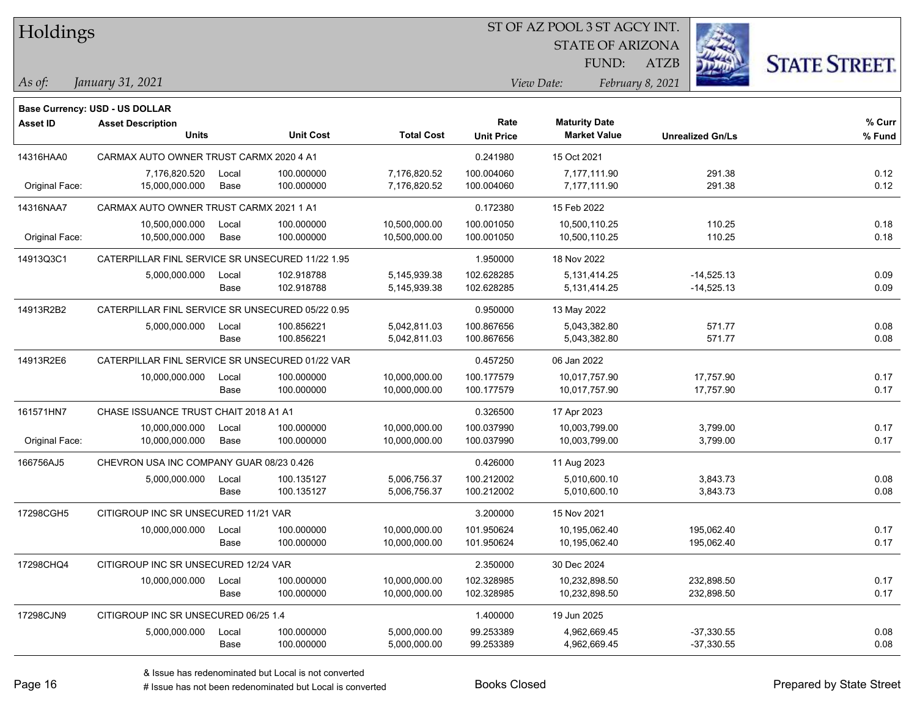# Holdings

ST OF AZ POOL 3 ST AGCY INT.
STATE OF ARIZONA
FUND: ATZB

*As of:* *January 31, 2021*
*View Date:* *February 8, 2021*

**Base Currency: USD - US DOLLAR**

| Asset ID | Asset Description / Units | | Unit Cost | Total Cost | Rate / Unit Price | Maturity Date / Market Value | Unrealized Gn/Ls | % Curr / % Fund |
|---|---|---|---|---|---|---|---|---|
| 14316HAA0 | CARMAX AUTO OWNER TRUST CARMX 2020 4 A1 | | | | 0.241980 | 15 Oct 2021 | | |
| | 7,176,820.520 | Local | 100.000000 | 7,176,820.52 | 100.004060 | 7,177,111.90 | 291.38 | 0.12 |
| Original Face: | 15,000,000.000 | Base | 100.000000 | 7,176,820.52 | 100.004060 | 7,177,111.90 | 291.38 | 0.12 |
| 14316NAA7 | CARMAX AUTO OWNER TRUST CARMX 2021 1 A1 | | | | 0.172380 | 15 Feb 2022 | | |
| | 10,500,000.000 | Local | 100.000000 | 10,500,000.00 | 100.001050 | 10,500,110.25 | 110.25 | 0.18 |
| Original Face: | 10,500,000.000 | Base | 100.000000 | 10,500,000.00 | 100.001050 | 10,500,110.25 | 110.25 | 0.18 |
| 14913Q3C1 | CATERPILLAR FINL SERVICE SR UNSECURED 11/22 1.95 | | | | 1.950000 | 18 Nov 2022 | | |
| | 5,000,000.000 | Local | 102.918788 | 5,145,939.38 | 102.628285 | 5,131,414.25 | -14,525.13 | 0.09 |
| | | Base | 102.918788 | 5,145,939.38 | 102.628285 | 5,131,414.25 | -14,525.13 | 0.09 |
| 14913R2B2 | CATERPILLAR FINL SERVICE SR UNSECURED 05/22 0.95 | | | | 0.950000 | 13 May 2022 | | |
| | 5,000,000.000 | Local | 100.856221 | 5,042,811.03 | 100.867656 | 5,043,382.80 | 571.77 | 0.08 |
| | | Base | 100.856221 | 5,042,811.03 | 100.867656 | 5,043,382.80 | 571.77 | 0.08 |
| 14913R2E6 | CATERPILLAR FINL SERVICE SR UNSECURED 01/22 VAR | | | | 0.457250 | 06 Jan 2022 | | |
| | 10,000,000.000 | Local | 100.000000 | 10,000,000.00 | 100.177579 | 10,017,757.90 | 17,757.90 | 0.17 |
| | | Base | 100.000000 | 10,000,000.00 | 100.177579 | 10,017,757.90 | 17,757.90 | 0.17 |
| 161571HN7 | CHASE ISSUANCE TRUST CHAIT 2018 A1 A1 | | | | 0.326500 | 17 Apr 2023 | | |
| | 10,000,000.000 | Local | 100.000000 | 10,000,000.00 | 100.037990 | 10,003,799.00 | 3,799.00 | 0.17 |
| Original Face: | 10,000,000.000 | Base | 100.000000 | 10,000,000.00 | 100.037990 | 10,003,799.00 | 3,799.00 | 0.17 |
| 166756AJ5 | CHEVRON USA INC COMPANY GUAR 08/23 0.426 | | | | 0.426000 | 11 Aug 2023 | | |
| | 5,000,000.000 | Local | 100.135127 | 5,006,756.37 | 100.212002 | 5,010,600.10 | 3,843.73 | 0.08 |
| | | Base | 100.135127 | 5,006,756.37 | 100.212002 | 5,010,600.10 | 3,843.73 | 0.08 |
| 17298CGH5 | CITIGROUP INC SR UNSECURED 11/21 VAR | | | | 3.200000 | 15 Nov 2021 | | |
| | 10,000,000.000 | Local | 100.000000 | 10,000,000.00 | 101.950624 | 10,195,062.40 | 195,062.40 | 0.17 |
| | | Base | 100.000000 | 10,000,000.00 | 101.950624 | 10,195,062.40 | 195,062.40 | 0.17 |
| 17298CHQ4 | CITIGROUP INC SR UNSECURED 12/24 VAR | | | | 2.350000 | 30 Dec 2024 | | |
| | 10,000,000.000 | Local | 100.000000 | 10,000,000.00 | 102.328985 | 10,232,898.50 | 232,898.50 | 0.17 |
| | | Base | 100.000000 | 10,000,000.00 | 102.328985 | 10,232,898.50 | 232,898.50 | 0.17 |
| 17298CJN9 | CITIGROUP INC SR UNSECURED 06/25 1.4 | | | | 1.400000 | 19 Jun 2025 | | |
| | 5,000,000.000 | Local | 100.000000 | 5,000,000.00 | 99.253389 | 4,962,669.45 | -37,330.55 | 0.08 |
| | | Base | 100.000000 | 5,000,000.00 | 99.253389 | 4,962,669.45 | -37,330.55 | 0.08 |

& Issue has redenominated but Local is not converted
# Issue has not been redenominated but Local is converted

Books Closed

Prepared by State Street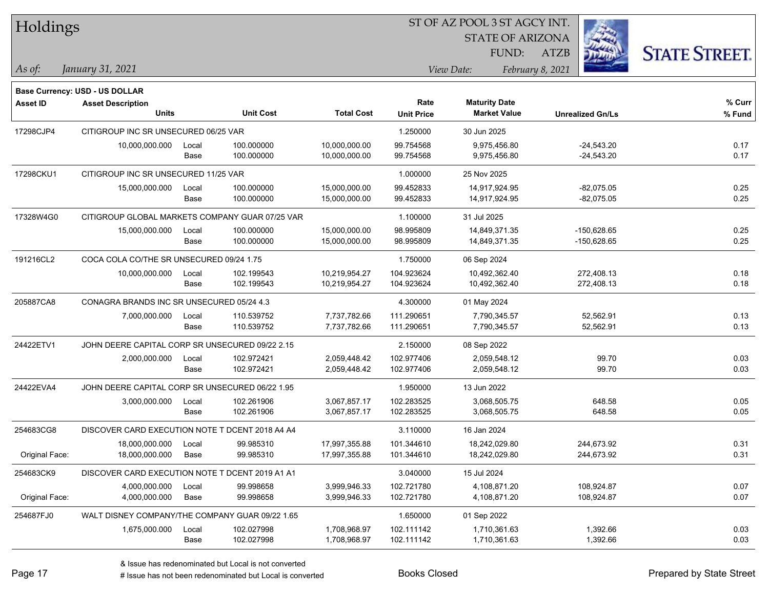# Holdings

ST OF AZ POOL 3 ST AGCY INT.
STATE OF ARIZONA
FUND: ATZB

*As of:* *January 31, 2021*
*View Date:* *February 8, 2021*

**Base Currency: USD - US DOLLAR**

| Asset ID | Asset Description / Units | | Unit Cost | Total Cost | Rate / Unit Price | Maturity Date / Market Value | Unrealized Gn/Ls | % Curr / % Fund |
|---|---|---|---|---|---|---|---|---|
| 17298CJP4 | CITIGROUP INC SR UNSECURED 06/25 VAR | | | | 1.250000 | 30 Jun 2025 | | |
| | 10,000,000.000 | Local | 100.000000 | 10,000,000.00 | 99.754568 | 9,975,456.80 | -24,543.20 | 0.17 |
| | | Base | 100.000000 | 10,000,000.00 | 99.754568 | 9,975,456.80 | -24,543.20 | 0.17 |
| 17298CKU1 | CITIGROUP INC SR UNSECURED 11/25 VAR | | | | 1.000000 | 25 Nov 2025 | | |
| | 15,000,000.000 | Local | 100.000000 | 15,000,000.00 | 99.452833 | 14,917,924.95 | -82,075.05 | 0.25 |
| | | Base | 100.000000 | 15,000,000.00 | 99.452833 | 14,917,924.95 | -82,075.05 | 0.25 |
| 17328W4G0 | CITIGROUP GLOBAL MARKETS COMPANY GUAR 07/25 VAR | | | | 1.100000 | 31 Jul 2025 | | |
| | 15,000,000.000 | Local | 100.000000 | 15,000,000.00 | 98.995809 | 14,849,371.35 | -150,628.65 | 0.25 |
| | | Base | 100.000000 | 15,000,000.00 | 98.995809 | 14,849,371.35 | -150,628.65 | 0.25 |
| 191216CL2 | COCA COLA CO/THE SR UNSECURED 09/24 1.75 | | | | 1.750000 | 06 Sep 2024 | | |
| | 10,000,000.000 | Local | 102.199543 | 10,219,954.27 | 104.923624 | 10,492,362.40 | 272,408.13 | 0.18 |
| | | Base | 102.199543 | 10,219,954.27 | 104.923624 | 10,492,362.40 | 272,408.13 | 0.18 |
| 205887CA8 | CONAGRA BRANDS INC SR UNSECURED 05/24 4.3 | | | | 4.300000 | 01 May 2024 | | |
| | 7,000,000.000 | Local | 110.539752 | 7,737,782.66 | 111.290651 | 7,790,345.57 | 52,562.91 | 0.13 |
| | | Base | 110.539752 | 7,737,782.66 | 111.290651 | 7,790,345.57 | 52,562.91 | 0.13 |
| 24422ETV1 | JOHN DEERE CAPITAL CORP SR UNSECURED 09/22 2.15 | | | | 2.150000 | 08 Sep 2022 | | |
| | 2,000,000.000 | Local | 102.972421 | 2,059,448.42 | 102.977406 | 2,059,548.12 | 99.70 | 0.03 |
| | | Base | 102.972421 | 2,059,448.42 | 102.977406 | 2,059,548.12 | 99.70 | 0.03 |
| 24422EVA4 | JOHN DEERE CAPITAL CORP SR UNSECURED 06/22 1.95 | | | | 1.950000 | 13 Jun 2022 | | |
| | 3,000,000.000 | Local | 102.261906 | 3,067,857.17 | 102.283525 | 3,068,505.75 | 648.58 | 0.05 |
| | | Base | 102.261906 | 3,067,857.17 | 102.283525 | 3,068,505.75 | 648.58 | 0.05 |
| 254683CG8 | DISCOVER CARD EXECUTION NOTE T DCENT 2018 A4 A4 | | | | 3.110000 | 16 Jan 2024 | | |
| | 18,000,000.000 | Local | 99.985310 | 17,997,355.88 | 101.344610 | 18,242,029.80 | 244,673.92 | 0.31 |
| Original Face: | 18,000,000.000 | Base | 99.985310 | 17,997,355.88 | 101.344610 | 18,242,029.80 | 244,673.92 | 0.31 |
| 254683CK9 | DISCOVER CARD EXECUTION NOTE T DCENT 2019 A1 A1 | | | | 3.040000 | 15 Jul 2024 | | |
| | 4,000,000.000 | Local | 99.998658 | 3,999,946.33 | 102.721780 | 4,108,871.20 | 108,924.87 | 0.07 |
| Original Face: | 4,000,000.000 | Base | 99.998658 | 3,999,946.33 | 102.721780 | 4,108,871.20 | 108,924.87 | 0.07 |
| 254687FJ0 | WALT DISNEY COMPANY/THE COMPANY GUAR 09/22 1.65 | | | | 1.650000 | 01 Sep 2022 | | |
| | 1,675,000.000 | Local | 102.027998 | 1,708,968.97 | 102.111142 | 1,710,361.63 | 1,392.66 | 0.03 |
| | | Base | 102.027998 | 1,708,968.97 | 102.111142 | 1,710,361.63 | 1,392.66 | 0.03 |

& Issue has redenominated but Local is not converted
# Issue has not been redenominated but Local is converted

Books Closed

Prepared by State Street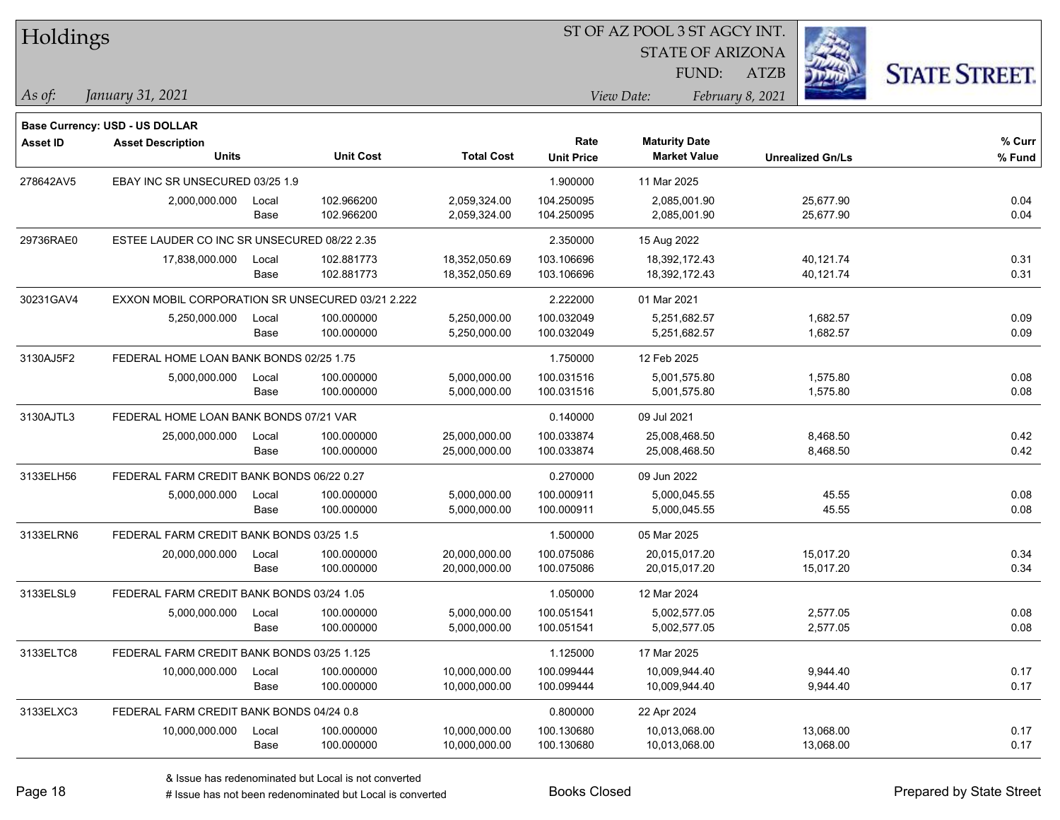# Holdings

ST OF AZ POOL 3 ST AGCY INT.
STATE OF ARIZONA
FUND: ATZB

*As of: January 31, 2021*
*View Date: February 8, 2021*

**Base Currency: USD - US DOLLAR**

| Asset ID | Asset Description / Units | | Unit Cost | Total Cost | Rate / Unit Price | Maturity Date / Market Value | Unrealized Gn/Ls | % Curr / % Fund |
|---|---|---|---|---|---|---|---|---|
| 278642AV5 | EBAY INC SR UNSECURED 03/25 1.9 | | | | 1.900000 | 11 Mar 2025 | | |
| | 2,000,000.000 | Local | 102.966200 | 2,059,324.00 | 104.250095 | 2,085,001.90 | 25,677.90 | 0.04 |
| | | Base | 102.966200 | 2,059,324.00 | 104.250095 | 2,085,001.90 | 25,677.90 | 0.04 |
| 29736RAE0 | ESTEE LAUDER CO INC SR UNSECURED 08/22 2.35 | | | | 2.350000 | 15 Aug 2022 | | |
| | 17,838,000.000 | Local | 102.881773 | 18,352,050.69 | 103.106696 | 18,392,172.43 | 40,121.74 | 0.31 |
| | | Base | 102.881773 | 18,352,050.69 | 103.106696 | 18,392,172.43 | 40,121.74 | 0.31 |
| 30231GAV4 | EXXON MOBIL CORPORATION SR UNSECURED 03/21 2.222 | | | | 2.222000 | 01 Mar 2021 | | |
| | 5,250,000.000 | Local | 100.000000 | 5,250,000.00 | 100.032049 | 5,251,682.57 | 1,682.57 | 0.09 |
| | | Base | 100.000000 | 5,250,000.00 | 100.032049 | 5,251,682.57 | 1,682.57 | 0.09 |
| 3130AJ5F2 | FEDERAL HOME LOAN BANK BONDS 02/25 1.75 | | | | 1.750000 | 12 Feb 2025 | | |
| | 5,000,000.000 | Local | 100.000000 | 5,000,000.00 | 100.031516 | 5,001,575.80 | 1,575.80 | 0.08 |
| | | Base | 100.000000 | 5,000,000.00 | 100.031516 | 5,001,575.80 | 1,575.80 | 0.08 |
| 3130AJTL3 | FEDERAL HOME LOAN BANK BONDS 07/21 VAR | | | | 0.140000 | 09 Jul 2021 | | |
| | 25,000,000.000 | Local | 100.000000 | 25,000,000.00 | 100.033874 | 25,008,468.50 | 8,468.50 | 0.42 |
| | | Base | 100.000000 | 25,000,000.00 | 100.033874 | 25,008,468.50 | 8,468.50 | 0.42 |
| 3133ELH56 | FEDERAL FARM CREDIT BANK BONDS 06/22 0.27 | | | | 0.270000 | 09 Jun 2022 | | |
| | 5,000,000.000 | Local | 100.000000 | 5,000,000.00 | 100.000911 | 5,000,045.55 | 45.55 | 0.08 |
| | | Base | 100.000000 | 5,000,000.00 | 100.000911 | 5,000,045.55 | 45.55 | 0.08 |
| 3133ELRN6 | FEDERAL FARM CREDIT BANK BONDS 03/25 1.5 | | | | 1.500000 | 05 Mar 2025 | | |
| | 20,000,000.000 | Local | 100.000000 | 20,000,000.00 | 100.075086 | 20,015,017.20 | 15,017.20 | 0.34 |
| | | Base | 100.000000 | 20,000,000.00 | 100.075086 | 20,015,017.20 | 15,017.20 | 0.34 |
| 3133ELSL9 | FEDERAL FARM CREDIT BANK BONDS 03/24 1.05 | | | | 1.050000 | 12 Mar 2024 | | |
| | 5,000,000.000 | Local | 100.000000 | 5,000,000.00 | 100.051541 | 5,002,577.05 | 2,577.05 | 0.08 |
| | | Base | 100.000000 | 5,000,000.00 | 100.051541 | 5,002,577.05 | 2,577.05 | 0.08 |
| 3133ELTC8 | FEDERAL FARM CREDIT BANK BONDS 03/25 1.125 | | | | 1.125000 | 17 Mar 2025 | | |
| | 10,000,000.000 | Local | 100.000000 | 10,000,000.00 | 100.099444 | 10,009,944.40 | 9,944.40 | 0.17 |
| | | Base | 100.000000 | 10,000,000.00 | 100.099444 | 10,009,944.40 | 9,944.40 | 0.17 |
| 3133ELXC3 | FEDERAL FARM CREDIT BANK BONDS 04/24 0.8 | | | | 0.800000 | 22 Apr 2024 | | |
| | 10,000,000.000 | Local | 100.000000 | 10,000,000.00 | 100.130680 | 10,013,068.00 | 13,068.00 | 0.17 |
| | | Base | 100.000000 | 10,000,000.00 | 100.130680 | 10,013,068.00 | 13,068.00 | 0.17 |

& Issue has redenominated but Local is not converted
# Issue has not been redenominated but Local is converted

Books Closed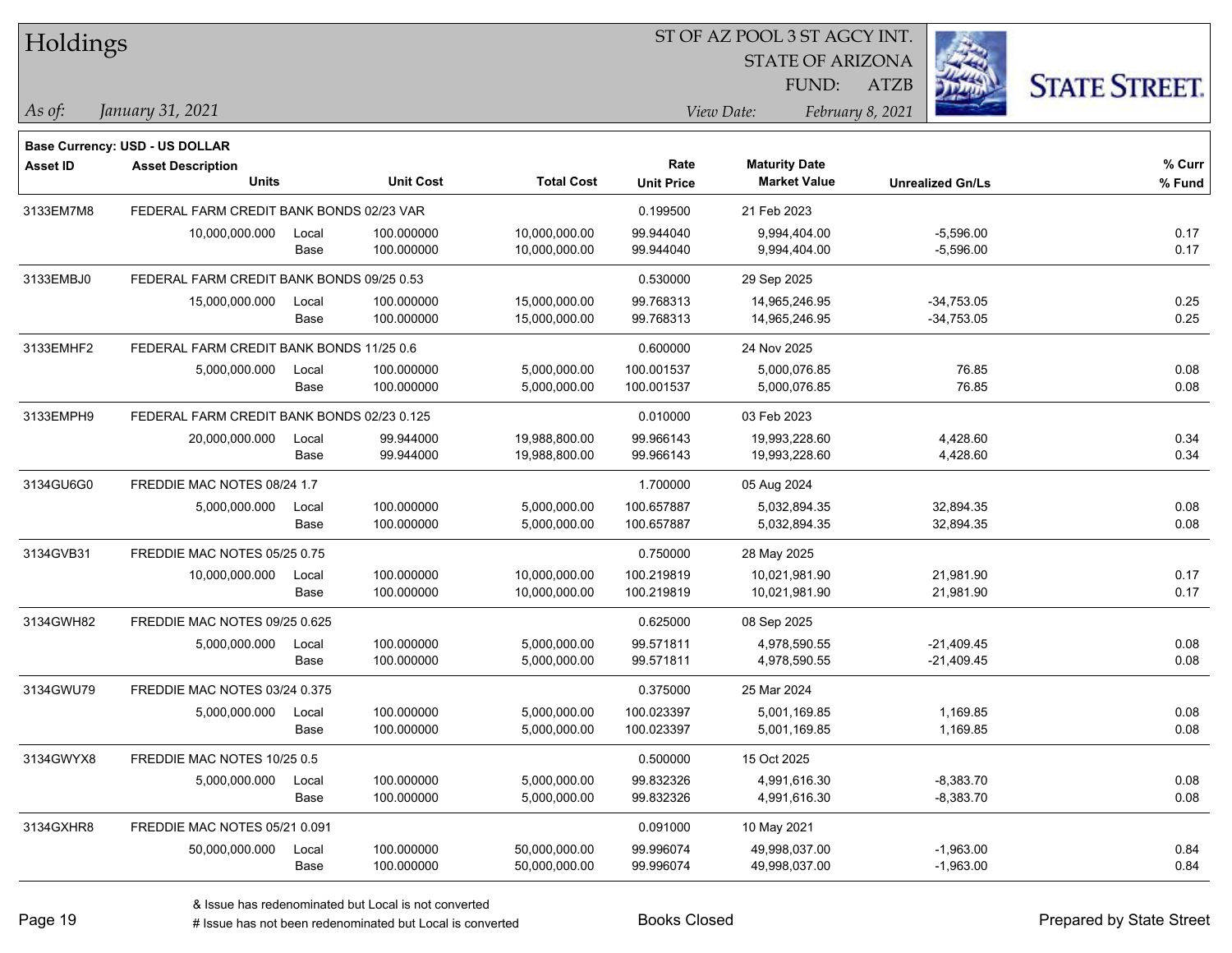# Holdings

ST OF AZ POOL 3 ST AGCY INT.
STATE OF ARIZONA
FUND: ATZB

*As of: January 31, 2021*

*View Date: February 8, 2021*

**Base Currency: USD - US DOLLAR**

| Asset ID | Asset Description / Units | | Unit Cost | Total Cost | Rate / Unit Price | Maturity Date / Market Value | Unrealized Gn/Ls | % Curr / % Fund |
|---|---|---|---|---|---|---|---|---|
| 3133EM7M8 | FEDERAL FARM CREDIT BANK BONDS 02/23 VAR | | | | 0.199500 | 21 Feb 2023 | | |
| | 10,000,000.000 | Local | 100.000000 | 10,000,000.00 | 99.944040 | 9,994,404.00 | -5,596.00 | 0.17 |
| | | Base | 100.000000 | 10,000,000.00 | 99.944040 | 9,994,404.00 | -5,596.00 | 0.17 |
| 3133EMBJ0 | FEDERAL FARM CREDIT BANK BONDS 09/25 0.53 | | | | 0.530000 | 29 Sep 2025 | | |
| | 15,000,000.000 | Local | 100.000000 | 15,000,000.00 | 99.768313 | 14,965,246.95 | -34,753.05 | 0.25 |
| | | Base | 100.000000 | 15,000,000.00 | 99.768313 | 14,965,246.95 | -34,753.05 | 0.25 |
| 3133EMHF2 | FEDERAL FARM CREDIT BANK BONDS 11/25 0.6 | | | | 0.600000 | 24 Nov 2025 | | |
| | 5,000,000.000 | Local | 100.000000 | 5,000,000.00 | 100.001537 | 5,000,076.85 | 76.85 | 0.08 |
| | | Base | 100.000000 | 5,000,000.00 | 100.001537 | 5,000,076.85 | 76.85 | 0.08 |
| 3133EMPH9 | FEDERAL FARM CREDIT BANK BONDS 02/23 0.125 | | | | 0.010000 | 03 Feb 2023 | | |
| | 20,000,000.000 | Local | 99.944000 | 19,988,800.00 | 99.966143 | 19,993,228.60 | 4,428.60 | 0.34 |
| | | Base | 99.944000 | 19,988,800.00 | 99.966143 | 19,993,228.60 | 4,428.60 | 0.34 |
| 3134GU6G0 | FREDDIE MAC NOTES 08/24 1.7 | | | | 1.700000 | 05 Aug 2024 | | |
| | 5,000,000.000 | Local | 100.000000 | 5,000,000.00 | 100.657887 | 5,032,894.35 | 32,894.35 | 0.08 |
| | | Base | 100.000000 | 5,000,000.00 | 100.657887 | 5,032,894.35 | 32,894.35 | 0.08 |
| 3134GVB31 | FREDDIE MAC NOTES 05/25 0.75 | | | | 0.750000 | 28 May 2025 | | |
| | 10,000,000.000 | Local | 100.000000 | 10,000,000.00 | 100.219819 | 10,021,981.90 | 21,981.90 | 0.17 |
| | | Base | 100.000000 | 10,000,000.00 | 100.219819 | 10,021,981.90 | 21,981.90 | 0.17 |
| 3134GWH82 | FREDDIE MAC NOTES 09/25 0.625 | | | | 0.625000 | 08 Sep 2025 | | |
| | 5,000,000.000 | Local | 100.000000 | 5,000,000.00 | 99.571811 | 4,978,590.55 | -21,409.45 | 0.08 |
| | | Base | 100.000000 | 5,000,000.00 | 99.571811 | 4,978,590.55 | -21,409.45 | 0.08 |
| 3134GWU79 | FREDDIE MAC NOTES 03/24 0.375 | | | | 0.375000 | 25 Mar 2024 | | |
| | 5,000,000.000 | Local | 100.000000 | 5,000,000.00 | 100.023397 | 5,001,169.85 | 1,169.85 | 0.08 |
| | | Base | 100.000000 | 5,000,000.00 | 100.023397 | 5,001,169.85 | 1,169.85 | 0.08 |
| 3134GWYX8 | FREDDIE MAC NOTES 10/25 0.5 | | | | 0.500000 | 15 Oct 2025 | | |
| | 5,000,000.000 | Local | 100.000000 | 5,000,000.00 | 99.832326 | 4,991,616.30 | -8,383.70 | 0.08 |
| | | Base | 100.000000 | 5,000,000.00 | 99.832326 | 4,991,616.30 | -8,383.70 | 0.08 |
| 3134GXHR8 | FREDDIE MAC NOTES 05/21 0.091 | | | | 0.091000 | 10 May 2021 | | |
| | 50,000,000.000 | Local | 100.000000 | 50,000,000.00 | 99.996074 | 49,998,037.00 | -1,963.00 | 0.84 |
| | | Base | 100.000000 | 50,000,000.00 | 99.996074 | 49,998,037.00 | -1,963.00 | 0.84 |

& Issue has redenominated but Local is not converted

# Issue has not been redenominated but Local is converted

Books Closed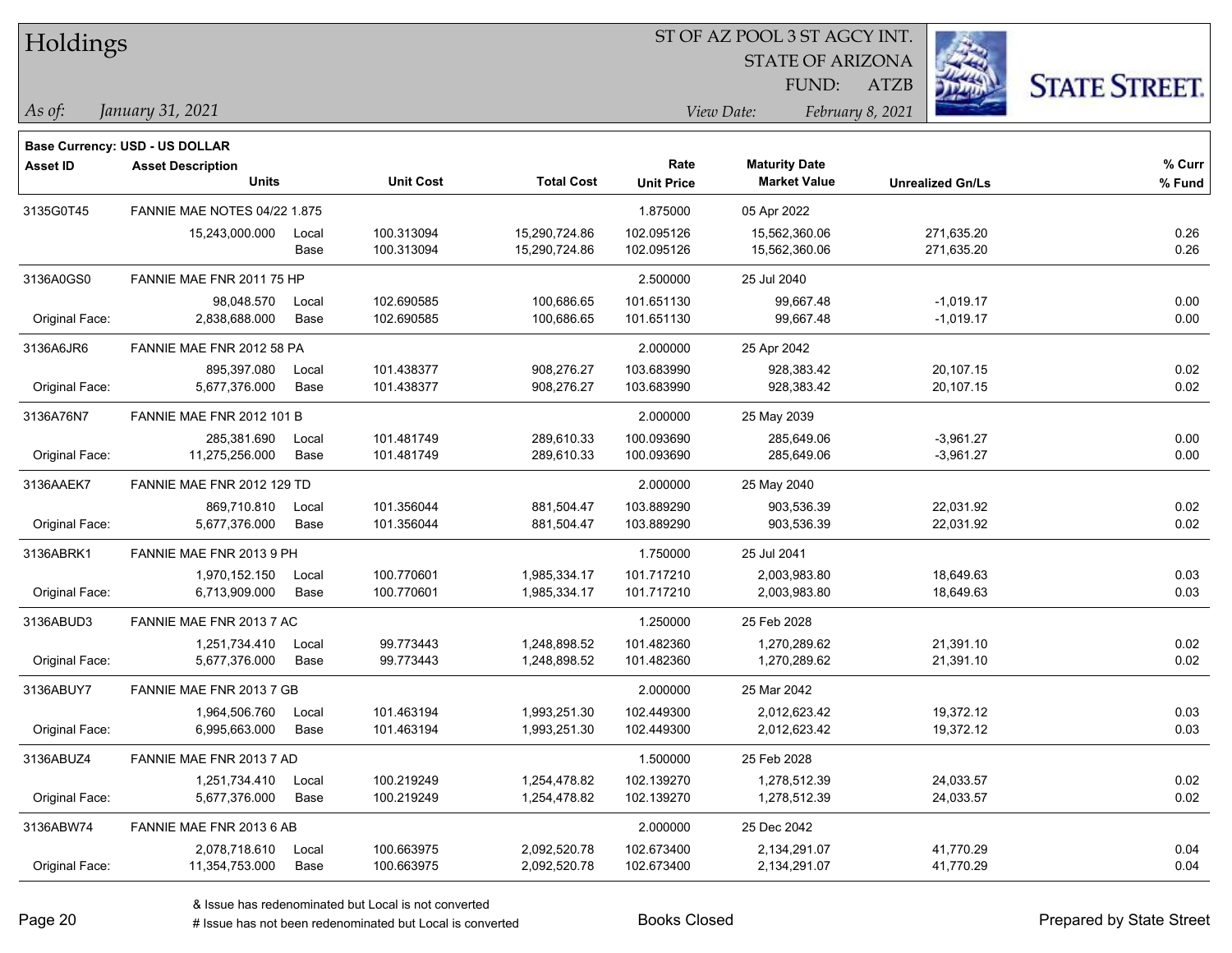# Holdings

ST OF AZ POOL 3 ST AGCY INT.
STATE OF ARIZONA
FUND: ATZB

*As of:* *January 31, 2021*
*View Date:* *February 8, 2021*

**Base Currency: USD - US DOLLAR**

| Asset ID | Asset Description / Units | | Unit Cost | Total Cost | Rate / Unit Price | Maturity Date / Market Value | Unrealized Gn/Ls | % Curr / % Fund |
|---|---|---|---|---|---|---|---|---|
| 3135G0T45 | FANNIE MAE NOTES 04/22 1.875 | | | | 1.875000 | 05 Apr 2022 | | |
| | 15,243,000.000 | Local | 100.313094 | 15,290,724.86 | 102.095126 | 15,562,360.06 | 271,635.20 | 0.26 |
| | | Base | 100.313094 | 15,290,724.86 | 102.095126 | 15,562,360.06 | 271,635.20 | 0.26 |
| 3136A0GS0 | FANNIE MAE FNR 2011 75 HP | | | | 2.500000 | 25 Jul 2040 | | |
| | 98,048.570 | Local | 102.690585 | 100,686.65 | 101.651130 | 99,667.48 | -1,019.17 | 0.00 |
| Original Face: | 2,838,688.000 | Base | 102.690585 | 100,686.65 | 101.651130 | 99,667.48 | -1,019.17 | 0.00 |
| 3136A6JR6 | FANNIE MAE FNR 2012 58 PA | | | | 2.000000 | 25 Apr 2042 | | |
| | 895,397.080 | Local | 101.438377 | 908,276.27 | 103.683990 | 928,383.42 | 20,107.15 | 0.02 |
| Original Face: | 5,677,376.000 | Base | 101.438377 | 908,276.27 | 103.683990 | 928,383.42 | 20,107.15 | 0.02 |
| 3136A76N7 | FANNIE MAE FNR 2012 101 B | | | | 2.000000 | 25 May 2039 | | |
| | 285,381.690 | Local | 101.481749 | 289,610.33 | 100.093690 | 285,649.06 | -3,961.27 | 0.00 |
| Original Face: | 11,275,256.000 | Base | 101.481749 | 289,610.33 | 100.093690 | 285,649.06 | -3,961.27 | 0.00 |
| 3136AAEK7 | FANNIE MAE FNR 2012 129 TD | | | | 2.000000 | 25 May 2040 | | |
| | 869,710.810 | Local | 101.356044 | 881,504.47 | 103.889290 | 903,536.39 | 22,031.92 | 0.02 |
| Original Face: | 5,677,376.000 | Base | 101.356044 | 881,504.47 | 103.889290 | 903,536.39 | 22,031.92 | 0.02 |
| 3136ABRK1 | FANNIE MAE FNR 2013 9 PH | | | | 1.750000 | 25 Jul 2041 | | |
| | 1,970,152.150 | Local | 100.770601 | 1,985,334.17 | 101.717210 | 2,003,983.80 | 18,649.63 | 0.03 |
| Original Face: | 6,713,909.000 | Base | 100.770601 | 1,985,334.17 | 101.717210 | 2,003,983.80 | 18,649.63 | 0.03 |
| 3136ABUD3 | FANNIE MAE FNR 2013 7 AC | | | | 1.250000 | 25 Feb 2028 | | |
| | 1,251,734.410 | Local | 99.773443 | 1,248,898.52 | 101.482360 | 1,270,289.62 | 21,391.10 | 0.02 |
| Original Face: | 5,677,376.000 | Base | 99.773443 | 1,248,898.52 | 101.482360 | 1,270,289.62 | 21,391.10 | 0.02 |
| 3136ABUY7 | FANNIE MAE FNR 2013 7 GB | | | | 2.000000 | 25 Mar 2042 | | |
| | 1,964,506.760 | Local | 101.463194 | 1,993,251.30 | 102.449300 | 2,012,623.42 | 19,372.12 | 0.03 |
| Original Face: | 6,995,663.000 | Base | 101.463194 | 1,993,251.30 | 102.449300 | 2,012,623.42 | 19,372.12 | 0.03 |
| 3136ABUZ4 | FANNIE MAE FNR 2013 7 AD | | | | 1.500000 | 25 Feb 2028 | | |
| | 1,251,734.410 | Local | 100.219249 | 1,254,478.82 | 102.139270 | 1,278,512.39 | 24,033.57 | 0.02 |
| Original Face: | 5,677,376.000 | Base | 100.219249 | 1,254,478.82 | 102.139270 | 1,278,512.39 | 24,033.57 | 0.02 |
| 3136ABW74 | FANNIE MAE FNR 2013 6 AB | | | | 2.000000 | 25 Dec 2042 | | |
| | 2,078,718.610 | Local | 100.663975 | 2,092,520.78 | 102.673400 | 2,134,291.07 | 41,770.29 | 0.04 |
| Original Face: | 11,354,753.000 | Base | 100.663975 | 2,092,520.78 | 102.673400 | 2,134,291.07 | 41,770.29 | 0.04 |

& Issue has redenominated but Local is not converted
# Issue has not been redenominated but Local is converted

Books Closed

Prepared by State Street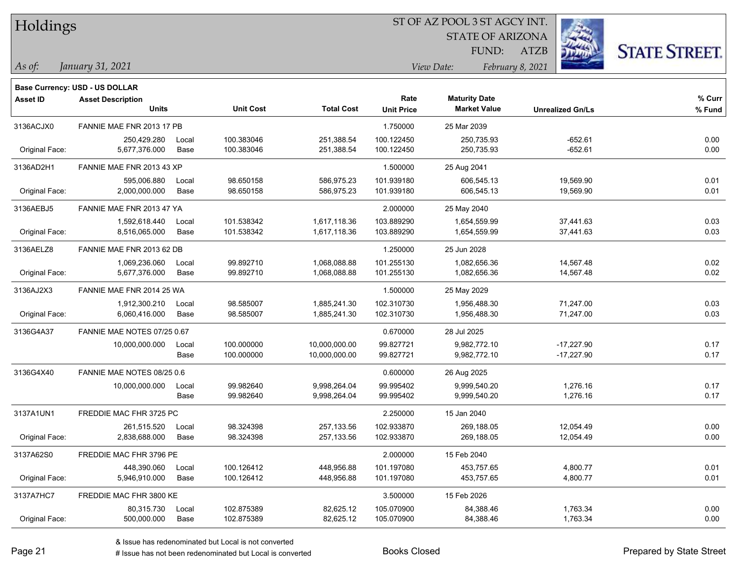# Holdings

ST OF AZ POOL 3 ST AGCY INT.
STATE OF ARIZONA
FUND: ATZB

*As of: January 31, 2021*

*View Date: February 8, 2021*

**Base Currency: USD - US DOLLAR**

| Asset ID | Asset Description / Units | | Unit Cost | Total Cost | Rate / Unit Price | Maturity Date / Market Value | Unrealized Gn/Ls | % Curr / % Fund |
|---|---|---|---|---|---|---|---|---|
| 3136ACJX0 | FANNIE MAE FNR 2013 17 PB | | | | 1.750000 | 25 Mar 2039 | | |
| | 250,429.280 | Local | 100.383046 | 251,388.54 | 100.122450 | 250,735.93 | -652.61 | 0.00 |
| Original Face: | 5,677,376.000 | Base | 100.383046 | 251,388.54 | 100.122450 | 250,735.93 | -652.61 | 0.00 |
| 3136AD2H1 | FANNIE MAE FNR 2013 43 XP | | | | 1.500000 | 25 Aug 2041 | | |
| | 595,006.880 | Local | 98.650158 | 586,975.23 | 101.939180 | 606,545.13 | 19,569.90 | 0.01 |
| Original Face: | 2,000,000.000 | Base | 98.650158 | 586,975.23 | 101.939180 | 606,545.13 | 19,569.90 | 0.01 |
| 3136AEBJ5 | FANNIE MAE FNR 2013 47 YA | | | | 2.000000 | 25 May 2040 | | |
| | 1,592,618.440 | Local | 101.538342 | 1,617,118.36 | 103.889290 | 1,654,559.99 | 37,441.63 | 0.03 |
| Original Face: | 8,516,065.000 | Base | 101.538342 | 1,617,118.36 | 103.889290 | 1,654,559.99 | 37,441.63 | 0.03 |
| 3136AELZ8 | FANNIE MAE FNR 2013 62 DB | | | | 1.250000 | 25 Jun 2028 | | |
| | 1,069,236.060 | Local | 99.892710 | 1,068,088.88 | 101.255130 | 1,082,656.36 | 14,567.48 | 0.02 |
| Original Face: | 5,677,376.000 | Base | 99.892710 | 1,068,088.88 | 101.255130 | 1,082,656.36 | 14,567.48 | 0.02 |
| 3136AJ2X3 | FANNIE MAE FNR 2014 25 WA | | | | 1.500000 | 25 May 2029 | | |
| | 1,912,300.210 | Local | 98.585007 | 1,885,241.30 | 102.310730 | 1,956,488.30 | 71,247.00 | 0.03 |
| Original Face: | 6,060,416.000 | Base | 98.585007 | 1,885,241.30 | 102.310730 | 1,956,488.30 | 71,247.00 | 0.03 |
| 3136G4A37 | FANNIE MAE NOTES 07/25 0.67 | | | | 0.670000 | 28 Jul 2025 | | |
| | 10,000,000.000 | Local | 100.000000 | 10,000,000.00 | 99.827721 | 9,982,772.10 | -17,227.90 | 0.17 |
| | | Base | 100.000000 | 10,000,000.00 | 99.827721 | 9,982,772.10 | -17,227.90 | 0.17 |
| 3136G4X40 | FANNIE MAE NOTES 08/25 0.6 | | | | 0.600000 | 26 Aug 2025 | | |
| | 10,000,000.000 | Local | 99.982640 | 9,998,264.04 | 99.995402 | 9,999,540.20 | 1,276.16 | 0.17 |
| | | Base | 99.982640 | 9,998,264.04 | 99.995402 | 9,999,540.20 | 1,276.16 | 0.17 |
| 3137A1UN1 | FREDDIE MAC FHR 3725 PC | | | | 2.250000 | 15 Jan 2040 | | |
| | 261,515.520 | Local | 98.324398 | 257,133.56 | 102.933870 | 269,188.05 | 12,054.49 | 0.00 |
| Original Face: | 2,838,688.000 | Base | 98.324398 | 257,133.56 | 102.933870 | 269,188.05 | 12,054.49 | 0.00 |
| 3137A62S0 | FREDDIE MAC FHR 3796 PE | | | | 2.000000 | 15 Feb 2040 | | |
| | 448,390.060 | Local | 100.126412 | 448,956.88 | 101.197080 | 453,757.65 | 4,800.77 | 0.01 |
| Original Face: | 5,946,910.000 | Base | 100.126412 | 448,956.88 | 101.197080 | 453,757.65 | 4,800.77 | 0.01 |
| 3137A7HC7 | FREDDIE MAC FHR 3800 KE | | | | 3.500000 | 15 Feb 2026 | | |
| | 80,315.730 | Local | 102.875389 | 82,625.12 | 105.070900 | 84,388.46 | 1,763.34 | 0.00 |
| Original Face: | 500,000.000 | Base | 102.875389 | 82,625.12 | 105.070900 | 84,388.46 | 1,763.34 | 0.00 |

& Issue has redenominated but Local is not converted
# Issue has not been redenominated but Local is converted

Books Closed

Prepared by State Street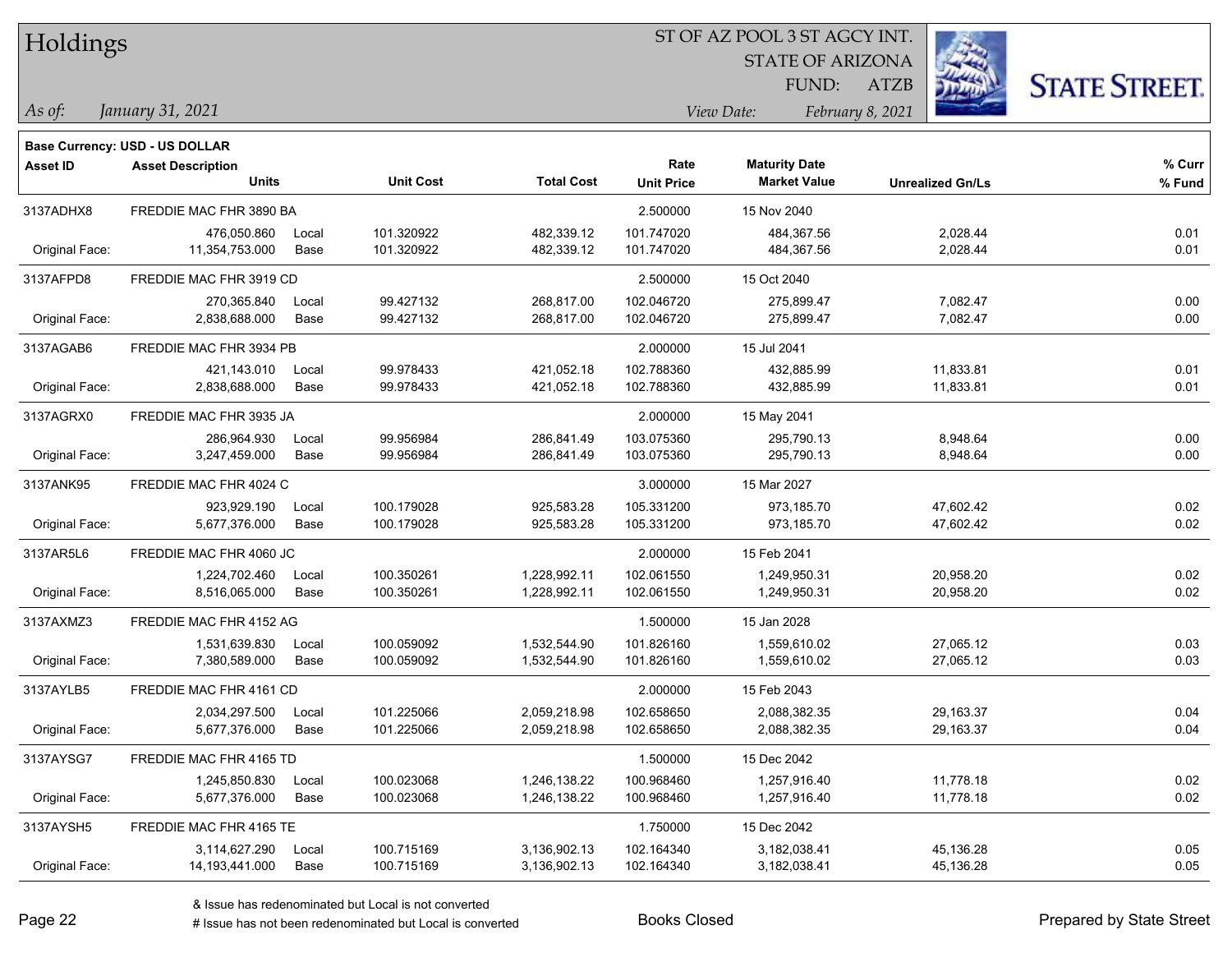# Holdings

ST OF AZ POOL 3 ST AGCY INT.
STATE OF ARIZONA
FUND: ATZB

*As of:* *January 31, 2021*

*View Date:* *February 8, 2021*

**Base Currency: USD - US DOLLAR**

| Asset ID | Asset Description / Units | | Unit Cost | Total Cost | Rate / Unit Price | Maturity Date / Market Value | Unrealized Gn/Ls | % Curr / % Fund |
|---|---|---|---|---|---|---|---|---|
| 3137ADHX8 | FREDDIE MAC FHR 3890 BA | | | | 2.500000 | 15 Nov 2040 | | |
| | 476,050.860 | Local | 101.320922 | 482,339.12 | 101.747020 | 484,367.56 | 2,028.44 | 0.01 |
| Original Face: | 11,354,753.000 | Base | 101.320922 | 482,339.12 | 101.747020 | 484,367.56 | 2,028.44 | 0.01 |
| 3137AFPD8 | FREDDIE MAC FHR 3919 CD | | | | 2.500000 | 15 Oct 2040 | | |
| | 270,365.840 | Local | 99.427132 | 268,817.00 | 102.046720 | 275,899.47 | 7,082.47 | 0.00 |
| Original Face: | 2,838,688.000 | Base | 99.427132 | 268,817.00 | 102.046720 | 275,899.47 | 7,082.47 | 0.00 |
| 3137AGAB6 | FREDDIE MAC FHR 3934 PB | | | | 2.000000 | 15 Jul 2041 | | |
| | 421,143.010 | Local | 99.978433 | 421,052.18 | 102.788360 | 432,885.99 | 11,833.81 | 0.01 |
| Original Face: | 2,838,688.000 | Base | 99.978433 | 421,052.18 | 102.788360 | 432,885.99 | 11,833.81 | 0.01 |
| 3137AGRX0 | FREDDIE MAC FHR 3935 JA | | | | 2.000000 | 15 May 2041 | | |
| | 286,964.930 | Local | 99.956984 | 286,841.49 | 103.075360 | 295,790.13 | 8,948.64 | 0.00 |
| Original Face: | 3,247,459.000 | Base | 99.956984 | 286,841.49 | 103.075360 | 295,790.13 | 8,948.64 | 0.00 |
| 3137ANK95 | FREDDIE MAC FHR 4024 C | | | | 3.000000 | 15 Mar 2027 | | |
| | 923,929.190 | Local | 100.179028 | 925,583.28 | 105.331200 | 973,185.70 | 47,602.42 | 0.02 |
| Original Face: | 5,677,376.000 | Base | 100.179028 | 925,583.28 | 105.331200 | 973,185.70 | 47,602.42 | 0.02 |
| 3137AR5L6 | FREDDIE MAC FHR 4060 JC | | | | 2.000000 | 15 Feb 2041 | | |
| | 1,224,702.460 | Local | 100.350261 | 1,228,992.11 | 102.061550 | 1,249,950.31 | 20,958.20 | 0.02 |
| Original Face: | 8,516,065.000 | Base | 100.350261 | 1,228,992.11 | 102.061550 | 1,249,950.31 | 20,958.20 | 0.02 |
| 3137AXMZ3 | FREDDIE MAC FHR 4152 AG | | | | 1.500000 | 15 Jan 2028 | | |
| | 1,531,639.830 | Local | 100.059092 | 1,532,544.90 | 101.826160 | 1,559,610.02 | 27,065.12 | 0.03 |
| Original Face: | 7,380,589.000 | Base | 100.059092 | 1,532,544.90 | 101.826160 | 1,559,610.02 | 27,065.12 | 0.03 |
| 3137AYLB5 | FREDDIE MAC FHR 4161 CD | | | | 2.000000 | 15 Feb 2043 | | |
| | 2,034,297.500 | Local | 101.225066 | 2,059,218.98 | 102.658650 | 2,088,382.35 | 29,163.37 | 0.04 |
| Original Face: | 5,677,376.000 | Base | 101.225066 | 2,059,218.98 | 102.658650 | 2,088,382.35 | 29,163.37 | 0.04 |
| 3137AYSG7 | FREDDIE MAC FHR 4165 TD | | | | 1.500000 | 15 Dec 2042 | | |
| | 1,245,850.830 | Local | 100.023068 | 1,246,138.22 | 100.968460 | 1,257,916.40 | 11,778.18 | 0.02 |
| Original Face: | 5,677,376.000 | Base | 100.023068 | 1,246,138.22 | 100.968460 | 1,257,916.40 | 11,778.18 | 0.02 |
| 3137AYSH5 | FREDDIE MAC FHR 4165 TE | | | | 1.750000 | 15 Dec 2042 | | |
| | 3,114,627.290 | Local | 100.715169 | 3,136,902.13 | 102.164340 | 3,182,038.41 | 45,136.28 | 0.05 |
| Original Face: | 14,193,441.000 | Base | 100.715169 | 3,136,902.13 | 102.164340 | 3,182,038.41 | 45,136.28 | 0.05 |

& Issue has redenominated but Local is not converted
# Issue has not been redenominated but Local is converted

Books Closed

Prepared by State Street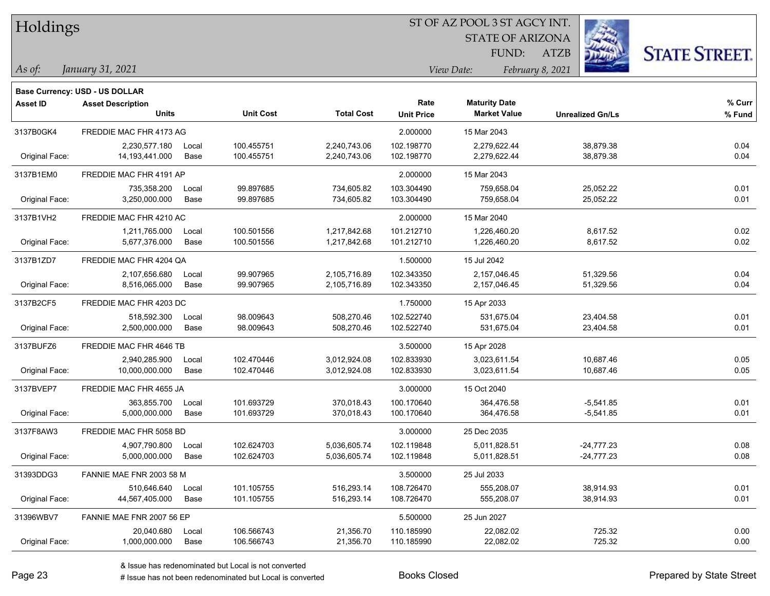# Holdings

ST OF AZ POOL 3 ST AGCY INT.
STATE OF ARIZONA
FUND: ATZB

*As of: January 31, 2021*
*View Date: February 8, 2021*

**Base Currency: USD - US DOLLAR**

| Asset ID | Asset Description / Units | | Unit Cost | Total Cost | Rate / Unit Price | Maturity Date / Market Value | Unrealized Gn/Ls | % Curr / % Fund |
|---|---|---|---|---|---|---|---|---|
| 3137B0GK4 | FREDDIE MAC FHR 4173 AG | | | | 2.000000 | 15 Mar 2043 | | |
| | 2,230,577.180 | Local | 100.455751 | 2,240,743.06 | 102.198770 | 2,279,622.44 | 38,879.38 | 0.04 |
| Original Face: | 14,193,441.000 | Base | 100.455751 | 2,240,743.06 | 102.198770 | 2,279,622.44 | 38,879.38 | 0.04 |
| 3137B1EM0 | FREDDIE MAC FHR 4191 AP | | | | 2.000000 | 15 Mar 2043 | | |
| | 735,358.200 | Local | 99.897685 | 734,605.82 | 103.304490 | 759,658.04 | 25,052.22 | 0.01 |
| Original Face: | 3,250,000.000 | Base | 99.897685 | 734,605.82 | 103.304490 | 759,658.04 | 25,052.22 | 0.01 |
| 3137B1VH2 | FREDDIE MAC FHR 4210 AC | | | | 2.000000 | 15 Mar 2040 | | |
| | 1,211,765.000 | Local | 100.501556 | 1,217,842.68 | 101.212710 | 1,226,460.20 | 8,617.52 | 0.02 |
| Original Face: | 5,677,376.000 | Base | 100.501556 | 1,217,842.68 | 101.212710 | 1,226,460.20 | 8,617.52 | 0.02 |
| 3137B1ZD7 | FREDDIE MAC FHR 4204 QA | | | | 1.500000 | 15 Jul 2042 | | |
| | 2,107,656.680 | Local | 99.907965 | 2,105,716.89 | 102.343350 | 2,157,046.45 | 51,329.56 | 0.04 |
| Original Face: | 8,516,065.000 | Base | 99.907965 | 2,105,716.89 | 102.343350 | 2,157,046.45 | 51,329.56 | 0.04 |
| 3137B2CF5 | FREDDIE MAC FHR 4203 DC | | | | 1.750000 | 15 Apr 2033 | | |
| | 518,592.300 | Local | 98.009643 | 508,270.46 | 102.522740 | 531,675.04 | 23,404.58 | 0.01 |
| Original Face: | 2,500,000.000 | Base | 98.009643 | 508,270.46 | 102.522740 | 531,675.04 | 23,404.58 | 0.01 |
| 3137BUFZ6 | FREDDIE MAC FHR 4646 TB | | | | 3.500000 | 15 Apr 2028 | | |
| | 2,940,285.900 | Local | 102.470446 | 3,012,924.08 | 102.833930 | 3,023,611.54 | 10,687.46 | 0.05 |
| Original Face: | 10,000,000.000 | Base | 102.470446 | 3,012,924.08 | 102.833930 | 3,023,611.54 | 10,687.46 | 0.05 |
| 3137BVEP7 | FREDDIE MAC FHR 4655 JA | | | | 3.000000 | 15 Oct 2040 | | |
| | 363,855.700 | Local | 101.693729 | 370,018.43 | 100.170640 | 364,476.58 | -5,541.85 | 0.01 |
| Original Face: | 5,000,000.000 | Base | 101.693729 | 370,018.43 | 100.170640 | 364,476.58 | -5,541.85 | 0.01 |
| 3137F8AW3 | FREDDIE MAC FHR 5058 BD | | | | 3.000000 | 25 Dec 2035 | | |
| | 4,907,790.800 | Local | 102.624703 | 5,036,605.74 | 102.119848 | 5,011,828.51 | -24,777.23 | 0.08 |
| Original Face: | 5,000,000.000 | Base | 102.624703 | 5,036,605.74 | 102.119848 | 5,011,828.51 | -24,777.23 | 0.08 |
| 31393DDG3 | FANNIE MAE FNR 2003 58 M | | | | 3.500000 | 25 Jul 2033 | | |
| | 510,646.640 | Local | 101.105755 | 516,293.14 | 108.726470 | 555,208.07 | 38,914.93 | 0.01 |
| Original Face: | 44,567,405.000 | Base | 101.105755 | 516,293.14 | 108.726470 | 555,208.07 | 38,914.93 | 0.01 |
| 31396WBV7 | FANNIE MAE FNR 2007 56 EP | | | | 5.500000 | 25 Jun 2027 | | |
| | 20,040.680 | Local | 106.566743 | 21,356.70 | 110.185990 | 22,082.02 | 725.32 | 0.00 |
| Original Face: | 1,000,000.000 | Base | 106.566743 | 21,356.70 | 110.185990 | 22,082.02 | 725.32 | 0.00 |

& Issue has redenominated but Local is not converted
# Issue has not been redenominated but Local is converted

Books Closed

Prepared by State Street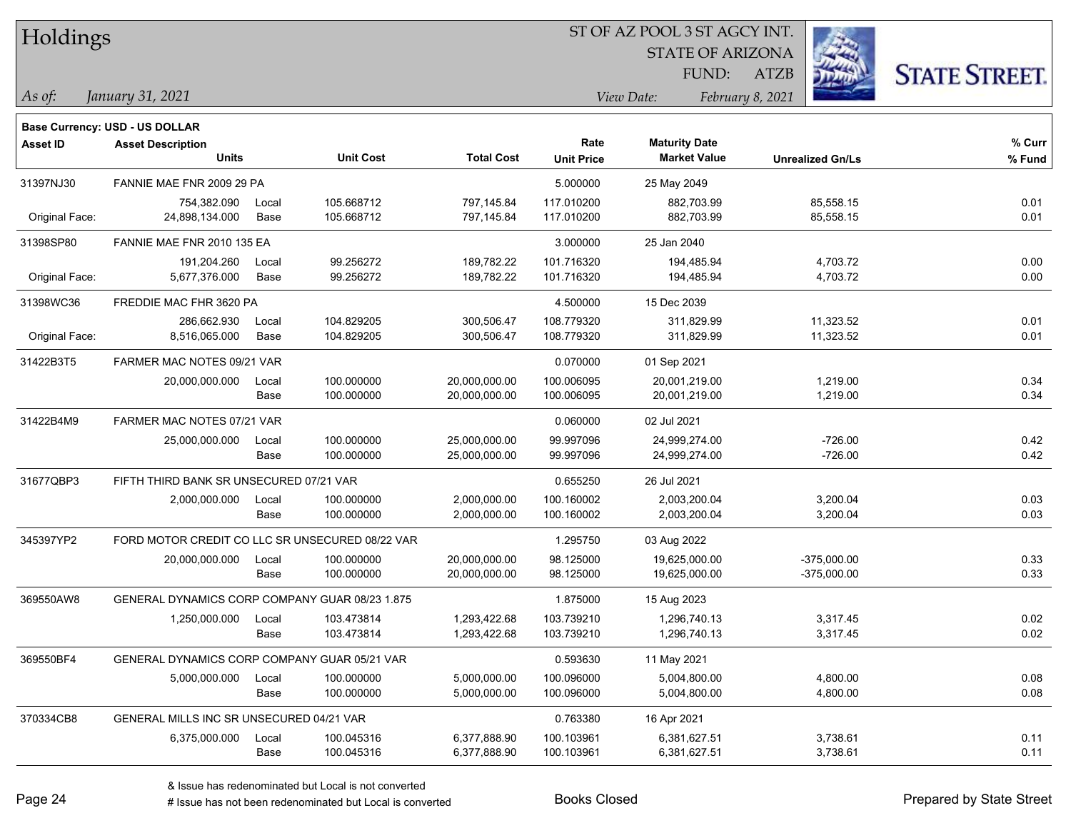# Holdings

ST OF AZ POOL 3 ST AGCY INT.
STATE OF ARIZONA
FUND: ATZB

*As of: January 31, 2021*
*View Date: February 8, 2021*

**Base Currency: USD - US DOLLAR**

| Asset ID | Asset Description / Units | | Unit Cost | Total Cost | Rate / Unit Price | Maturity Date / Market Value | Unrealized Gn/Ls | % Curr / % Fund |
|---|---|---|---|---|---|---|---|---|
| 31397NJ30 | FANNIE MAE FNR 2009 29 PA | | | | 5.000000 | 25 May 2049 | | |
| | 754,382.090 | Local | 105.668712 | 797,145.84 | 117.010200 | 882,703.99 | 85,558.15 | 0.01 |
| Original Face: | 24,898,134.000 | Base | 105.668712 | 797,145.84 | 117.010200 | 882,703.99 | 85,558.15 | 0.01 |
| 31398SP80 | FANNIE MAE FNR 2010 135 EA | | | | 3.000000 | 25 Jan 2040 | | |
| | 191,204.260 | Local | 99.256272 | 189,782.22 | 101.716320 | 194,485.94 | 4,703.72 | 0.00 |
| Original Face: | 5,677,376.000 | Base | 99.256272 | 189,782.22 | 101.716320 | 194,485.94 | 4,703.72 | 0.00 |
| 31398WC36 | FREDDIE MAC FHR 3620 PA | | | | 4.500000 | 15 Dec 2039 | | |
| | 286,662.930 | Local | 104.829205 | 300,506.47 | 108.779320 | 311,829.99 | 11,323.52 | 0.01 |
| Original Face: | 8,516,065.000 | Base | 104.829205 | 300,506.47 | 108.779320 | 311,829.99 | 11,323.52 | 0.01 |
| 31422B3T5 | FARMER MAC NOTES 09/21 VAR | | | | 0.070000 | 01 Sep 2021 | | |
| | 20,000,000.000 | Local | 100.000000 | 20,000,000.00 | 100.006095 | 20,001,219.00 | 1,219.00 | 0.34 |
| | | Base | 100.000000 | 20,000,000.00 | 100.006095 | 20,001,219.00 | 1,219.00 | 0.34 |
| 31422B4M9 | FARMER MAC NOTES 07/21 VAR | | | | 0.060000 | 02 Jul 2021 | | |
| | 25,000,000.000 | Local | 100.000000 | 25,000,000.00 | 99.997096 | 24,999,274.00 | -726.00 | 0.42 |
| | | Base | 100.000000 | 25,000,000.00 | 99.997096 | 24,999,274.00 | -726.00 | 0.42 |
| 31677QBP3 | FIFTH THIRD BANK SR UNSECURED 07/21 VAR | | | | 0.655250 | 26 Jul 2021 | | |
| | 2,000,000.000 | Local | 100.000000 | 2,000,000.00 | 100.160002 | 2,003,200.04 | 3,200.04 | 0.03 |
| | | Base | 100.000000 | 2,000,000.00 | 100.160002 | 2,003,200.04 | 3,200.04 | 0.03 |
| 345397YP2 | FORD MOTOR CREDIT CO LLC SR UNSECURED 08/22 VAR | | | | 1.295750 | 03 Aug 2022 | | |
| | 20,000,000.000 | Local | 100.000000 | 20,000,000.00 | 98.125000 | 19,625,000.00 | -375,000.00 | 0.33 |
| | | Base | 100.000000 | 20,000,000.00 | 98.125000 | 19,625,000.00 | -375,000.00 | 0.33 |
| 369550AW8 | GENERAL DYNAMICS CORP COMPANY GUAR 08/23 1.875 | | | | 1.875000 | 15 Aug 2023 | | |
| | 1,250,000.000 | Local | 103.473814 | 1,293,422.68 | 103.739210 | 1,296,740.13 | 3,317.45 | 0.02 |
| | | Base | 103.473814 | 1,293,422.68 | 103.739210 | 1,296,740.13 | 3,317.45 | 0.02 |
| 369550BF4 | GENERAL DYNAMICS CORP COMPANY GUAR 05/21 VAR | | | | 0.593630 | 11 May 2021 | | |
| | 5,000,000.000 | Local | 100.000000 | 5,000,000.00 | 100.096000 | 5,004,800.00 | 4,800.00 | 0.08 |
| | | Base | 100.000000 | 5,000,000.00 | 100.096000 | 5,004,800.00 | 4,800.00 | 0.08 |
| 370334CB8 | GENERAL MILLS INC SR UNSECURED 04/21 VAR | | | | 0.763380 | 16 Apr 2021 | | |
| | 6,375,000.000 | Local | 100.045316 | 6,377,888.90 | 100.103961 | 6,381,627.51 | 3,738.61 | 0.11 |
| | | Base | 100.045316 | 6,377,888.90 | 100.103961 | 6,381,627.51 | 3,738.61 | 0.11 |

& Issue has redenominated but Local is not converted
# Issue has not been redenominated but Local is converted

Books Closed

Prepared by State Street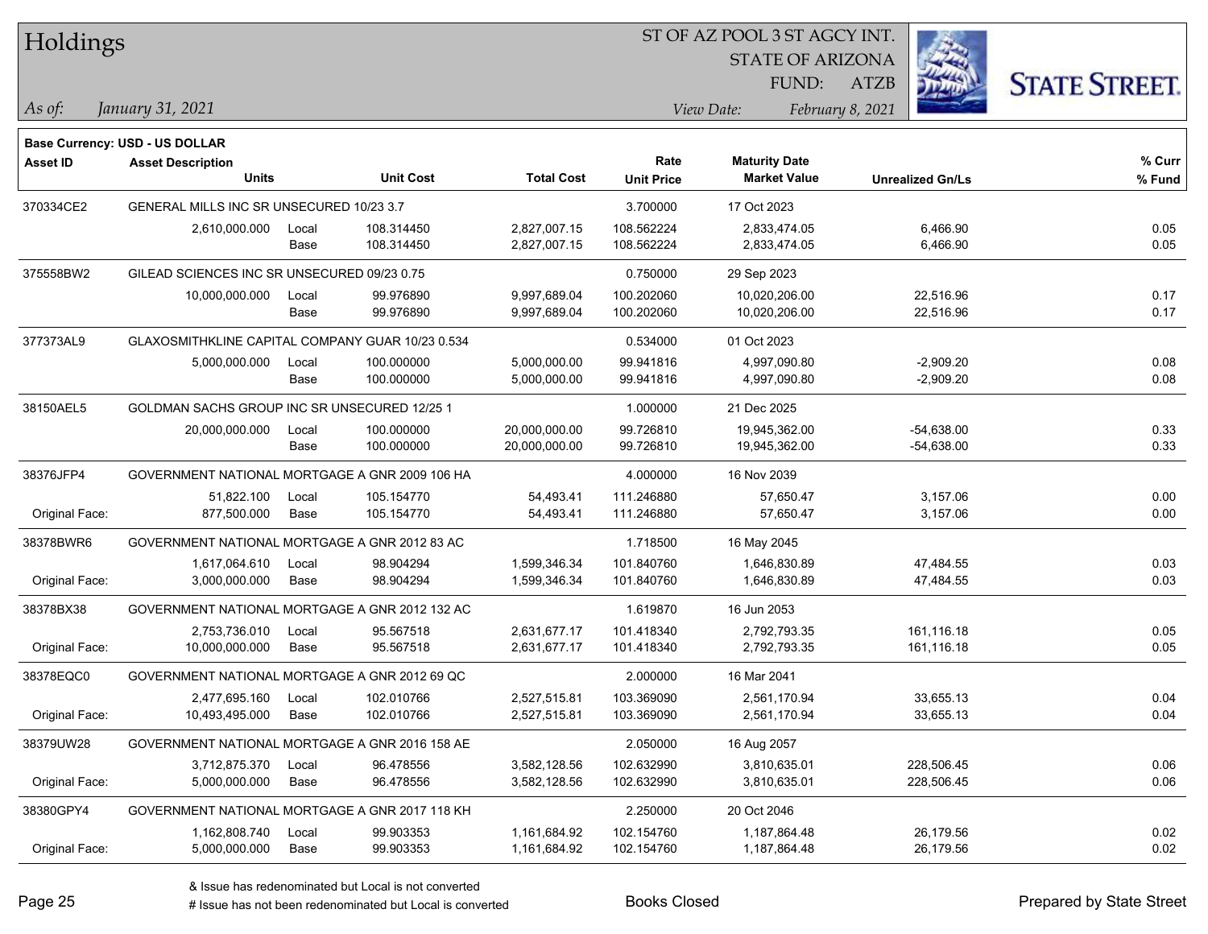# Holdings

ST OF AZ POOL 3 ST AGCY INT.
STATE OF ARIZONA
FUND: ATZB

*As of:* *January 31, 2021*

*View Date:* *February 8, 2021*

**Base Currency: USD - US DOLLAR**

| Asset ID | Asset Description / Units | | Unit Cost | Total Cost | Rate / Unit Price | Maturity Date / Market Value | Unrealized Gn/Ls | % Curr / % Fund |
|---|---|---|---|---|---|---|---|---|
| 370334CE2 | GENERAL MILLS INC SR UNSECURED 10/23 3.7 | | | | 3.700000 | 17 Oct 2023 | | |
| | 2,610,000.000 | Local | 108.314450 | 2,827,007.15 | 108.562224 | 2,833,474.05 | 6,466.90 | 0.05 |
| | | Base | 108.314450 | 2,827,007.15 | 108.562224 | 2,833,474.05 | 6,466.90 | 0.05 |
| 375558BW2 | GILEAD SCIENCES INC SR UNSECURED 09/23 0.75 | | | | 0.750000 | 29 Sep 2023 | | |
| | 10,000,000.000 | Local | 99.976890 | 9,997,689.04 | 100.202060 | 10,020,206.00 | 22,516.96 | 0.17 |
| | | Base | 99.976890 | 9,997,689.04 | 100.202060 | 10,020,206.00 | 22,516.96 | 0.17 |
| 377373AL9 | GLAXOSMITHKLINE CAPITAL COMPANY GUAR 10/23 0.534 | | | | 0.534000 | 01 Oct 2023 | | |
| | 5,000,000.000 | Local | 100.000000 | 5,000,000.00 | 99.941816 | 4,997,090.80 | -2,909.20 | 0.08 |
| | | Base | 100.000000 | 5,000,000.00 | 99.941816 | 4,997,090.80 | -2,909.20 | 0.08 |
| 38150AEL5 | GOLDMAN SACHS GROUP INC SR UNSECURED 12/25 1 | | | | 1.000000 | 21 Dec 2025 | | |
| | 20,000,000.000 | Local | 100.000000 | 20,000,000.00 | 99.726810 | 19,945,362.00 | -54,638.00 | 0.33 |
| | | Base | 100.000000 | 20,000,000.00 | 99.726810 | 19,945,362.00 | -54,638.00 | 0.33 |
| 38376JFP4 | GOVERNMENT NATIONAL MORTGAGE A GNR 2009 106 HA | | | | 4.000000 | 16 Nov 2039 | | |
| | 51,822.100 | Local | 105.154770 | 54,493.41 | 111.246880 | 57,650.47 | 3,157.06 | 0.00 |
| Original Face: | 877,500.000 | Base | 105.154770 | 54,493.41 | 111.246880 | 57,650.47 | 3,157.06 | 0.00 |
| 38378BWR6 | GOVERNMENT NATIONAL MORTGAGE A GNR 2012 83 AC | | | | 1.718500 | 16 May 2045 | | |
| | 1,617,064.610 | Local | 98.904294 | 1,599,346.34 | 101.840760 | 1,646,830.89 | 47,484.55 | 0.03 |
| Original Face: | 3,000,000.000 | Base | 98.904294 | 1,599,346.34 | 101.840760 | 1,646,830.89 | 47,484.55 | 0.03 |
| 38378BX38 | GOVERNMENT NATIONAL MORTGAGE A GNR 2012 132 AC | | | | 1.619870 | 16 Jun 2053 | | |
| | 2,753,736.010 | Local | 95.567518 | 2,631,677.17 | 101.418340 | 2,792,793.35 | 161,116.18 | 0.05 |
| Original Face: | 10,000,000.000 | Base | 95.567518 | 2,631,677.17 | 101.418340 | 2,792,793.35 | 161,116.18 | 0.05 |
| 38378EQC0 | GOVERNMENT NATIONAL MORTGAGE A GNR 2012 69 QC | | | | 2.000000 | 16 Mar 2041 | | |
| | 2,477,695.160 | Local | 102.010766 | 2,527,515.81 | 103.369090 | 2,561,170.94 | 33,655.13 | 0.04 |
| Original Face: | 10,493,495.000 | Base | 102.010766 | 2,527,515.81 | 103.369090 | 2,561,170.94 | 33,655.13 | 0.04 |
| 38379UW28 | GOVERNMENT NATIONAL MORTGAGE A GNR 2016 158 AE | | | | 2.050000 | 16 Aug 2057 | | |
| | 3,712,875.370 | Local | 96.478556 | 3,582,128.56 | 102.632990 | 3,810,635.01 | 228,506.45 | 0.06 |
| Original Face: | 5,000,000.000 | Base | 96.478556 | 3,582,128.56 | 102.632990 | 3,810,635.01 | 228,506.45 | 0.06 |
| 38380GPY4 | GOVERNMENT NATIONAL MORTGAGE A GNR 2017 118 KH | | | | 2.250000 | 20 Oct 2046 | | |
| | 1,162,808.740 | Local | 99.903353 | 1,161,684.92 | 102.154760 | 1,187,864.48 | 26,179.56 | 0.02 |
| Original Face: | 5,000,000.000 | Base | 99.903353 | 1,161,684.92 | 102.154760 | 1,187,864.48 | 26,179.56 | 0.02 |

& Issue has redenominated but Local is not converted
# Issue has not been redenominated but Local is converted

Books Closed

Prepared by State Street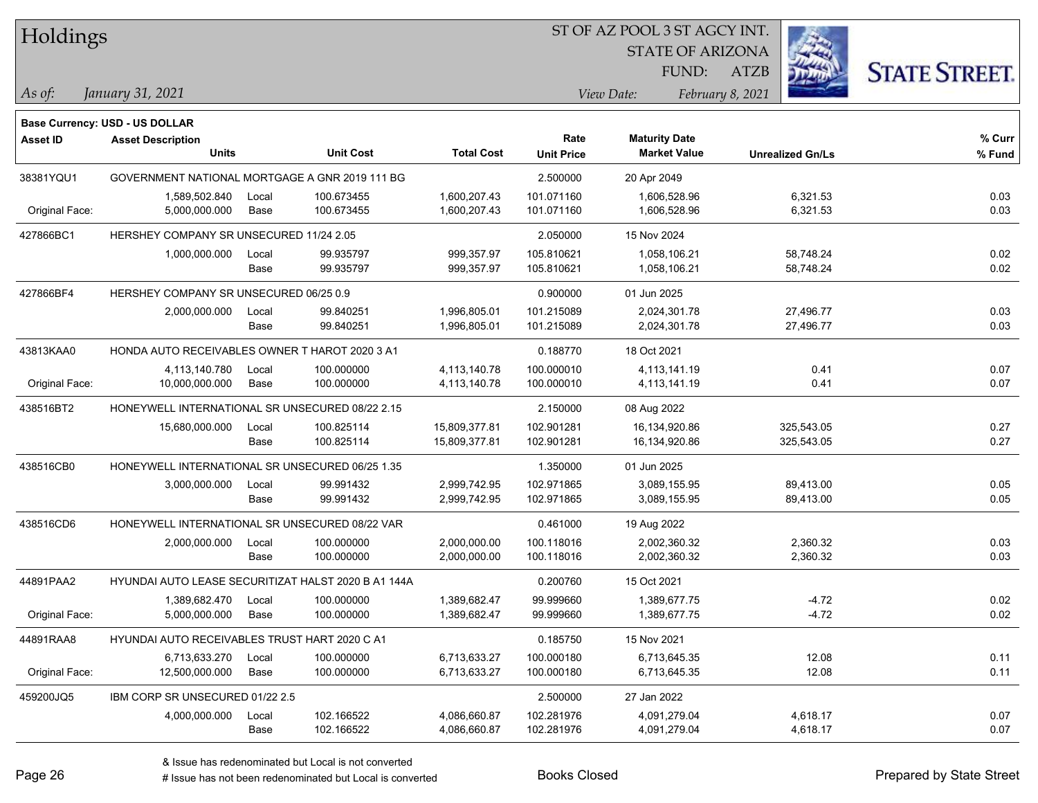# Holdings

ST OF AZ POOL 3 ST AGCY INT.
STATE OF ARIZONA
FUND: ATZB

*As of:* *January 31, 2021*

*View Date:* *February 8, 2021*

**Base Currency: USD - US DOLLAR**

| Asset ID | Asset Description / Units | | Unit Cost | Total Cost | Rate / Unit Price | Maturity Date / Market Value | Unrealized Gn/Ls | % Curr / % Fund |
|---|---|---|---|---|---|---|---|---|
| 38381YQU1 | GOVERNMENT NATIONAL MORTGAGE A GNR 2019 111 BG | | | | 2.500000 | 20 Apr 2049 | | |
| | 1,589,502.840 | Local | 100.673455 | 1,600,207.43 | 101.071160 | 1,606,528.96 | 6,321.53 | 0.03 |
| Original Face: | 5,000,000.000 | Base | 100.673455 | 1,600,207.43 | 101.071160 | 1,606,528.96 | 6,321.53 | 0.03 |
| 427866BC1 | HERSHEY COMPANY SR UNSECURED 11/24 2.05 | | | | 2.050000 | 15 Nov 2024 | | |
| | 1,000,000.000 | Local | 99.935797 | 999,357.97 | 105.810621 | 1,058,106.21 | 58,748.24 | 0.02 |
| | | Base | 99.935797 | 999,357.97 | 105.810621 | 1,058,106.21 | 58,748.24 | 0.02 |
| 427866BF4 | HERSHEY COMPANY SR UNSECURED 06/25 0.9 | | | | 0.900000 | 01 Jun 2025 | | |
| | 2,000,000.000 | Local | 99.840251 | 1,996,805.01 | 101.215089 | 2,024,301.78 | 27,496.77 | 0.03 |
| | | Base | 99.840251 | 1,996,805.01 | 101.215089 | 2,024,301.78 | 27,496.77 | 0.03 |
| 43813KAA0 | HONDA AUTO RECEIVABLES OWNER T HAROT 2020 3 A1 | | | | 0.188770 | 18 Oct 2021 | | |
| | 4,113,140.780 | Local | 100.000000 | 4,113,140.78 | 100.000010 | 4,113,141.19 | 0.41 | 0.07 |
| Original Face: | 10,000,000.000 | Base | 100.000000 | 4,113,140.78 | 100.000010 | 4,113,141.19 | 0.41 | 0.07 |
| 438516BT2 | HONEYWELL INTERNATIONAL SR UNSECURED 08/22 2.15 | | | | 2.150000 | 08 Aug 2022 | | |
| | 15,680,000.000 | Local | 100.825114 | 15,809,377.81 | 102.901281 | 16,134,920.86 | 325,543.05 | 0.27 |
| | | Base | 100.825114 | 15,809,377.81 | 102.901281 | 16,134,920.86 | 325,543.05 | 0.27 |
| 438516CB0 | HONEYWELL INTERNATIONAL SR UNSECURED 06/25 1.35 | | | | 1.350000 | 01 Jun 2025 | | |
| | 3,000,000.000 | Local | 99.991432 | 2,999,742.95 | 102.971865 | 3,089,155.95 | 89,413.00 | 0.05 |
| | | Base | 99.991432 | 2,999,742.95 | 102.971865 | 3,089,155.95 | 89,413.00 | 0.05 |
| 438516CD6 | HONEYWELL INTERNATIONAL SR UNSECURED 08/22 VAR | | | | 0.461000 | 19 Aug 2022 | | |
| | 2,000,000.000 | Local | 100.000000 | 2,000,000.00 | 100.118016 | 2,002,360.32 | 2,360.32 | 0.03 |
| | | Base | 100.000000 | 2,000,000.00 | 100.118016 | 2,002,360.32 | 2,360.32 | 0.03 |
| 44891PAA2 | HYUNDAI AUTO LEASE SECURITIZAT HALST 2020 B A1 144A | | | | 0.200760 | 15 Oct 2021 | | |
| | 1,389,682.470 | Local | 100.000000 | 1,389,682.47 | 99.999660 | 1,389,677.75 | -4.72 | 0.02 |
| Original Face: | 5,000,000.000 | Base | 100.000000 | 1,389,682.47 | 99.999660 | 1,389,677.75 | -4.72 | 0.02 |
| 44891RAA8 | HYUNDAI AUTO RECEIVABLES TRUST HART 2020 C A1 | | | | 0.185750 | 15 Nov 2021 | | |
| | 6,713,633.270 | Local | 100.000000 | 6,713,633.27 | 100.000180 | 6,713,645.35 | 12.08 | 0.11 |
| Original Face: | 12,500,000.000 | Base | 100.000000 | 6,713,633.27 | 100.000180 | 6,713,645.35 | 12.08 | 0.11 |
| 459200JQ5 | IBM CORP SR UNSECURED 01/22 2.5 | | | | 2.500000 | 27 Jan 2022 | | |
| | 4,000,000.000 | Local | 102.166522 | 4,086,660.87 | 102.281976 | 4,091,279.04 | 4,618.17 | 0.07 |
| | | Base | 102.166522 | 4,086,660.87 | 102.281976 | 4,091,279.04 | 4,618.17 | 0.07 |

& Issue has redenominated but Local is not converted
# Issue has not been redenominated but Local is converted

Books Closed

Prepared by State Street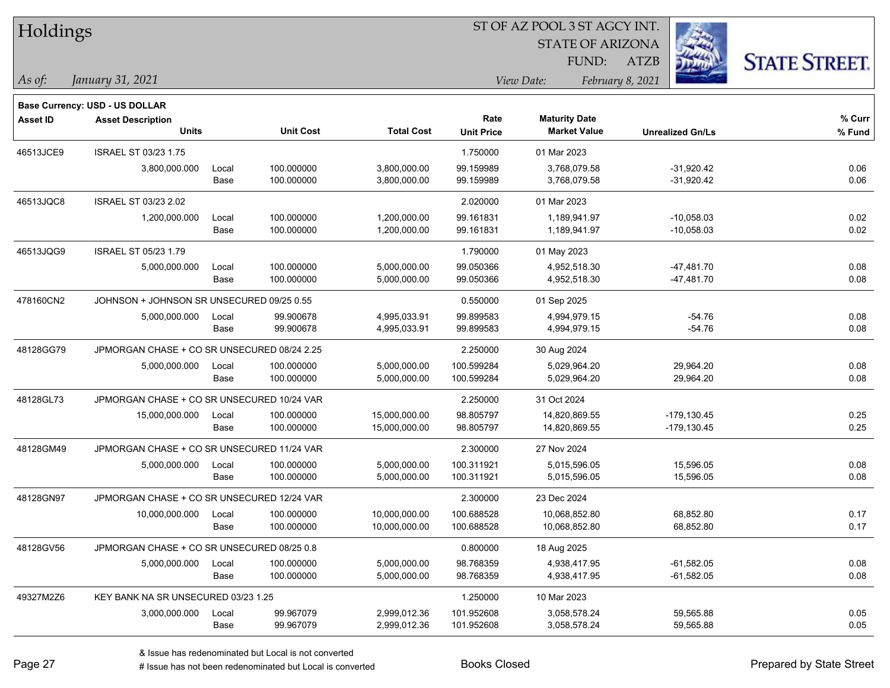**Base Currency: USD - US DOLLAR**

| Asset ID | Asset Description / Units | | Unit Cost | Total Cost | Rate / Unit Price | Maturity Date / Market Value | Unrealized Gn/Ls | % Curr / % Fund |
|---|---|---|---|---|---|---|---|---|
| 46513JCE9 | ISRAEL ST 03/23 1.75 | | | | 1.750000 | 01 Mar 2023 | | |
| | 3,800,000.000 | Local | 100.000000 | 3,800,000.00 | 99.159989 | 3,768,079.58 | -31,920.42 | 0.06 |
| | | Base | 100.000000 | 3,800,000.00 | 99.159989 | 3,768,079.58 | -31,920.42 | 0.06 |
| 46513JQC8 | ISRAEL ST 03/23 2.02 | | | | 2.020000 | 01 Mar 2023 | | |
| | 1,200,000.000 | Local | 100.000000 | 1,200,000.00 | 99.161831 | 1,189,941.97 | -10,058.03 | 0.02 |
| | | Base | 100.000000 | 1,200,000.00 | 99.161831 | 1,189,941.97 | -10,058.03 | 0.02 |
| 46513JQG9 | ISRAEL ST 05/23 1.79 | | | | 1.790000 | 01 May 2023 | | |
| | 5,000,000.000 | Local | 100.000000 | 5,000,000.00 | 99.050366 | 4,952,518.30 | -47,481.70 | 0.08 |
| | | Base | 100.000000 | 5,000,000.00 | 99.050366 | 4,952,518.30 | -47,481.70 | 0.08 |
| 478160CN2 | JOHNSON + JOHNSON SR UNSECURED 09/25 0.55 | | | | 0.550000 | 01 Sep 2025 | | |
| | 5,000,000.000 | Local | 99.900678 | 4,995,033.91 | 99.899583 | 4,994,979.15 | -54.76 | 0.08 |
| | | Base | 99.900678 | 4,995,033.91 | 99.899583 | 4,994,979.15 | -54.76 | 0.08 |
| 48128GG79 | JPMORGAN CHASE + CO SR UNSECURED 08/24 2.25 | | | | 2.250000 | 30 Aug 2024 | | |
| | 5,000,000.000 | Local | 100.000000 | 5,000,000.00 | 100.599284 | 5,029,964.20 | 29,964.20 | 0.08 |
| | | Base | 100.000000 | 5,000,000.00 | 100.599284 | 5,029,964.20 | 29,964.20 | 0.08 |
| 48128GL73 | JPMORGAN CHASE + CO SR UNSECURED 10/24 VAR | | | | 2.250000 | 31 Oct 2024 | | |
| | 15,000,000.000 | Local | 100.000000 | 15,000,000.00 | 98.805797 | 14,820,869.55 | -179,130.45 | 0.25 |
| | | Base | 100.000000 | 15,000,000.00 | 98.805797 | 14,820,869.55 | -179,130.45 | 0.25 |
| 48128GM49 | JPMORGAN CHASE + CO SR UNSECURED 11/24 VAR | | | | 2.300000 | 27 Nov 2024 | | |
| | 5,000,000.000 | Local | 100.000000 | 5,000,000.00 | 100.311921 | 5,015,596.05 | 15,596.05 | 0.08 |
| | | Base | 100.000000 | 5,000,000.00 | 100.311921 | 5,015,596.05 | 15,596.05 | 0.08 |
| 48128GN97 | JPMORGAN CHASE + CO SR UNSECURED 12/24 VAR | | | | 2.300000 | 23 Dec 2024 | | |
| | 10,000,000.000 | Local | 100.000000 | 10,000,000.00 | 100.688528 | 10,068,852.80 | 68,852.80 | 0.17 |
| | | Base | 100.000000 | 10,000,000.00 | 100.688528 | 10,068,852.80 | 68,852.80 | 0.17 |
| 48128GV56 | JPMORGAN CHASE + CO SR UNSECURED 08/25 0.8 | | | | 0.800000 | 18 Aug 2025 | | |
| | 5,000,000.000 | Local | 100.000000 | 5,000,000.00 | 98.768359 | 4,938,417.95 | -61,582.05 | 0.08 |
| | | Base | 100.000000 | 5,000,000.00 | 98.768359 | 4,938,417.95 | -61,582.05 | 0.08 |
| 49327M2Z6 | KEY BANK NA SR UNSECURED 03/23 1.25 | | | | 1.250000 | 10 Mar 2023 | | |
| | 3,000,000.000 | Local | 99.967079 | 2,999,012.36 | 101.952608 | 3,058,578.24 | 59,565.88 | 0.05 |
| | | Base | 99.967079 | 2,999,012.36 | 101.952608 | 3,058,578.24 | 59,565.88 | 0.05 |

& Issue has redenominated but Local is not converted

# Issue has not been redenominated but Local is converted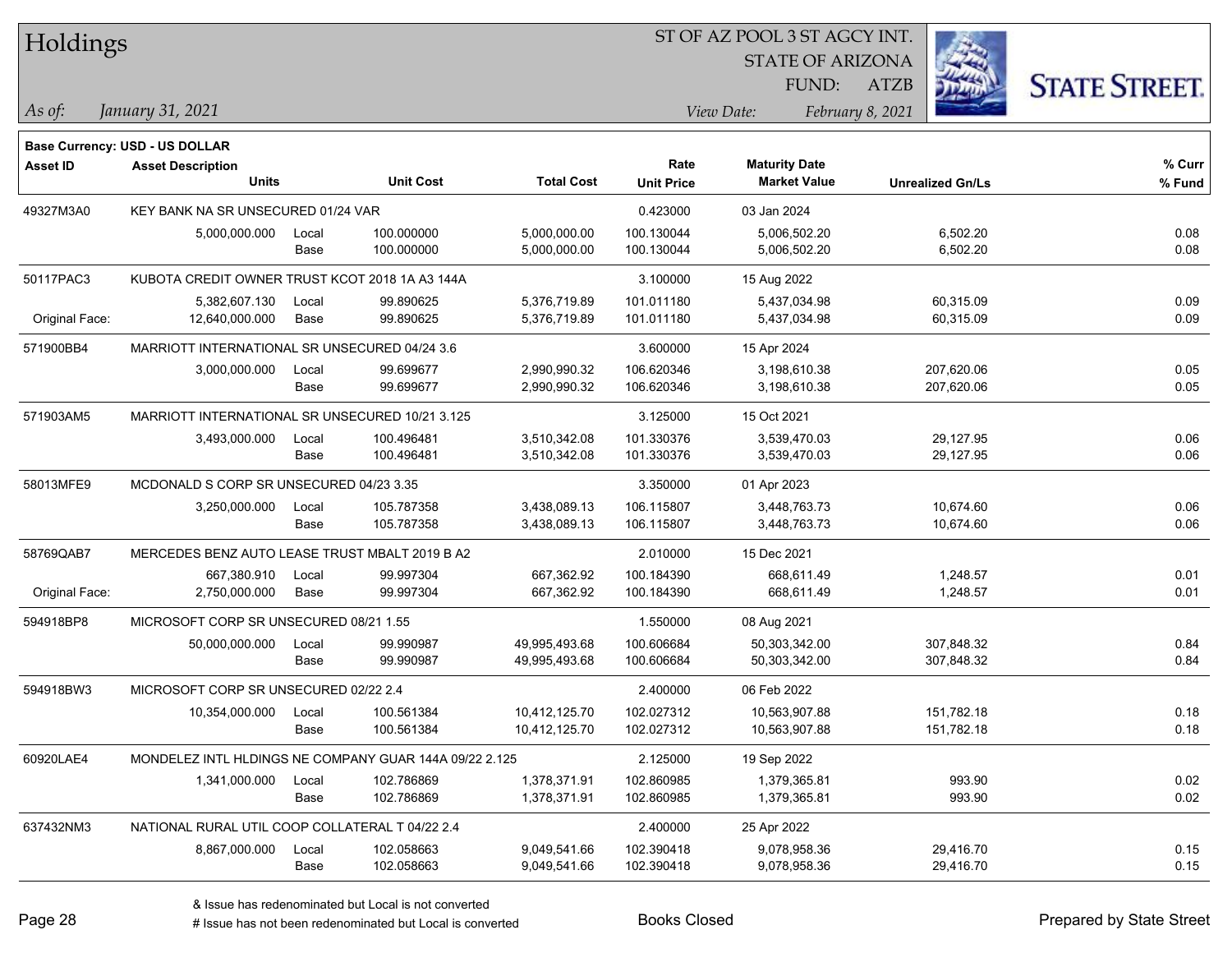# Holdings

ST OF AZ POOL 3 ST AGCY INT.
STATE OF ARIZONA
FUND: ATZB

*As of:* *January 31, 2021*

*View Date:* *February 8, 2021*

**Base Currency: USD - US DOLLAR**

| Asset ID | Asset Description / Units | | Unit Cost | Total Cost | Rate / Unit Price | Maturity Date / Market Value | Unrealized Gn/Ls | % Curr / % Fund |
|---|---|---|---|---|---|---|---|---|
| 49327M3A0 | KEY BANK NA SR UNSECURED 01/24 VAR | | | | 0.423000 | 03 Jan 2024 | | |
| | 5,000,000.000 | Local | 100.000000 | 5,000,000.00 | 100.130044 | 5,006,502.20 | 6,502.20 | 0.08 |
| | | Base | 100.000000 | 5,000,000.00 | 100.130044 | 5,006,502.20 | 6,502.20 | 0.08 |
| 50117PAC3 | KUBOTA CREDIT OWNER TRUST KCOT 2018 1A A3 144A | | | | 3.100000 | 15 Aug 2022 | | |
| | 5,382,607.130 | Local | 99.890625 | 5,376,719.89 | 101.011180 | 5,437,034.98 | 60,315.09 | 0.09 |
| Original Face: | 12,640,000.000 | Base | 99.890625 | 5,376,719.89 | 101.011180 | 5,437,034.98 | 60,315.09 | 0.09 |
| 571900BB4 | MARRIOTT INTERNATIONAL SR UNSECURED 04/24 3.6 | | | | 3.600000 | 15 Apr 2024 | | |
| | 3,000,000.000 | Local | 99.699677 | 2,990,990.32 | 106.620346 | 3,198,610.38 | 207,620.06 | 0.05 |
| | | Base | 99.699677 | 2,990,990.32 | 106.620346 | 3,198,610.38 | 207,620.06 | 0.05 |
| 571903AM5 | MARRIOTT INTERNATIONAL SR UNSECURED 10/21 3.125 | | | | 3.125000 | 15 Oct 2021 | | |
| | 3,493,000.000 | Local | 100.496481 | 3,510,342.08 | 101.330376 | 3,539,470.03 | 29,127.95 | 0.06 |
| | | Base | 100.496481 | 3,510,342.08 | 101.330376 | 3,539,470.03 | 29,127.95 | 0.06 |
| 58013MFE9 | MCDONALD S CORP SR UNSECURED 04/23 3.35 | | | | 3.350000 | 01 Apr 2023 | | |
| | 3,250,000.000 | Local | 105.787358 | 3,438,089.13 | 106.115807 | 3,448,763.73 | 10,674.60 | 0.06 |
| | | Base | 105.787358 | 3,438,089.13 | 106.115807 | 3,448,763.73 | 10,674.60 | 0.06 |
| 58769QAB7 | MERCEDES BENZ AUTO LEASE TRUST MBALT 2019 B A2 | | | | 2.010000 | 15 Dec 2021 | | |
| | 667,380.910 | Local | 99.997304 | 667,362.92 | 100.184390 | 668,611.49 | 1,248.57 | 0.01 |
| Original Face: | 2,750,000.000 | Base | 99.997304 | 667,362.92 | 100.184390 | 668,611.49 | 1,248.57 | 0.01 |
| 594918BP8 | MICROSOFT CORP SR UNSECURED 08/21 1.55 | | | | 1.550000 | 08 Aug 2021 | | |
| | 50,000,000.000 | Local | 99.990987 | 49,995,493.68 | 100.606684 | 50,303,342.00 | 307,848.32 | 0.84 |
| | | Base | 99.990987 | 49,995,493.68 | 100.606684 | 50,303,342.00 | 307,848.32 | 0.84 |
| 594918BW3 | MICROSOFT CORP SR UNSECURED 02/22 2.4 | | | | 2.400000 | 06 Feb 2022 | | |
| | 10,354,000.000 | Local | 100.561384 | 10,412,125.70 | 102.027312 | 10,563,907.88 | 151,782.18 | 0.18 |
| | | Base | 100.561384 | 10,412,125.70 | 102.027312 | 10,563,907.88 | 151,782.18 | 0.18 |
| 60920LAE4 | MONDELEZ INTL HLDINGS NE COMPANY GUAR 144A 09/22 2.125 | | | | 2.125000 | 19 Sep 2022 | | |
| | 1,341,000.000 | Local | 102.786869 | 1,378,371.91 | 102.860985 | 1,379,365.81 | 993.90 | 0.02 |
| | | Base | 102.786869 | 1,378,371.91 | 102.860985 | 1,379,365.81 | 993.90 | 0.02 |
| 637432NM3 | NATIONAL RURAL UTIL COOP COLLATERAL T 04/22 2.4 | | | | 2.400000 | 25 Apr 2022 | | |
| | 8,867,000.000 | Local | 102.058663 | 9,049,541.66 | 102.390418 | 9,078,958.36 | 29,416.70 | 0.15 |
| | | Base | 102.058663 | 9,049,541.66 | 102.390418 | 9,078,958.36 | 29,416.70 | 0.15 |

& Issue has redenominated but Local is not converted
# Issue has not been redenominated but Local is converted

Books Closed

Prepared by State Street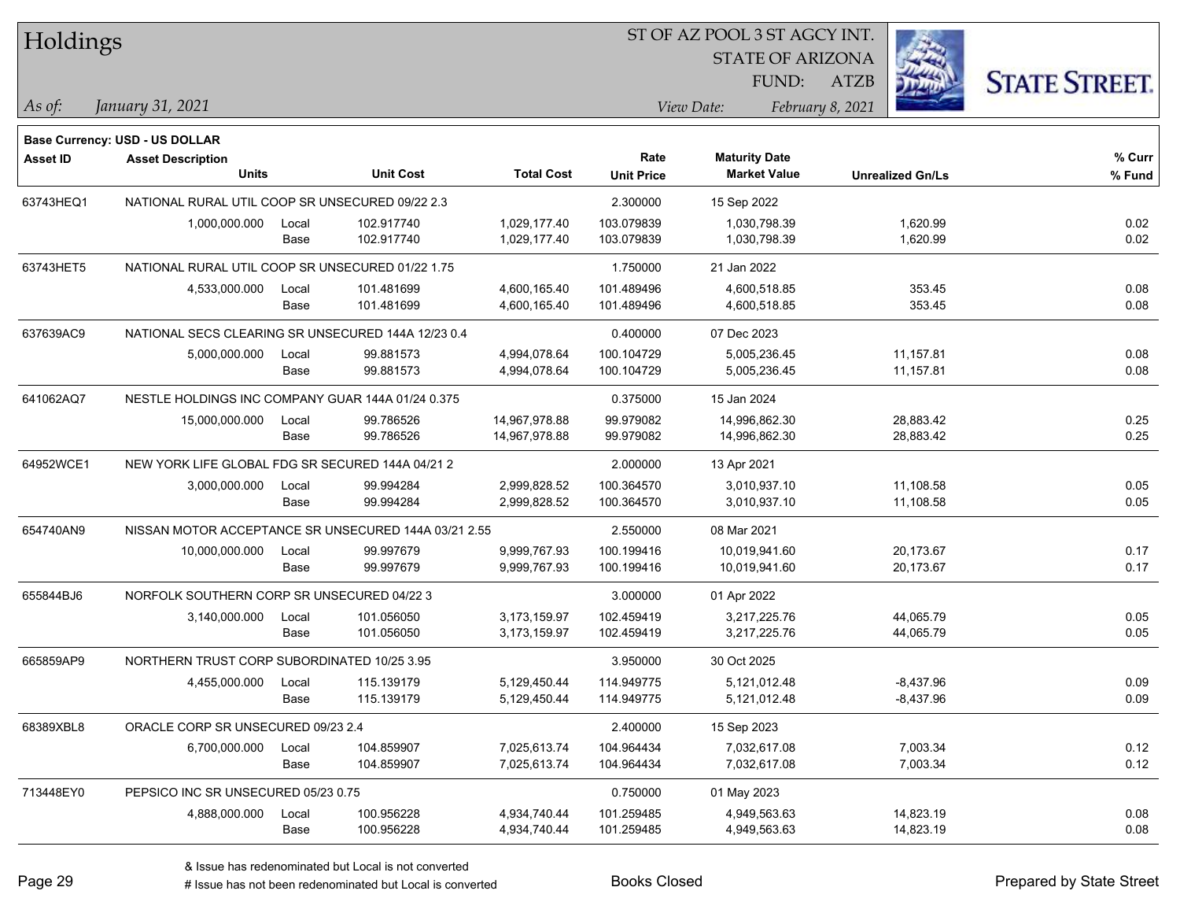# Holdings

ST OF AZ POOL 3 ST AGCY INT.
STATE OF ARIZONA
FUND: ATZB

*As of:* *January 31, 2021*

*View Date:* *February 8, 2021*

**Base Currency: USD - US DOLLAR**

| Asset ID | Asset Description / Units | | Unit Cost | Total Cost | Rate / Unit Price | Maturity Date / Market Value | Unrealized Gn/Ls | % Curr / % Fund |
|---|---|---|---|---|---|---|---|---|
| 63743HEQ1 | NATIONAL RURAL UTIL COOP SR UNSECURED 09/22 2.3 | | | | 2.300000 | 15 Sep 2022 | | |
| | 1,000,000.000 | Local | 102.917740 | 1,029,177.40 | 103.079839 | 1,030,798.39 | 1,620.99 | 0.02 |
| | | Base | 102.917740 | 1,029,177.40 | 103.079839 | 1,030,798.39 | 1,620.99 | 0.02 |
| 63743HET5 | NATIONAL RURAL UTIL COOP SR UNSECURED 01/22 1.75 | | | | 1.750000 | 21 Jan 2022 | | |
| | 4,533,000.000 | Local | 101.481699 | 4,600,165.40 | 101.489496 | 4,600,518.85 | 353.45 | 0.08 |
| | | Base | 101.481699 | 4,600,165.40 | 101.489496 | 4,600,518.85 | 353.45 | 0.08 |
| 637639AC9 | NATIONAL SECS CLEARING SR UNSECURED 144A 12/23 0.4 | | | | 0.400000 | 07 Dec 2023 | | |
| | 5,000,000.000 | Local | 99.881573 | 4,994,078.64 | 100.104729 | 5,005,236.45 | 11,157.81 | 0.08 |
| | | Base | 99.881573 | 4,994,078.64 | 100.104729 | 5,005,236.45 | 11,157.81 | 0.08 |
| 641062AQ7 | NESTLE HOLDINGS INC COMPANY GUAR 144A 01/24 0.375 | | | | 0.375000 | 15 Jan 2024 | | |
| | 15,000,000.000 | Local | 99.786526 | 14,967,978.88 | 99.979082 | 14,996,862.30 | 28,883.42 | 0.25 |
| | | Base | 99.786526 | 14,967,978.88 | 99.979082 | 14,996,862.30 | 28,883.42 | 0.25 |
| 64952WCE1 | NEW YORK LIFE GLOBAL FDG SR SECURED 144A 04/21 2 | | | | 2.000000 | 13 Apr 2021 | | |
| | 3,000,000.000 | Local | 99.994284 | 2,999,828.52 | 100.364570 | 3,010,937.10 | 11,108.58 | 0.05 |
| | | Base | 99.994284 | 2,999,828.52 | 100.364570 | 3,010,937.10 | 11,108.58 | 0.05 |
| 654740AN9 | NISSAN MOTOR ACCEPTANCE SR UNSECURED 144A 03/21 2.55 | | | | 2.550000 | 08 Mar 2021 | | |
| | 10,000,000.000 | Local | 99.997679 | 9,999,767.93 | 100.199416 | 10,019,941.60 | 20,173.67 | 0.17 |
| | | Base | 99.997679 | 9,999,767.93 | 100.199416 | 10,019,941.60 | 20,173.67 | 0.17 |
| 655844BJ6 | NORFOLK SOUTHERN CORP SR UNSECURED 04/22 3 | | | | 3.000000 | 01 Apr 2022 | | |
| | 3,140,000.000 | Local | 101.056050 | 3,173,159.97 | 102.459419 | 3,217,225.76 | 44,065.79 | 0.05 |
| | | Base | 101.056050 | 3,173,159.97 | 102.459419 | 3,217,225.76 | 44,065.79 | 0.05 |
| 665859AP9 | NORTHERN TRUST CORP SUBORDINATED 10/25 3.95 | | | | 3.950000 | 30 Oct 2025 | | |
| | 4,455,000.000 | Local | 115.139179 | 5,129,450.44 | 114.949775 | 5,121,012.48 | -8,437.96 | 0.09 |
| | | Base | 115.139179 | 5,129,450.44 | 114.949775 | 5,121,012.48 | -8,437.96 | 0.09 |
| 68389XBL8 | ORACLE CORP SR UNSECURED 09/23 2.4 | | | | 2.400000 | 15 Sep 2023 | | |
| | 6,700,000.000 | Local | 104.859907 | 7,025,613.74 | 104.964434 | 7,032,617.08 | 7,003.34 | 0.12 |
| | | Base | 104.859907 | 7,025,613.74 | 104.964434 | 7,032,617.08 | 7,003.34 | 0.12 |
| 713448EY0 | PEPSICO INC SR UNSECURED 05/23 0.75 | | | | 0.750000 | 01 May 2023 | | |
| | 4,888,000.000 | Local | 100.956228 | 4,934,740.44 | 101.259485 | 4,949,563.63 | 14,823.19 | 0.08 |
| | | Base | 100.956228 | 4,934,740.44 | 101.259485 | 4,949,563.63 | 14,823.19 | 0.08 |

& Issue has redenominated but Local is not converted
# Issue has not been redenominated but Local is converted

Books Closed

Prepared by State Street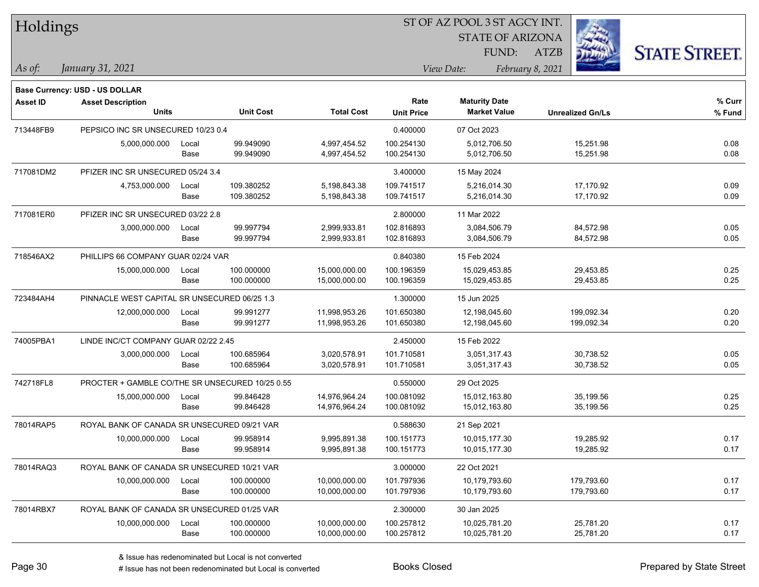# Holdings

ST OF AZ POOL 3 ST AGCY INT.
STATE OF ARIZONA
FUND: ATZB

*As of: January 31, 2021*
*View Date: February 8, 2021*

**Base Currency: USD - US DOLLAR**

| Asset ID | Asset Description / Units | | Unit Cost | Total Cost | Rate / Unit Price | Maturity Date / Market Value | Unrealized Gn/Ls | % Curr / % Fund |
|---|---|---|---|---|---|---|---|---|
| 713448FB9 | PEPSICO INC SR UNSECURED 10/23 0.4 | | | | 0.400000 | 07 Oct 2023 | | |
| | 5,000,000.000 | Local | 99.949090 | 4,997,454.52 | 100.254130 | 5,012,706.50 | 15,251.98 | 0.08 |
| | | Base | 99.949090 | 4,997,454.52 | 100.254130 | 5,012,706.50 | 15,251.98 | 0.08 |
| 717081DM2 | PFIZER INC SR UNSECURED 05/24 3.4 | | | | 3.400000 | 15 May 2024 | | |
| | 4,753,000.000 | Local | 109.380252 | 5,198,843.38 | 109.741517 | 5,216,014.30 | 17,170.92 | 0.09 |
| | | Base | 109.380252 | 5,198,843.38 | 109.741517 | 5,216,014.30 | 17,170.92 | 0.09 |
| 717081ER0 | PFIZER INC SR UNSECURED 03/22 2.8 | | | | 2.800000 | 11 Mar 2022 | | |
| | 3,000,000.000 | Local | 99.997794 | 2,999,933.81 | 102.816893 | 3,084,506.79 | 84,572.98 | 0.05 |
| | | Base | 99.997794 | 2,999,933.81 | 102.816893 | 3,084,506.79 | 84,572.98 | 0.05 |
| 718546AX2 | PHILLIPS 66 COMPANY GUAR 02/24 VAR | | | | 0.840380 | 15 Feb 2024 | | |
| | 15,000,000.000 | Local | 100.000000 | 15,000,000.00 | 100.196359 | 15,029,453.85 | 29,453.85 | 0.25 |
| | | Base | 100.000000 | 15,000,000.00 | 100.196359 | 15,029,453.85 | 29,453.85 | 0.25 |
| 723484AH4 | PINNACLE WEST CAPITAL SR UNSECURED 06/25 1.3 | | | | 1.300000 | 15 Jun 2025 | | |
| | 12,000,000.000 | Local | 99.991277 | 11,998,953.26 | 101.650380 | 12,198,045.60 | 199,092.34 | 0.20 |
| | | Base | 99.991277 | 11,998,953.26 | 101.650380 | 12,198,045.60 | 199,092.34 | 0.20 |
| 74005PBA1 | LINDE INC/CT COMPANY GUAR 02/22 2.45 | | | | 2.450000 | 15 Feb 2022 | | |
| | 3,000,000.000 | Local | 100.685964 | 3,020,578.91 | 101.710581 | 3,051,317.43 | 30,738.52 | 0.05 |
| | | Base | 100.685964 | 3,020,578.91 | 101.710581 | 3,051,317.43 | 30,738.52 | 0.05 |
| 742718FL8 | PROCTER + GAMBLE CO/THE SR UNSECURED 10/25 0.55 | | | | 0.550000 | 29 Oct 2025 | | |
| | 15,000,000.000 | Local | 99.846428 | 14,976,964.24 | 100.081092 | 15,012,163.80 | 35,199.56 | 0.25 |
| | | Base | 99.846428 | 14,976,964.24 | 100.081092 | 15,012,163.80 | 35,199.56 | 0.25 |
| 78014RAP5 | ROYAL BANK OF CANADA SR UNSECURED 09/21 VAR | | | | 0.588630 | 21 Sep 2021 | | |
| | 10,000,000.000 | Local | 99.958914 | 9,995,891.38 | 100.151773 | 10,015,177.30 | 19,285.92 | 0.17 |
| | | Base | 99.958914 | 9,995,891.38 | 100.151773 | 10,015,177.30 | 19,285.92 | 0.17 |
| 78014RAQ3 | ROYAL BANK OF CANADA SR UNSECURED 10/21 VAR | | | | 3.000000 | 22 Oct 2021 | | |
| | 10,000,000.000 | Local | 100.000000 | 10,000,000.00 | 101.797936 | 10,179,793.60 | 179,793.60 | 0.17 |
| | | Base | 100.000000 | 10,000,000.00 | 101.797936 | 10,179,793.60 | 179,793.60 | 0.17 |
| 78014RBX7 | ROYAL BANK OF CANADA SR UNSECURED 01/25 VAR | | | | 2.300000 | 30 Jan 2025 | | |
| | 10,000,000.000 | Local | 100.000000 | 10,000,000.00 | 100.257812 | 10,025,781.20 | 25,781.20 | 0.17 |
| | | Base | 100.000000 | 10,000,000.00 | 100.257812 | 10,025,781.20 | 25,781.20 | 0.17 |

& Issue has redenominated but Local is not converted
# Issue has not been redenominated but Local is converted

Books Closed

Prepared by State Street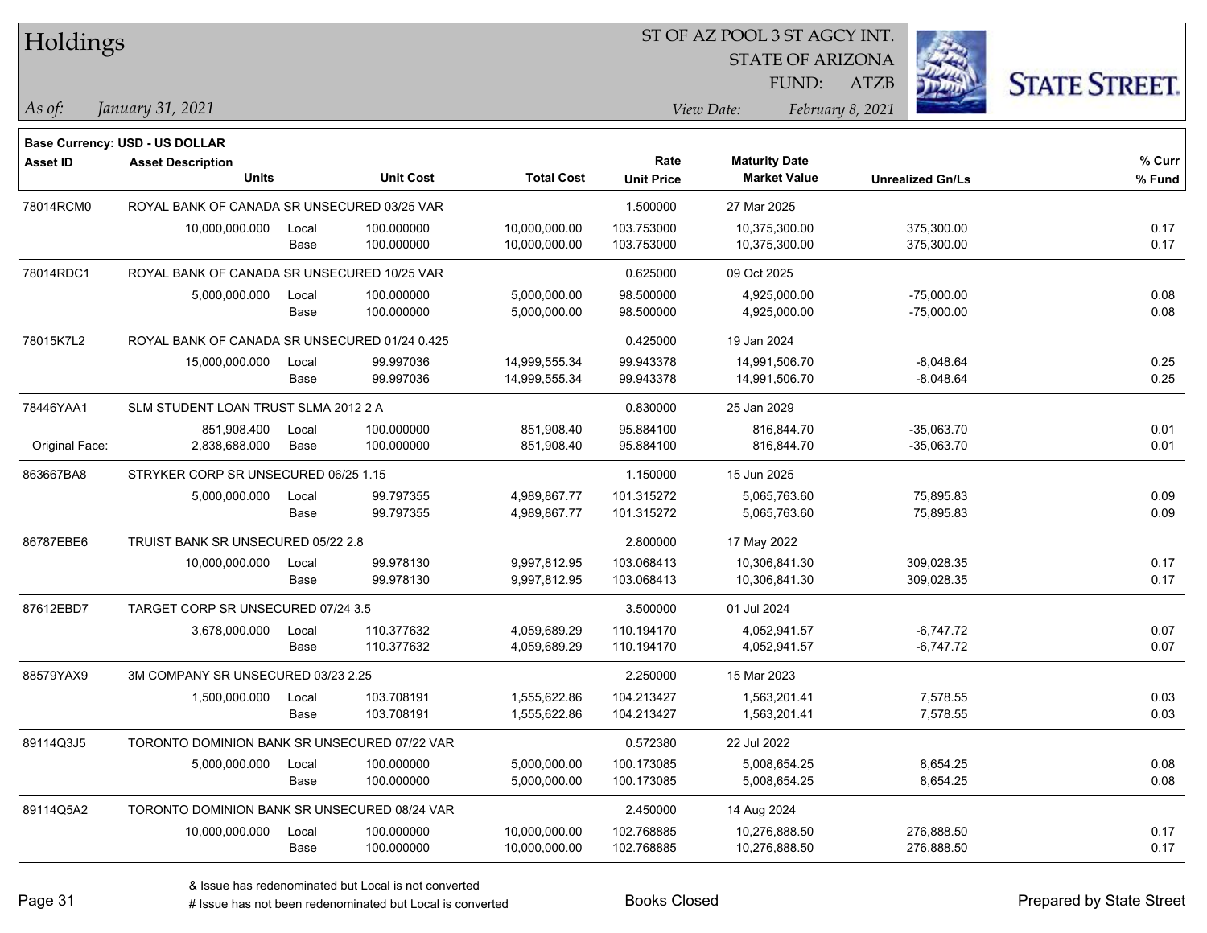# Holdings

ST OF AZ POOL 3 ST AGCY INT.
STATE OF ARIZONA
FUND: ATZB

*As of:* *January 31, 2021*

*View Date:* *February 8, 2021*

**Base Currency: USD - US DOLLAR**

| Asset ID | Asset Description / Units | | Unit Cost | Total Cost | Rate / Unit Price | Maturity Date / Market Value | Unrealized Gn/Ls | % Curr / % Fund |
|---|---|---|---|---|---|---|---|---|
| 78014RCM0 | ROYAL BANK OF CANADA SR UNSECURED 03/25 VAR | | | | 1.500000 | 27 Mar 2025 | | |
| | 10,000,000.000 | Local | 100.000000 | 10,000,000.00 | 103.753000 | 10,375,300.00 | 375,300.00 | 0.17 |
| | | Base | 100.000000 | 10,000,000.00 | 103.753000 | 10,375,300.00 | 375,300.00 | 0.17 |
| 78014RDC1 | ROYAL BANK OF CANADA SR UNSECURED 10/25 VAR | | | | 0.625000 | 09 Oct 2025 | | |
| | 5,000,000.000 | Local | 100.000000 | 5,000,000.00 | 98.500000 | 4,925,000.00 | -75,000.00 | 0.08 |
| | | Base | 100.000000 | 5,000,000.00 | 98.500000 | 4,925,000.00 | -75,000.00 | 0.08 |
| 78015K7L2 | ROYAL BANK OF CANADA SR UNSECURED 01/24 0.425 | | | | 0.425000 | 19 Jan 2024 | | |
| | 15,000,000.000 | Local | 99.997036 | 14,999,555.34 | 99.943378 | 14,991,506.70 | -8,048.64 | 0.25 |
| | | Base | 99.997036 | 14,999,555.34 | 99.943378 | 14,991,506.70 | -8,048.64 | 0.25 |
| 78446YAA1 | SLM STUDENT LOAN TRUST SLMA 2012 2 A | | | | 0.830000 | 25 Jan 2029 | | |
| | 851,908.400 | Local | 100.000000 | 851,908.40 | 95.884100 | 816,844.70 | -35,063.70 | 0.01 |
| Original Face: | 2,838,688.000 | Base | 100.000000 | 851,908.40 | 95.884100 | 816,844.70 | -35,063.70 | 0.01 |
| 863667BA8 | STRYKER CORP SR UNSECURED 06/25 1.15 | | | | 1.150000 | 15 Jun 2025 | | |
| | 5,000,000.000 | Local | 99.797355 | 4,989,867.77 | 101.315272 | 5,065,763.60 | 75,895.83 | 0.09 |
| | | Base | 99.797355 | 4,989,867.77 | 101.315272 | 5,065,763.60 | 75,895.83 | 0.09 |
| 86787EBE6 | TRUIST BANK SR UNSECURED 05/22 2.8 | | | | 2.800000 | 17 May 2022 | | |
| | 10,000,000.000 | Local | 99.978130 | 9,997,812.95 | 103.068413 | 10,306,841.30 | 309,028.35 | 0.17 |
| | | Base | 99.978130 | 9,997,812.95 | 103.068413 | 10,306,841.30 | 309,028.35 | 0.17 |
| 87612EBD7 | TARGET CORP SR UNSECURED 07/24 3.5 | | | | 3.500000 | 01 Jul 2024 | | |
| | 3,678,000.000 | Local | 110.377632 | 4,059,689.29 | 110.194170 | 4,052,941.57 | -6,747.72 | 0.07 |
| | | Base | 110.377632 | 4,059,689.29 | 110.194170 | 4,052,941.57 | -6,747.72 | 0.07 |
| 88579YAX9 | 3M COMPANY SR UNSECURED 03/23 2.25 | | | | 2.250000 | 15 Mar 2023 | | |
| | 1,500,000.000 | Local | 103.708191 | 1,555,622.86 | 104.213427 | 1,563,201.41 | 7,578.55 | 0.03 |
| | | Base | 103.708191 | 1,555,622.86 | 104.213427 | 1,563,201.41 | 7,578.55 | 0.03 |
| 89114Q3J5 | TORONTO DOMINION BANK SR UNSECURED 07/22 VAR | | | | 0.572380 | 22 Jul 2022 | | |
| | 5,000,000.000 | Local | 100.000000 | 5,000,000.00 | 100.173085 | 5,008,654.25 | 8,654.25 | 0.08 |
| | | Base | 100.000000 | 5,000,000.00 | 100.173085 | 5,008,654.25 | 8,654.25 | 0.08 |
| 89114Q5A2 | TORONTO DOMINION BANK SR UNSECURED 08/24 VAR | | | | 2.450000 | 14 Aug 2024 | | |
| | 10,000,000.000 | Local | 100.000000 | 10,000,000.00 | 102.768885 | 10,276,888.50 | 276,888.50 | 0.17 |
| | | Base | 100.000000 | 10,000,000.00 | 102.768885 | 10,276,888.50 | 276,888.50 | 0.17 |

& Issue has redenominated but Local is not converted
# Issue has not been redenominated but Local is converted

Books Closed

Prepared by State Street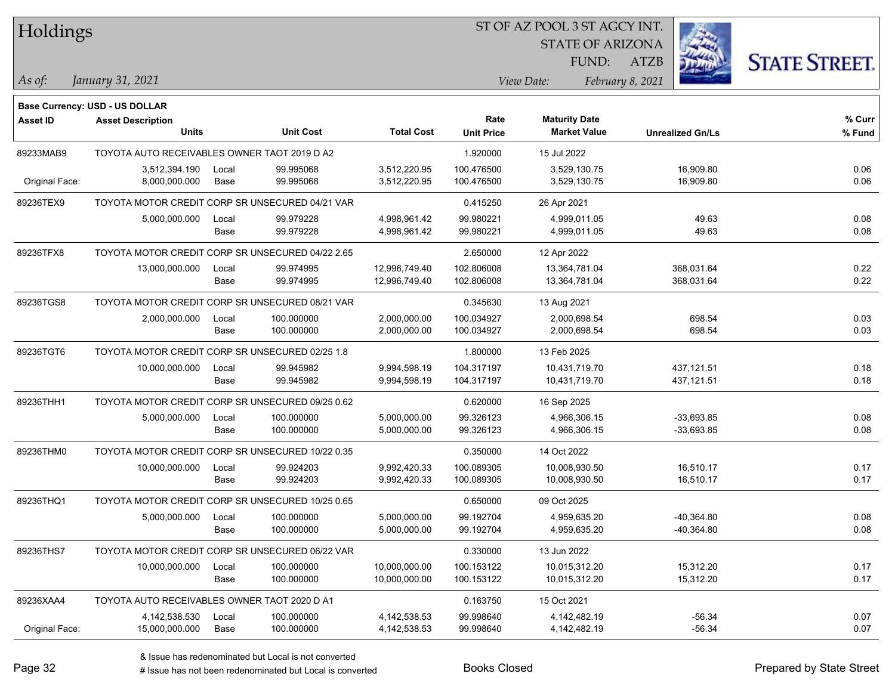# Holdings

ST OF AZ POOL 3 ST AGCY INT.
STATE OF ARIZONA
FUND: ATZB

*As of: January 31, 2021*

*View Date: February 8, 2021*

**Base Currency: USD - US DOLLAR**

| Asset ID | Asset Description / Units | | Unit Cost | Total Cost | Rate / Unit Price | Maturity Date / Market Value | Unrealized Gn/Ls | % Curr / % Fund |
|---|---|---|---|---|---|---|---|---|
| 89233MAB9 | TOYOTA AUTO RECEIVABLES OWNER TAOT 2019 D A2 | | | | 1.920000 | 15 Jul 2022 | | |
| | 3,512,394.190 | Local | 99.995068 | 3,512,220.95 | 100.476500 | 3,529,130.75 | 16,909.80 | 0.06 |
| Original Face: | 8,000,000.000 | Base | 99.995068 | 3,512,220.95 | 100.476500 | 3,529,130.75 | 16,909.80 | 0.06 |
| 89236TEX9 | TOYOTA MOTOR CREDIT CORP SR UNSECURED 04/21 VAR | | | | 0.415250 | 26 Apr 2021 | | |
| | 5,000,000.000 | Local | 99.979228 | 4,998,961.42 | 99.980221 | 4,999,011.05 | 49.63 | 0.08 |
| | | Base | 99.979228 | 4,998,961.42 | 99.980221 | 4,999,011.05 | 49.63 | 0.08 |
| 89236TFX8 | TOYOTA MOTOR CREDIT CORP SR UNSECURED 04/22 2.65 | | | | 2.650000 | 12 Apr 2022 | | |
| | 13,000,000.000 | Local | 99.974995 | 12,996,749.40 | 102.806008 | 13,364,781.04 | 368,031.64 | 0.22 |
| | | Base | 99.974995 | 12,996,749.40 | 102.806008 | 13,364,781.04 | 368,031.64 | 0.22 |
| 89236TGS8 | TOYOTA MOTOR CREDIT CORP SR UNSECURED 08/21 VAR | | | | 0.345630 | 13 Aug 2021 | | |
| | 2,000,000.000 | Local | 100.000000 | 2,000,000.00 | 100.034927 | 2,000,698.54 | 698.54 | 0.03 |
| | | Base | 100.000000 | 2,000,000.00 | 100.034927 | 2,000,698.54 | 698.54 | 0.03 |
| 89236TGT6 | TOYOTA MOTOR CREDIT CORP SR UNSECURED 02/25 1.8 | | | | 1.800000 | 13 Feb 2025 | | |
| | 10,000,000.000 | Local | 99.945982 | 9,994,598.19 | 104.317197 | 10,431,719.70 | 437,121.51 | 0.18 |
| | | Base | 99.945982 | 9,994,598.19 | 104.317197 | 10,431,719.70 | 437,121.51 | 0.18 |
| 89236THH1 | TOYOTA MOTOR CREDIT CORP SR UNSECURED 09/25 0.62 | | | | 0.620000 | 16 Sep 2025 | | |
| | 5,000,000.000 | Local | 100.000000 | 5,000,000.00 | 99.326123 | 4,966,306.15 | -33,693.85 | 0.08 |
| | | Base | 100.000000 | 5,000,000.00 | 99.326123 | 4,966,306.15 | -33,693.85 | 0.08 |
| 89236THM0 | TOYOTA MOTOR CREDIT CORP SR UNSECURED 10/22 0.35 | | | | 0.350000 | 14 Oct 2022 | | |
| | 10,000,000.000 | Local | 99.924203 | 9,992,420.33 | 100.089305 | 10,008,930.50 | 16,510.17 | 0.17 |
| | | Base | 99.924203 | 9,992,420.33 | 100.089305 | 10,008,930.50 | 16,510.17 | 0.17 |
| 89236THQ1 | TOYOTA MOTOR CREDIT CORP SR UNSECURED 10/25 0.65 | | | | 0.650000 | 09 Oct 2025 | | |
| | 5,000,000.000 | Local | 100.000000 | 5,000,000.00 | 99.192704 | 4,959,635.20 | -40,364.80 | 0.08 |
| | | Base | 100.000000 | 5,000,000.00 | 99.192704 | 4,959,635.20 | -40,364.80 | 0.08 |
| 89236THS7 | TOYOTA MOTOR CREDIT CORP SR UNSECURED 06/22 VAR | | | | 0.330000 | 13 Jun 2022 | | |
| | 10,000,000.000 | Local | 100.000000 | 10,000,000.00 | 100.153122 | 10,015,312.20 | 15,312.20 | 0.17 |
| | | Base | 100.000000 | 10,000,000.00 | 100.153122 | 10,015,312.20 | 15,312.20 | 0.17 |
| 89236XAA4 | TOYOTA AUTO RECEIVABLES OWNER TAOT 2020 D A1 | | | | 0.163750 | 15 Oct 2021 | | |
| | 4,142,538.530 | Local | 100.000000 | 4,142,538.53 | 99.998640 | 4,142,482.19 | -56.34 | 0.07 |
| Original Face: | 15,000,000.000 | Base | 100.000000 | 4,142,538.53 | 99.998640 | 4,142,482.19 | -56.34 | 0.07 |

& Issue has redenominated but Local is not converted
# Issue has not been redenominated but Local is converted

Books Closed

Prepared by State Street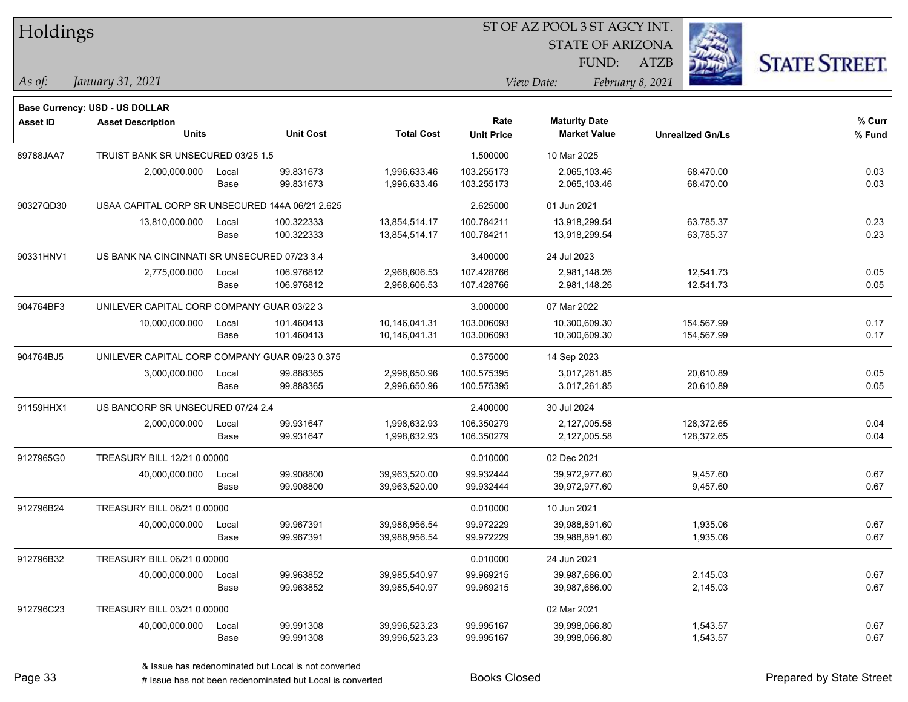# Holdings

ST OF AZ POOL 3 ST AGCY INT.
STATE OF ARIZONA
FUND: ATZB

*As of:* *January 31, 2021*
*View Date:* *February 8, 2021*

**Base Currency: USD - US DOLLAR**

| Asset ID | Asset Description / Units | | Unit Cost | Total Cost | Rate / Unit Price | Maturity Date / Market Value | Unrealized Gn/Ls | % Curr / % Fund |
|---|---|---|---|---|---|---|---|---|
| 89788JAA7 | TRUIST BANK SR UNSECURED 03/25 1.5 | | | | 1.500000 | 10 Mar 2025 | | |
| | 2,000,000.000 | Local | 99.831673 | 1,996,633.46 | 103.255173 | 2,065,103.46 | 68,470.00 | 0.03 |
| | | Base | 99.831673 | 1,996,633.46 | 103.255173 | 2,065,103.46 | 68,470.00 | 0.03 |
| 90327QD30 | USAA CAPITAL CORP SR UNSECURED 144A 06/21 2.625 | | | | 2.625000 | 01 Jun 2021 | | |
| | 13,810,000.000 | Local | 100.322333 | 13,854,514.17 | 100.784211 | 13,918,299.54 | 63,785.37 | 0.23 |
| | | Base | 100.322333 | 13,854,514.17 | 100.784211 | 13,918,299.54 | 63,785.37 | 0.23 |
| 90331HNV1 | US BANK NA CINCINNATI SR UNSECURED 07/23 3.4 | | | | 3.400000 | 24 Jul 2023 | | |
| | 2,775,000.000 | Local | 106.976812 | 2,968,606.53 | 107.428766 | 2,981,148.26 | 12,541.73 | 0.05 |
| | | Base | 106.976812 | 2,968,606.53 | 107.428766 | 2,981,148.26 | 12,541.73 | 0.05 |
| 904764BF3 | UNILEVER CAPITAL CORP COMPANY GUAR 03/22 3 | | | | 3.000000 | 07 Mar 2022 | | |
| | 10,000,000.000 | Local | 101.460413 | 10,146,041.31 | 103.006093 | 10,300,609.30 | 154,567.99 | 0.17 |
| | | Base | 101.460413 | 10,146,041.31 | 103.006093 | 10,300,609.30 | 154,567.99 | 0.17 |
| 904764BJ5 | UNILEVER CAPITAL CORP COMPANY GUAR 09/23 0.375 | | | | 0.375000 | 14 Sep 2023 | | |
| | 3,000,000.000 | Local | 99.888365 | 2,996,650.96 | 100.575395 | 3,017,261.85 | 20,610.89 | 0.05 |
| | | Base | 99.888365 | 2,996,650.96 | 100.575395 | 3,017,261.85 | 20,610.89 | 0.05 |
| 91159HHX1 | US BANCORP SR UNSECURED 07/24 2.4 | | | | 2.400000 | 30 Jul 2024 | | |
| | 2,000,000.000 | Local | 99.931647 | 1,998,632.93 | 106.350279 | 2,127,005.58 | 128,372.65 | 0.04 |
| | | Base | 99.931647 | 1,998,632.93 | 106.350279 | 2,127,005.58 | 128,372.65 | 0.04 |
| 9127965G0 | TREASURY BILL 12/21 0.00000 | | | | 0.010000 | 02 Dec 2021 | | |
| | 40,000,000.000 | Local | 99.908800 | 39,963,520.00 | 99.932444 | 39,972,977.60 | 9,457.60 | 0.67 |
| | | Base | 99.908800 | 39,963,520.00 | 99.932444 | 39,972,977.60 | 9,457.60 | 0.67 |
| 912796B24 | TREASURY BILL 06/21 0.00000 | | | | 0.010000 | 10 Jun 2021 | | |
| | 40,000,000.000 | Local | 99.967391 | 39,986,956.54 | 99.972229 | 39,988,891.60 | 1,935.06 | 0.67 |
| | | Base | 99.967391 | 39,986,956.54 | 99.972229 | 39,988,891.60 | 1,935.06 | 0.67 |
| 912796B32 | TREASURY BILL 06/21 0.00000 | | | | 0.010000 | 24 Jun 2021 | | |
| | 40,000,000.000 | Local | 99.963852 | 39,985,540.97 | 99.969215 | 39,987,686.00 | 2,145.03 | 0.67 |
| | | Base | 99.963852 | 39,985,540.97 | 99.969215 | 39,987,686.00 | 2,145.03 | 0.67 |
| 912796C23 | TREASURY BILL 03/21 0.00000 | | | | | 02 Mar 2021 | | |
| | 40,000,000.000 | Local | 99.991308 | 39,996,523.23 | 99.995167 | 39,998,066.80 | 1,543.57 | 0.67 |
| | | Base | 99.991308 | 39,996,523.23 | 99.995167 | 39,998,066.80 | 1,543.57 | 0.67 |

& Issue has redenominated but Local is not converted
# Issue has not been redenominated but Local is converted

Books Closed

Prepared by State Street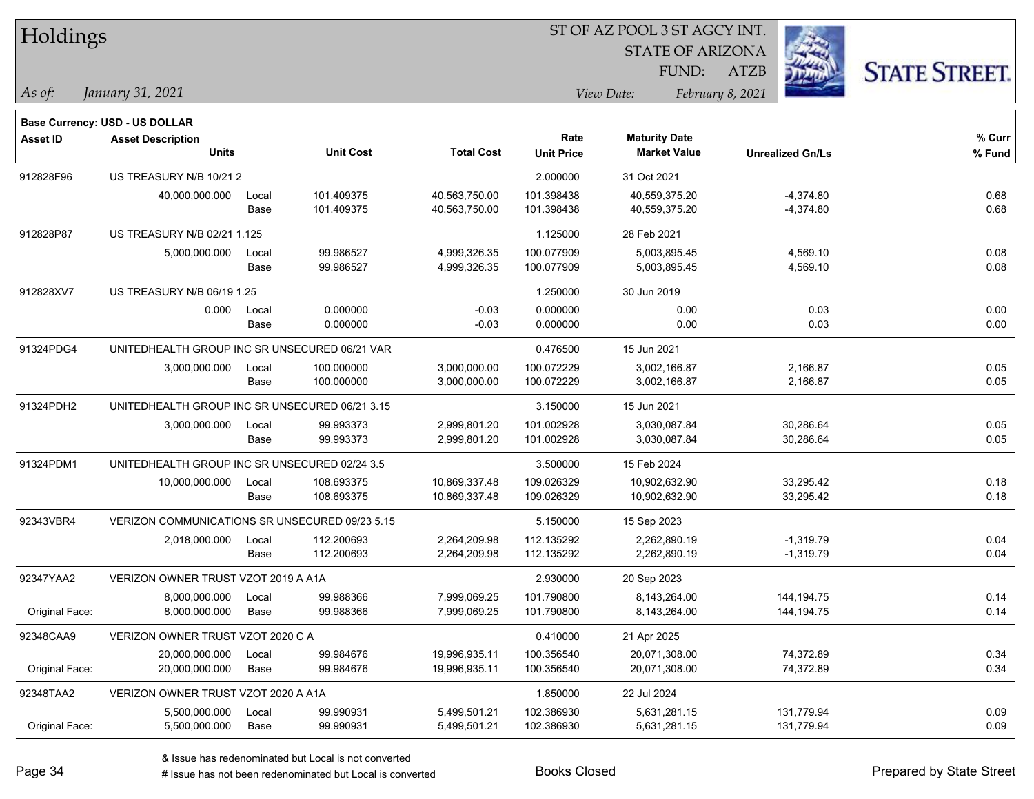# Holdings

ST OF AZ POOL 3 ST AGCY INT.
STATE OF ARIZONA
FUND: ATZB

*As of:* *January 31, 2021*
*View Date:* *February 8, 2021*

**Base Currency: USD - US DOLLAR**

| Asset ID | Asset Description / Units | | Unit Cost | Total Cost | Rate / Unit Price | Maturity Date / Market Value | Unrealized Gn/Ls | % Curr / % Fund |
|---|---|---|---|---|---|---|---|---|
| 912828F96 | US TREASURY N/B 10/21 2 | | | | 2.000000 | 31 Oct 2021 | | |
| | 40,000,000.000 | Local | 101.409375 | 40,563,750.00 | 101.398438 | 40,559,375.20 | -4,374.80 | 0.68 |
| | | Base | 101.409375 | 40,563,750.00 | 101.398438 | 40,559,375.20 | -4,374.80 | 0.68 |
| 912828P87 | US TREASURY N/B 02/21 1.125 | | | | 1.125000 | 28 Feb 2021 | | |
| | 5,000,000.000 | Local | 99.986527 | 4,999,326.35 | 100.077909 | 5,003,895.45 | 4,569.10 | 0.08 |
| | | Base | 99.986527 | 4,999,326.35 | 100.077909 | 5,003,895.45 | 4,569.10 | 0.08 |
| 912828XV7 | US TREASURY N/B 06/19 1.25 | | | | 1.250000 | 30 Jun 2019 | | |
| | 0.000 | Local | 0.000000 | -0.03 | 0.000000 | 0.00 | 0.03 | 0.00 |
| | | Base | 0.000000 | -0.03 | 0.000000 | 0.00 | 0.03 | 0.00 |
| 91324PDG4 | UNITEDHEALTH GROUP INC SR UNSECURED 06/21 VAR | | | | 0.476500 | 15 Jun 2021 | | |
| | 3,000,000.000 | Local | 100.000000 | 3,000,000.00 | 100.072229 | 3,002,166.87 | 2,166.87 | 0.05 |
| | | Base | 100.000000 | 3,000,000.00 | 100.072229 | 3,002,166.87 | 2,166.87 | 0.05 |
| 91324PDH2 | UNITEDHEALTH GROUP INC SR UNSECURED 06/21 3.15 | | | | 3.150000 | 15 Jun 2021 | | |
| | 3,000,000.000 | Local | 99.993373 | 2,999,801.20 | 101.002928 | 3,030,087.84 | 30,286.64 | 0.05 |
| | | Base | 99.993373 | 2,999,801.20 | 101.002928 | 3,030,087.84 | 30,286.64 | 0.05 |
| 91324PDM1 | UNITEDHEALTH GROUP INC SR UNSECURED 02/24 3.5 | | | | 3.500000 | 15 Feb 2024 | | |
| | 10,000,000.000 | Local | 108.693375 | 10,869,337.48 | 109.026329 | 10,902,632.90 | 33,295.42 | 0.18 |
| | | Base | 108.693375 | 10,869,337.48 | 109.026329 | 10,902,632.90 | 33,295.42 | 0.18 |
| 92343VBR4 | VERIZON COMMUNICATIONS SR UNSECURED 09/23 5.15 | | | | 5.150000 | 15 Sep 2023 | | |
| | 2,018,000.000 | Local | 112.200693 | 2,264,209.98 | 112.135292 | 2,262,890.19 | -1,319.79 | 0.04 |
| | | Base | 112.200693 | 2,264,209.98 | 112.135292 | 2,262,890.19 | -1,319.79 | 0.04 |
| 92347YAA2 | VERIZON OWNER TRUST VZOT 2019 A A1A | | | | 2.930000 | 20 Sep 2023 | | |
| | 8,000,000.000 | Local | 99.988366 | 7,999,069.25 | 101.790800 | 8,143,264.00 | 144,194.75 | 0.14 |
| Original Face: | 8,000,000.000 | Base | 99.988366 | 7,999,069.25 | 101.790800 | 8,143,264.00 | 144,194.75 | 0.14 |
| 92348CAA9 | VERIZON OWNER TRUST VZOT 2020 C A | | | | 0.410000 | 21 Apr 2025 | | |
| | 20,000,000.000 | Local | 99.984676 | 19,996,935.11 | 100.356540 | 20,071,308.00 | 74,372.89 | 0.34 |
| Original Face: | 20,000,000.000 | Base | 99.984676 | 19,996,935.11 | 100.356540 | 20,071,308.00 | 74,372.89 | 0.34 |
| 92348TAA2 | VERIZON OWNER TRUST VZOT 2020 A A1A | | | | 1.850000 | 22 Jul 2024 | | |
| | 5,500,000.000 | Local | 99.990931 | 5,499,501.21 | 102.386930 | 5,631,281.15 | 131,779.94 | 0.09 |
| Original Face: | 5,500,000.000 | Base | 99.990931 | 5,499,501.21 | 102.386930 | 5,631,281.15 | 131,779.94 | 0.09 |

& Issue has redenominated but Local is not converted
# Issue has not been redenominated but Local is converted

Books Closed

Prepared by State Street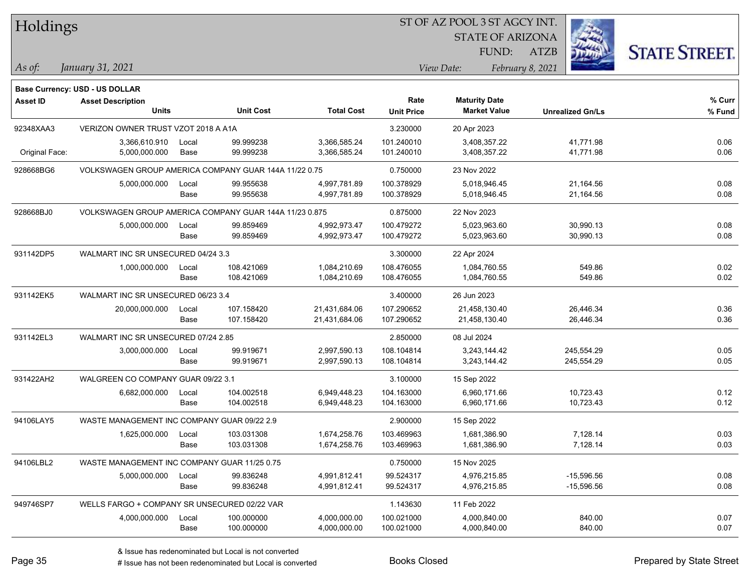# Holdings

ST OF AZ POOL 3 ST AGCY INT.
STATE OF ARIZONA
FUND: ATZB

*As of:* *January 31, 2021*

*View Date:* *February 8, 2021*

**Base Currency: USD - US DOLLAR**

| Asset ID | Asset Description / Units | | Unit Cost | Total Cost | Rate / Unit Price | Maturity Date / Market Value | Unrealized Gn/Ls | % Curr / % Fund |
|---|---|---|---|---|---|---|---|---|
| 92348XAA3 | VERIZON OWNER TRUST VZOT 2018 A A1A | | | | 3.230000 | 20 Apr 2023 | | |
| | 3,366,610.910 | Local | 99.999238 | 3,366,585.24 | 101.240010 | 3,408,357.22 | 41,771.98 | 0.06 |
| Original Face: | 5,000,000.000 | Base | 99.999238 | 3,366,585.24 | 101.240010 | 3,408,357.22 | 41,771.98 | 0.06 |
| 928668BG6 | VOLKSWAGEN GROUP AMERICA COMPANY GUAR 144A 11/22 0.75 | | | | 0.750000 | 23 Nov 2022 | | |
| | 5,000,000.000 | Local | 99.955638 | 4,997,781.89 | 100.378929 | 5,018,946.45 | 21,164.56 | 0.08 |
| | | Base | 99.955638 | 4,997,781.89 | 100.378929 | 5,018,946.45 | 21,164.56 | 0.08 |
| 928668BJ0 | VOLKSWAGEN GROUP AMERICA COMPANY GUAR 144A 11/23 0.875 | | | | 0.875000 | 22 Nov 2023 | | |
| | 5,000,000.000 | Local | 99.859469 | 4,992,973.47 | 100.479272 | 5,023,963.60 | 30,990.13 | 0.08 |
| | | Base | 99.859469 | 4,992,973.47 | 100.479272 | 5,023,963.60 | 30,990.13 | 0.08 |
| 931142DP5 | WALMART INC SR UNSECURED 04/24 3.3 | | | | 3.300000 | 22 Apr 2024 | | |
| | 1,000,000.000 | Local | 108.421069 | 1,084,210.69 | 108.476055 | 1,084,760.55 | 549.86 | 0.02 |
| | | Base | 108.421069 | 1,084,210.69 | 108.476055 | 1,084,760.55 | 549.86 | 0.02 |
| 931142EK5 | WALMART INC SR UNSECURED 06/23 3.4 | | | | 3.400000 | 26 Jun 2023 | | |
| | 20,000,000.000 | Local | 107.158420 | 21,431,684.06 | 107.290652 | 21,458,130.40 | 26,446.34 | 0.36 |
| | | Base | 107.158420 | 21,431,684.06 | 107.290652 | 21,458,130.40 | 26,446.34 | 0.36 |
| 931142EL3 | WALMART INC SR UNSECURED 07/24 2.85 | | | | 2.850000 | 08 Jul 2024 | | |
| | 3,000,000.000 | Local | 99.919671 | 2,997,590.13 | 108.104814 | 3,243,144.42 | 245,554.29 | 0.05 |
| | | Base | 99.919671 | 2,997,590.13 | 108.104814 | 3,243,144.42 | 245,554.29 | 0.05 |
| 931422AH2 | WALGREEN CO COMPANY GUAR 09/22 3.1 | | | | 3.100000 | 15 Sep 2022 | | |
| | 6,682,000.000 | Local | 104.002518 | 6,949,448.23 | 104.163000 | 6,960,171.66 | 10,723.43 | 0.12 |
| | | Base | 104.002518 | 6,949,448.23 | 104.163000 | 6,960,171.66 | 10,723.43 | 0.12 |
| 94106LAY5 | WASTE MANAGEMENT INC COMPANY GUAR 09/22 2.9 | | | | 2.900000 | 15 Sep 2022 | | |
| | 1,625,000.000 | Local | 103.031308 | 1,674,258.76 | 103.469963 | 1,681,386.90 | 7,128.14 | 0.03 |
| | | Base | 103.031308 | 1,674,258.76 | 103.469963 | 1,681,386.90 | 7,128.14 | 0.03 |
| 94106LBL2 | WASTE MANAGEMENT INC COMPANY GUAR 11/25 0.75 | | | | 0.750000 | 15 Nov 2025 | | |
| | 5,000,000.000 | Local | 99.836248 | 4,991,812.41 | 99.524317 | 4,976,215.85 | -15,596.56 | 0.08 |
| | | Base | 99.836248 | 4,991,812.41 | 99.524317 | 4,976,215.85 | -15,596.56 | 0.08 |
| 949746SP7 | WELLS FARGO + COMPANY SR UNSECURED 02/22 VAR | | | | 1.143630 | 11 Feb 2022 | | |
| | 4,000,000.000 | Local | 100.000000 | 4,000,000.00 | 100.021000 | 4,000,840.00 | 840.00 | 0.07 |
| | | Base | 100.000000 | 4,000,000.00 | 100.021000 | 4,000,840.00 | 840.00 | 0.07 |

& Issue has redenominated but Local is not converted
# Issue has not been redenominated but Local is converted

Books Closed

Prepared by State Street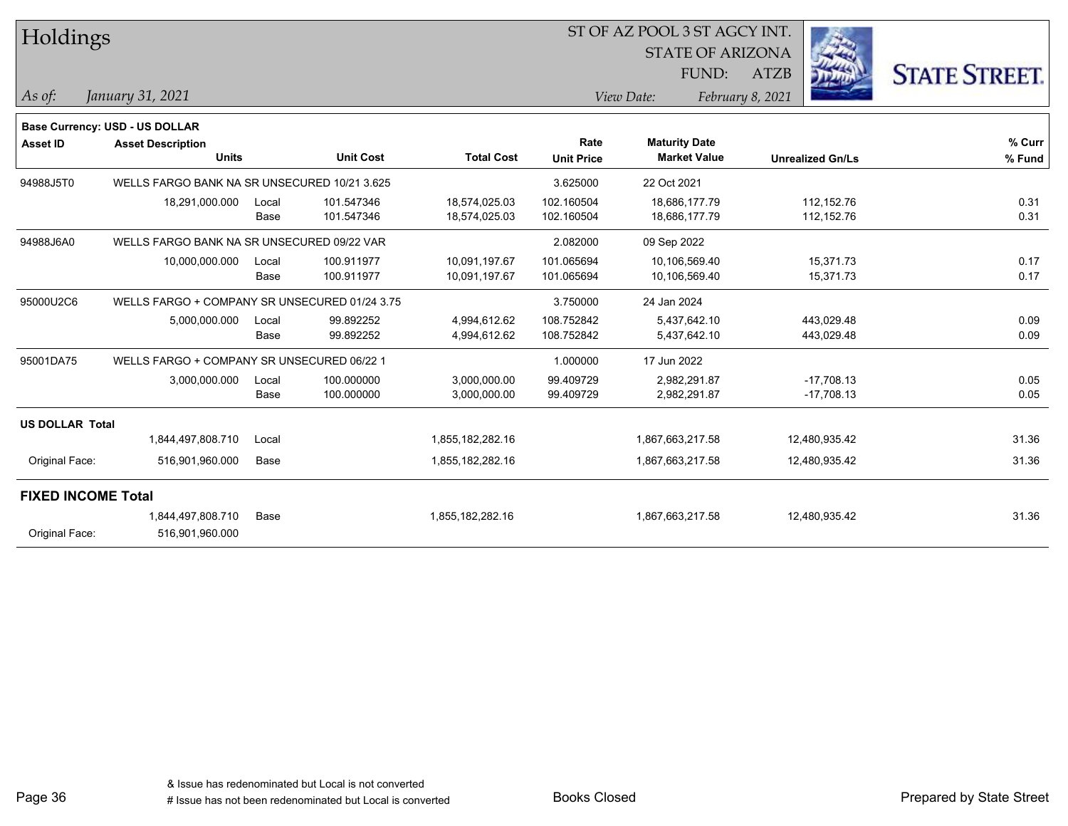# Holdings

ST OF AZ POOL 3 ST AGCY INT.
STATE OF ARIZONA
FUND: ATZB

*As of: January 31, 2021*

*View Date: February 8, 2021*

STATE STREET.

**Base Currency: USD - US DOLLAR**

| Asset ID | Asset Description / Units | | Unit Cost | Total Cost | Rate / Unit Price | Maturity Date / Market Value | Unrealized Gn/Ls | % Curr / % Fund |
|---|---|---|---|---|---|---|---|---|
| 94988J5T0 | WELLS FARGO BANK NA SR UNSECURED 10/21 3.625 | | | | 3.625000 | 22 Oct 2021 | | |
| | 18,291,000.000 | Local | 101.547346 | 18,574,025.03 | 102.160504 | 18,686,177.79 | 112,152.76 | 0.31 |
| | | Base | 101.547346 | 18,574,025.03 | 102.160504 | 18,686,177.79 | 112,152.76 | 0.31 |
| 94988J6A0 | WELLS FARGO BANK NA SR UNSECURED 09/22 VAR | | | | 2.082000 | 09 Sep 2022 | | |
| | 10,000,000.000 | Local | 100.911977 | 10,091,197.67 | 101.065694 | 10,106,569.40 | 15,371.73 | 0.17 |
| | | Base | 100.911977 | 10,091,197.67 | 101.065694 | 10,106,569.40 | 15,371.73 | 0.17 |
| 95000U2C6 | WELLS FARGO + COMPANY SR UNSECURED 01/24 3.75 | | | | 3.750000 | 24 Jan 2024 | | |
| | 5,000,000.000 | Local | 99.892252 | 4,994,612.62 | 108.752842 | 5,437,642.10 | 443,029.48 | 0.09 |
| | | Base | 99.892252 | 4,994,612.62 | 108.752842 | 5,437,642.10 | 443,029.48 | 0.09 |
| 95001DA75 | WELLS FARGO + COMPANY SR UNSECURED 06/22 1 | | | | 1.000000 | 17 Jun 2022 | | |
| | 3,000,000.000 | Local | 100.000000 | 3,000,000.00 | 99.409729 | 2,982,291.87 | -17,708.13 | 0.05 |
| | | Base | 100.000000 | 3,000,000.00 | 99.409729 | 2,982,291.87 | -17,708.13 | 0.05 |
| **US DOLLAR Total** | | | | | | | | |
| | 1,844,497,808.710 | Local | | 1,855,182,282.16 | | 1,867,663,217.58 | 12,480,935.42 | 31.36 |
| Original Face: | 516,901,960.000 | Base | | 1,855,182,282.16 | | 1,867,663,217.58 | 12,480,935.42 | 31.36 |
| **FIXED INCOME Total** | | | | | | | | |
| | 1,844,497,808.710 | Base | | 1,855,182,282.16 | | 1,867,663,217.58 | 12,480,935.42 | 31.36 |
| Original Face: | 516,901,960.000 | | | | | | | |

& Issue has redenominated but Local is not converted
# Issue has not been redenominated but Local is converted

Books Closed

Prepared by State Street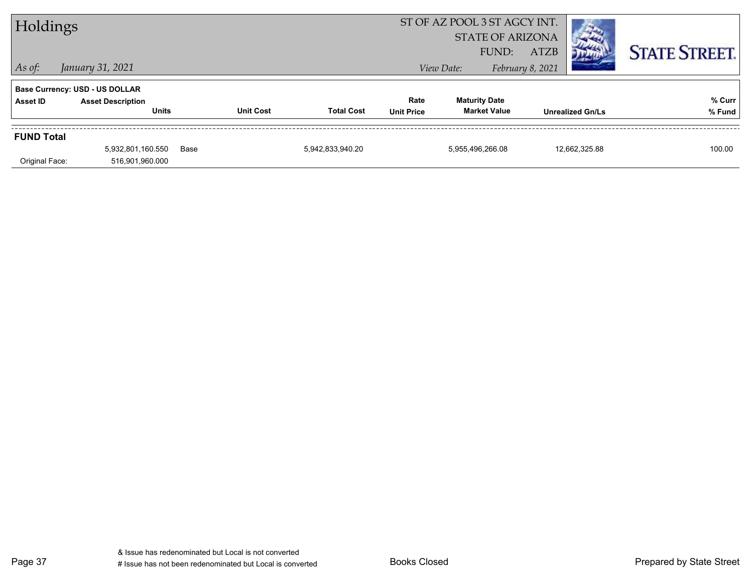# Holdings

ST OF AZ POOL 3 ST AGCY INT.
STATE OF ARIZONA
FUND: ATZB

*As of:* *January 31, 2021*

*View Date:* *February 8, 2021*

**Base Currency: USD - US DOLLAR**

| Asset ID | Asset Description / Units | | Unit Cost | Total Cost | Rate / Unit Price | Maturity Date / Market Value | Unrealized Gn/Ls | % Curr / % Fund |
|---|---|---|---|---|---|---|---|---|
| **FUND Total** | | | | | | | | |
| | 5,932,801,160.550 | Base | | 5,942,833,940.20 | | 5,955,496,266.08 | 12,662,325.88 | 100.00 |
| Original Face: | 516,901,960.000 | | | | | | | |

& Issue has redenominated but Local is not converted
# Issue has not been redenominated but Local is converted

Books Closed

Prepared by State Street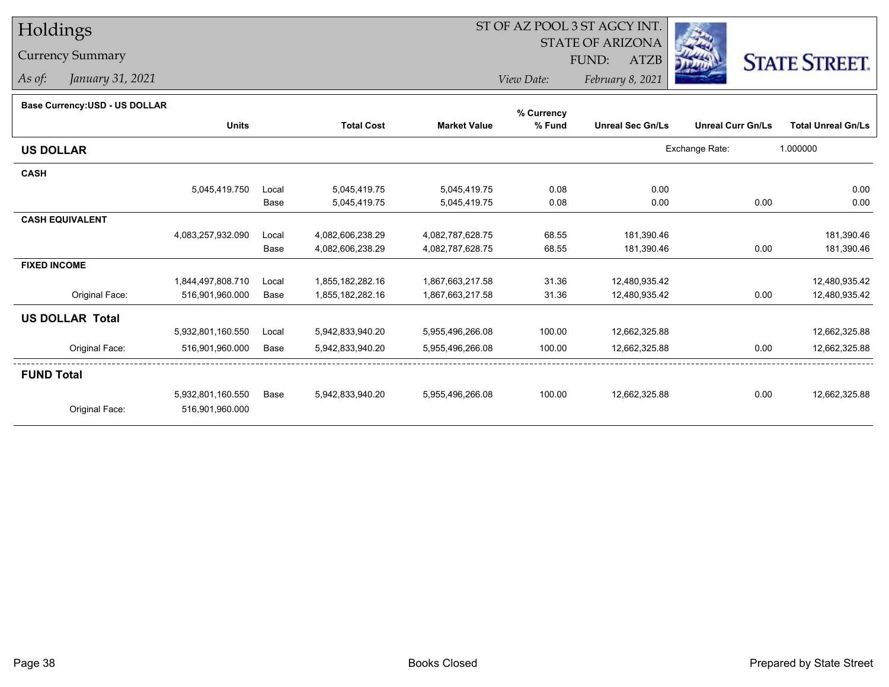# Holdings

## Currency Summary

*As of:* *January 31, 2021*

ST OF AZ POOL 3 ST AGCY INT.
STATE OF ARIZONA
FUND: ATZB

*View Date:* *February 8, 2021*

STATE STREET.

**Base Currency:USD - US DOLLAR**

| | Units | | Total Cost | Market Value | % Currency % Fund | Unreal Sec Gn/Ls | Unreal Curr Gn/Ls | Total Unreal Gn/Ls |
|---|---|---|---|---|---|---|---|---|
| **US DOLLAR** | | | | | | | Exchange Rate: | 1.000000 |
| **CASH** | | | | | | | | |
| | 5,045,419.750 | Local | 5,045,419.75 | 5,045,419.75 | 0.08 | 0.00 | | 0.00 |
| | | Base | 5,045,419.75 | 5,045,419.75 | 0.08 | 0.00 | 0.00 | 0.00 |
| **CASH EQUIVALENT** | | | | | | | | |
| | 4,083,257,932.090 | Local | 4,082,606,238.29 | 4,082,787,628.75 | 68.55 | 181,390.46 | | 181,390.46 |
| | | Base | 4,082,606,238.29 | 4,082,787,628.75 | 68.55 | 181,390.46 | 0.00 | 181,390.46 |
| **FIXED INCOME** | | | | | | | | |
| | 1,844,497,808.710 | Local | 1,855,182,282.16 | 1,867,663,217.58 | 31.36 | 12,480,935.42 | | 12,480,935.42 |
| Original Face: | 516,901,960.000 | Base | 1,855,182,282.16 | 1,867,663,217.58 | 31.36 | 12,480,935.42 | 0.00 | 12,480,935.42 |
| **US DOLLAR Total** | | | | | | | | |
| | 5,932,801,160.550 | Local | 5,942,833,940.20 | 5,955,496,266.08 | 100.00 | 12,662,325.88 | | 12,662,325.88 |
| Original Face: | 516,901,960.000 | Base | 5,942,833,940.20 | 5,955,496,266.08 | 100.00 | 12,662,325.88 | 0.00 | 12,662,325.88 |
| **FUND Total** | | | | | | | | |
| | 5,932,801,160.550 | Base | 5,942,833,940.20 | 5,955,496,266.08 | 100.00 | 12,662,325.88 | 0.00 | 12,662,325.88 |
| Original Face: | 516,901,960.000 | | | | | | | |

Books Closed

Prepared by State Street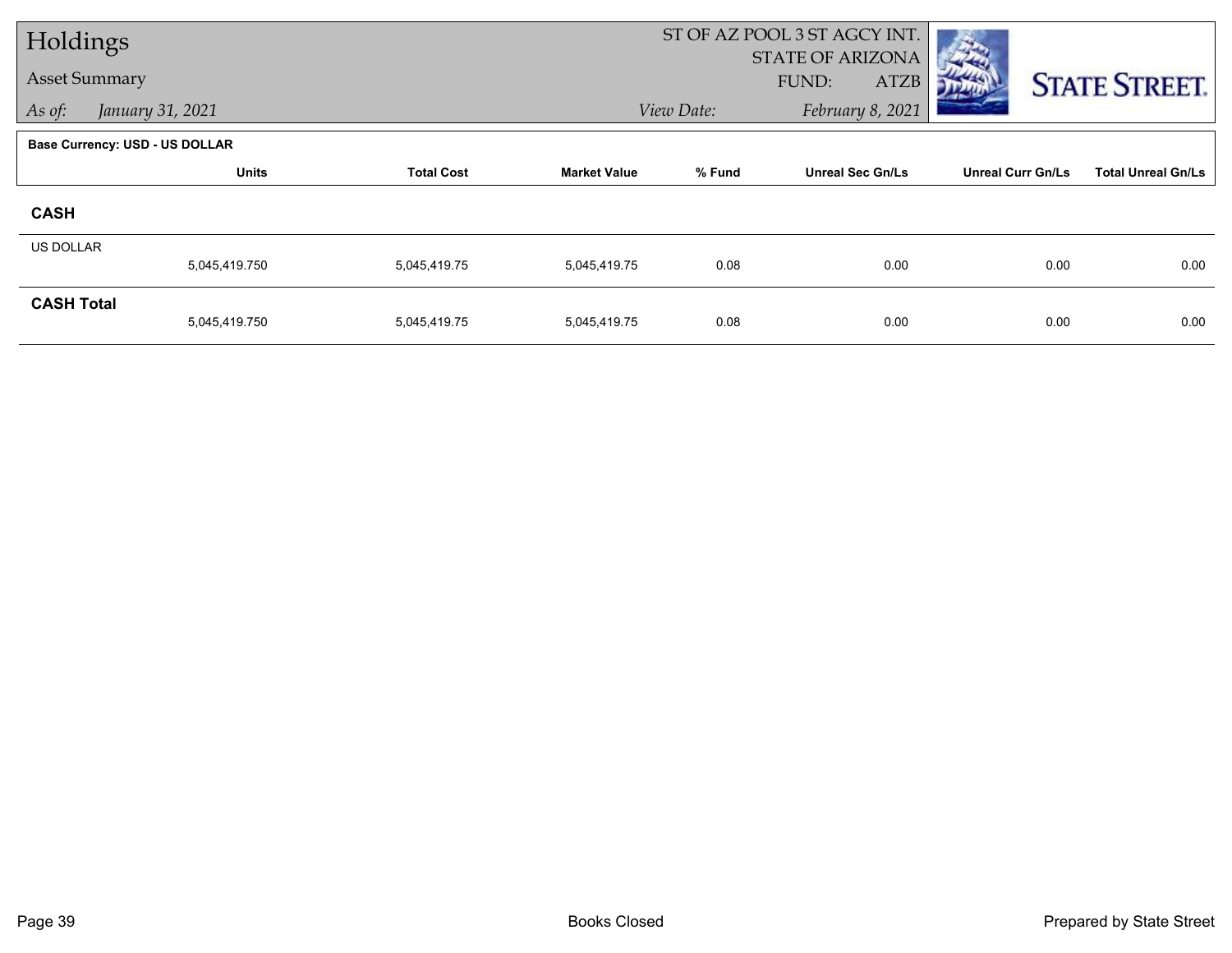# Holdings

## Asset Summary

*As of:* *January 31, 2021*

ST OF AZ POOL 3 ST AGCY INT.
STATE OF ARIZONA
FUND: ATZB
*View Date:* *February 8, 2021*

STATE STREET.

**Base Currency: USD - US DOLLAR**

| | Units | Total Cost | Market Value | % Fund | Unreal Sec Gn/Ls | Unreal Curr Gn/Ls | Total Unreal Gn/Ls |
|---|---|---|---|---|---|---|---|
| **CASH** | | | | | | | |
| US DOLLAR | 5,045,419.750 | 5,045,419.75 | 5,045,419.75 | 0.08 | 0.00 | 0.00 | 0.00 |
| **CASH Total** | 5,045,419.750 | 5,045,419.75 | 5,045,419.75 | 0.08 | 0.00 | 0.00 | 0.00 |

Books Closed

Prepared by State Street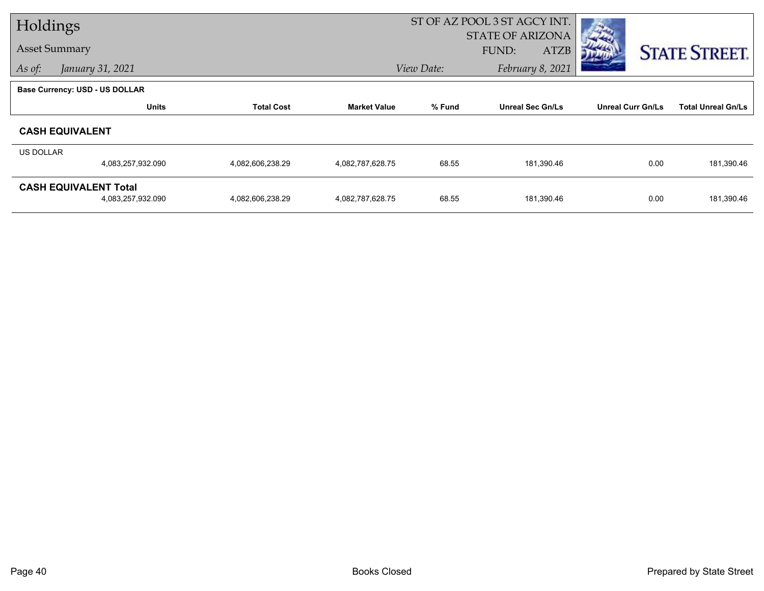# Holdings

**Asset Summary**

*As of:* *January 31, 2021*

ST OF AZ POOL 3 ST AGCY INT.
STATE OF ARIZONA
FUND: ATZB

*View Date:* *February 8, 2021*

STATE STREET.

**Base Currency: USD - US DOLLAR**

| | Units | Total Cost | Market Value | % Fund | Unreal Sec Gn/Ls | Unreal Curr Gn/Ls | Total Unreal Gn/Ls |
|---|---|---|---|---|---|---|---|
| **CASH EQUIVALENT** | | | | | | | |
| US DOLLAR | 4,083,257,932.090 | 4,082,606,238.29 | 4,082,787,628.75 | 68.55 | 181,390.46 | 0.00 | 181,390.46 |
| **CASH EQUIVALENT Total** | 4,083,257,932.090 | 4,082,606,238.29 | 4,082,787,628.75 | 68.55 | 181,390.46 | 0.00 | 181,390.46 |

Books Closed

Prepared by State Street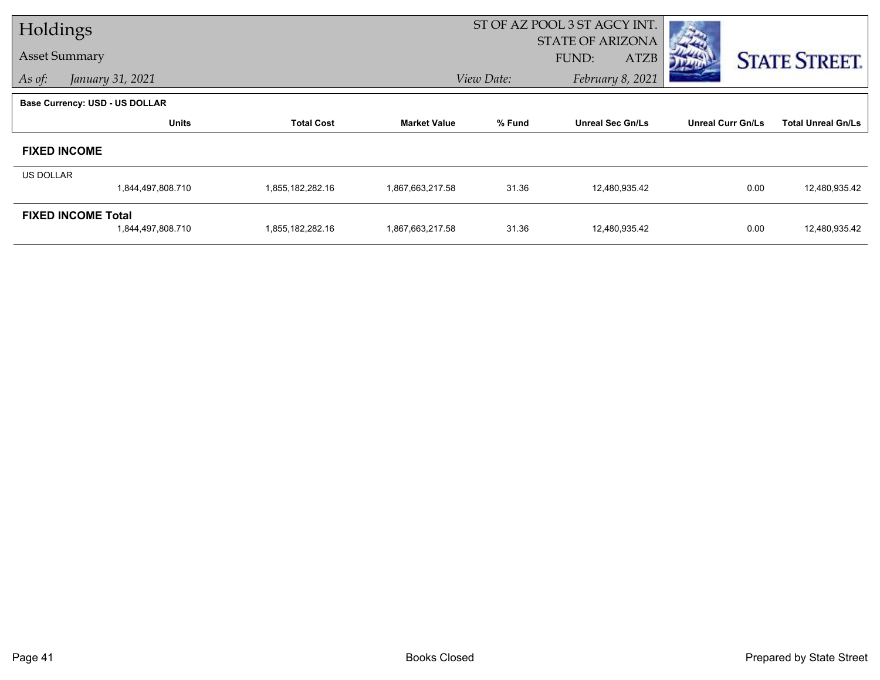# Holdings

## Asset Summary

*As of: January 31, 2021*

ST OF AZ POOL 3 ST AGCY INT.
STATE OF ARIZONA
FUND: ATZB
*View Date: February 8, 2021*

STATE STREET.

**Base Currency: USD - US DOLLAR**

| | Units | Total Cost | Market Value | % Fund | Unreal Sec Gn/Ls | Unreal Curr Gn/Ls | Total Unreal Gn/Ls |
|---|---|---|---|---|---|---|---|
| **FIXED INCOME** | | | | | | | |
| US DOLLAR | 1,844,497,808.710 | 1,855,182,282.16 | 1,867,663,217.58 | 31.36 | 12,480,935.42 | 0.00 | 12,480,935.42 |
| **FIXED INCOME Total** | 1,844,497,808.710 | 1,855,182,282.16 | 1,867,663,217.58 | 31.36 | 12,480,935.42 | 0.00 | 12,480,935.42 |

Books Closed

Prepared by State Street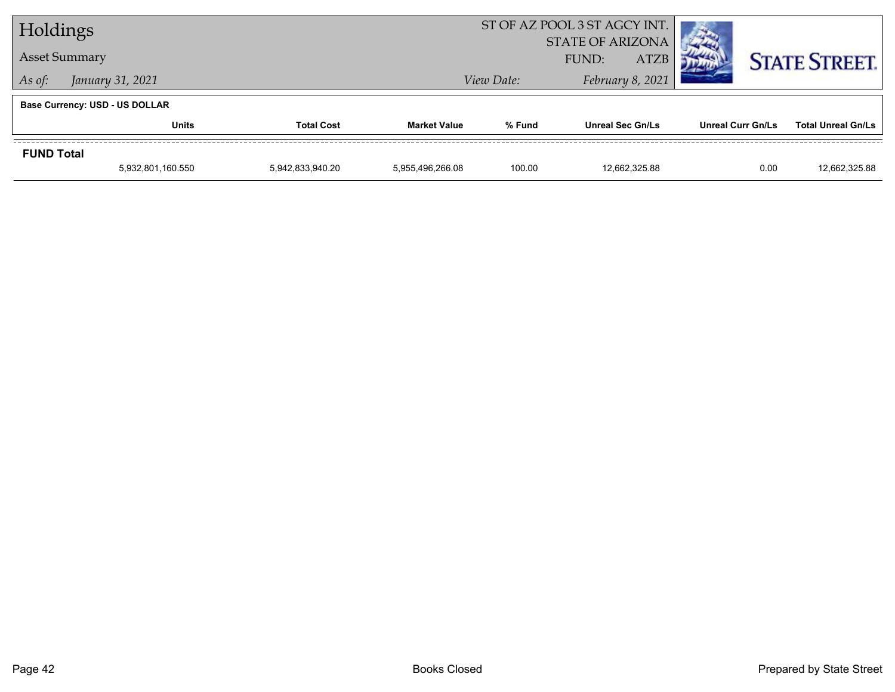# Holdings

**Asset Summary**

*As of:* *January 31, 2021*

ST OF AZ POOL 3 ST AGCY INT.
STATE OF ARIZONA
FUND: ATZB

*View Date:* *February 8, 2021*

STATE STREET.

**Base Currency: USD - US DOLLAR**

| | Units | Total Cost | Market Value | % Fund | Unreal Sec Gn/Ls | Unreal Curr Gn/Ls | Total Unreal Gn/Ls |
|---|---|---|---|---|---|---|---|
| **FUND Total** | | | | | | | |
| | 5,932,801,160.550 | 5,942,833,940.20 | 5,955,496,266.08 | 100.00 | 12,662,325.88 | 0.00 | 12,662,325.88 |

Books Closed

Prepared by State Street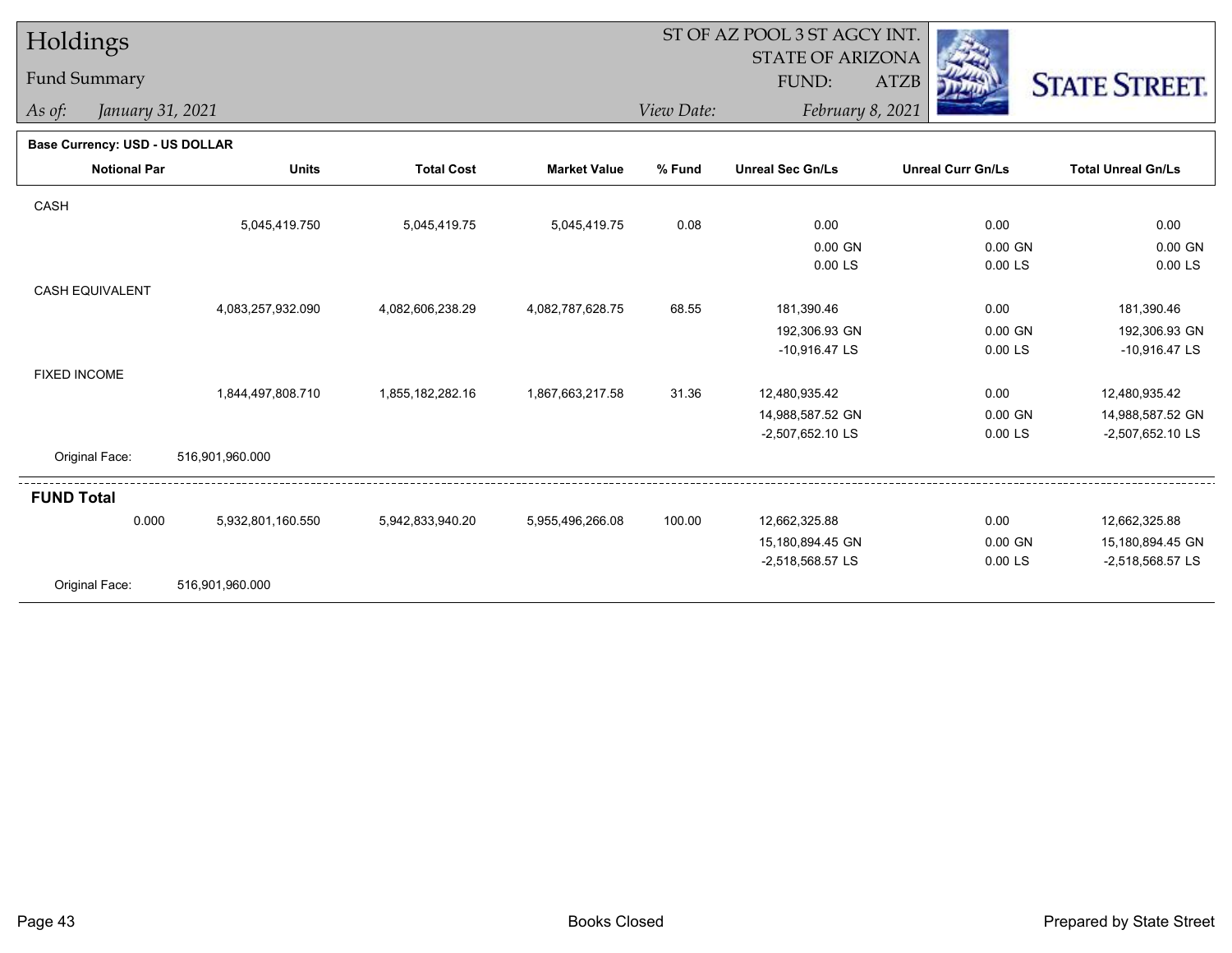# Holdings

## Fund Summary

*As of:* *January 31, 2021*

ST OF AZ POOL 3 ST AGCY INT.
STATE OF ARIZONA
FUND: ATZB

*View Date:* *February 8, 2021*

STATE STREET.

**Base Currency: USD - US DOLLAR**

| Notional Par | Units | Total Cost | Market Value | % Fund | Unreal Sec Gn/Ls | Unreal Curr Gn/Ls | Total Unreal Gn/Ls |
|---|---|---|---|---|---|---|---|
| CASH | | | | | | | |
| | 5,045,419.750 | 5,045,419.75 | 5,045,419.75 | 0.08 | 0.00 | 0.00 | 0.00 |
| | | | | | 0.00 GN | 0.00 GN | 0.00 GN |
| | | | | | 0.00 LS | 0.00 LS | 0.00 LS |
| CASH EQUIVALENT | | | | | | | |
| | 4,083,257,932.090 | 4,082,606,238.29 | 4,082,787,628.75 | 68.55 | 181,390.46 | 0.00 | 181,390.46 |
| | | | | | 192,306.93 GN | 0.00 GN | 192,306.93 GN |
| | | | | | -10,916.47 LS | 0.00 LS | -10,916.47 LS |
| FIXED INCOME | | | | | | | |
| | 1,844,497,808.710 | 1,855,182,282.16 | 1,867,663,217.58 | 31.36 | 12,480,935.42 | 0.00 | 12,480,935.42 |
| | | | | | 14,988,587.52 GN | 0.00 GN | 14,988,587.52 GN |
| | | | | | -2,507,652.10 LS | 0.00 LS | -2,507,652.10 LS |
| Original Face: | 516,901,960.000 | | | | | | |
| **FUND Total** | | | | | | | |
| 0.000 | 5,932,801,160.550 | 5,942,833,940.20 | 5,955,496,266.08 | 100.00 | 12,662,325.88 | 0.00 | 12,662,325.88 |
| | | | | | 15,180,894.45 GN | 0.00 GN | 15,180,894.45 GN |
| | | | | | -2,518,568.57 LS | 0.00 LS | -2,518,568.57 LS |
| Original Face: | 516,901,960.000 | | | | | | |

Books Closed

Prepared by State Street